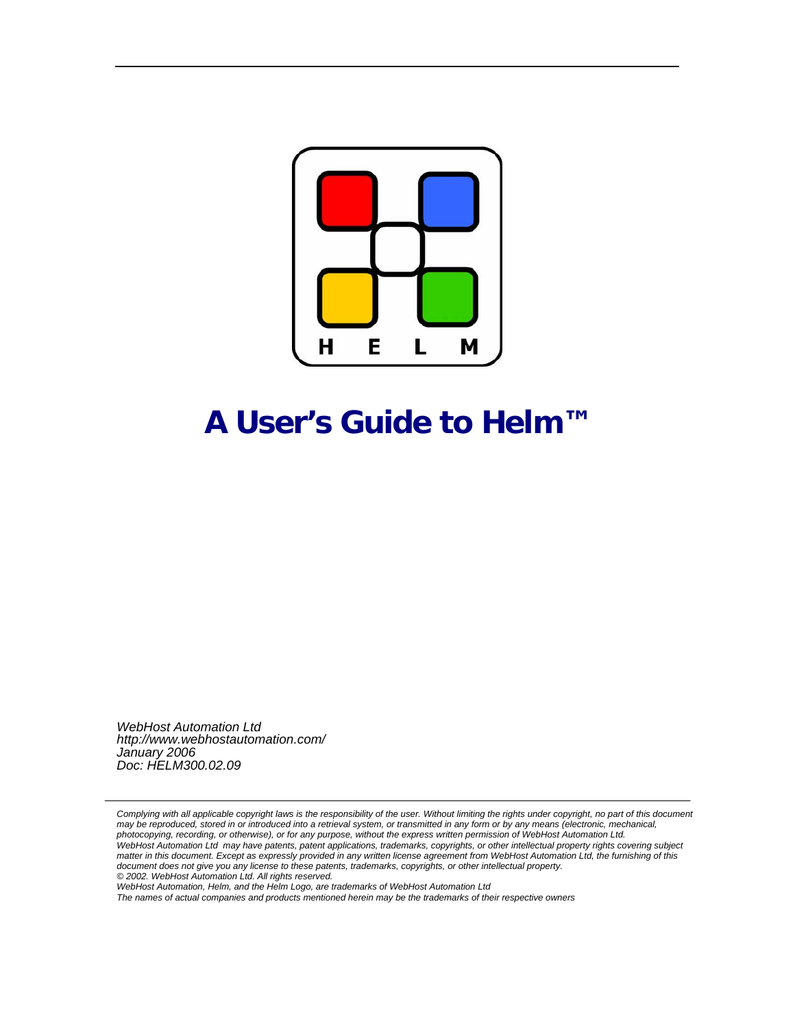H E L M

# A User's Guide to Helm™

*WebHost Automation Ltd*
*http://www.webhostautomation.com/*
*January 2006*
*Doc: HELM300.02.09*

*Complying with all applicable copyright laws is the responsibility of the user. Without limiting the rights under copyright, no part of this document may be reproduced, stored in or introduced into a retrieval system, or transmitted in any form or by any means (electronic, mechanical, photocopying, recording, or otherwise), or for any purpose, without the express written permission of WebHost Automation Ltd.*
*WebHost Automation Ltd may have patents, patent applications, trademarks, copyrights, or other intellectual property rights covering subject matter in this document. Except as expressly provided in any written license agreement from WebHost Automation Ltd, the furnishing of this document does not give you any license to these patents, trademarks, copyrights, or other intellectual property.*
*© 2002. WebHost Automation Ltd. All rights reserved.*
*WebHost Automation, Helm, and the Helm Logo, are trademarks of WebHost Automation Ltd*
*The names of actual companies and products mentioned herein may be the trademarks of their respective owners*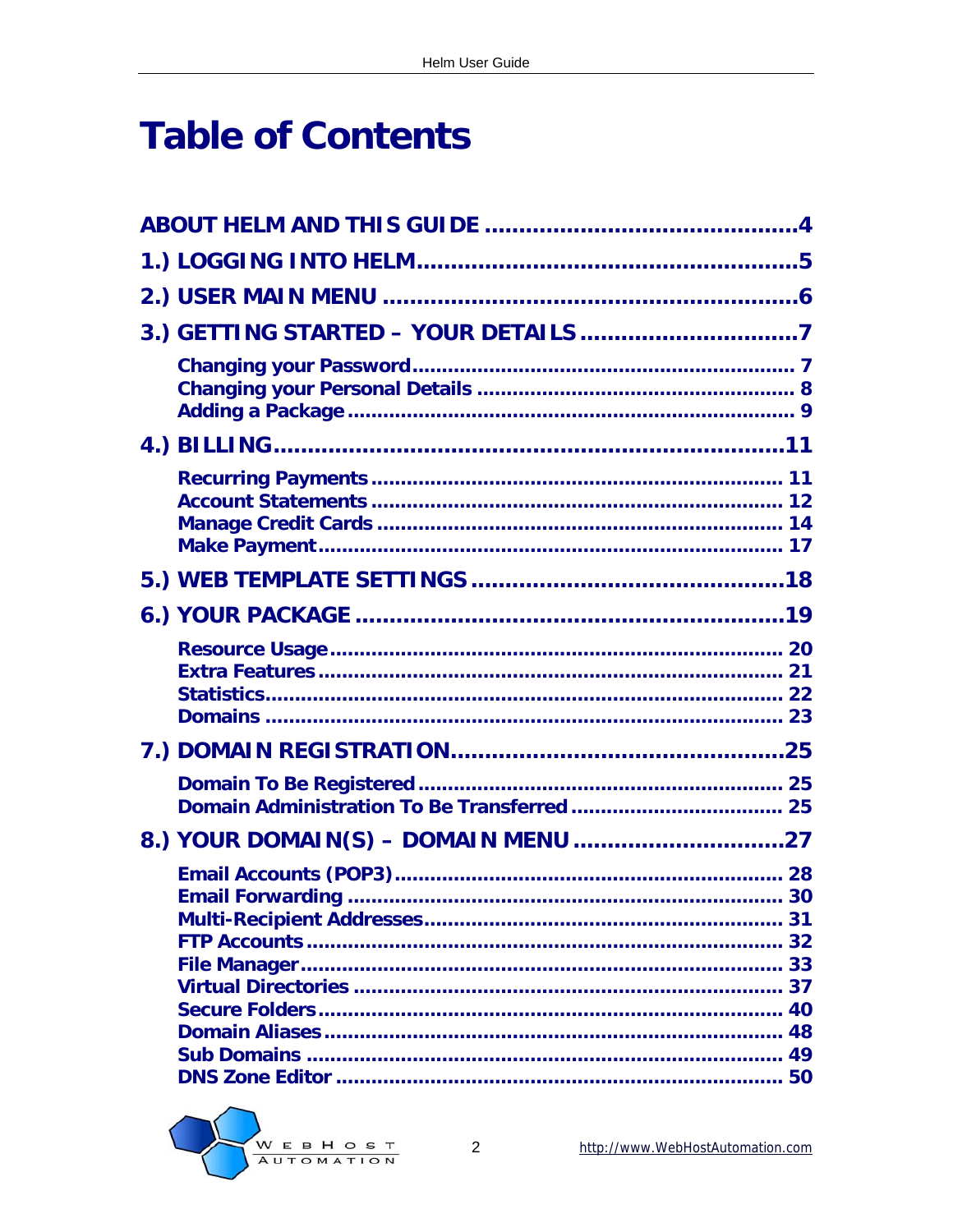# Table of Contents

ABOUT HELM AND THIS GUIDE ............................................4

1.) LOGGING INTO HELM....................................................5

2.) USER MAIN MENU ..........................................................6

3.) GETTING STARTED – YOUR DETAILS ..............................7

- Changing your Password ................................................................ 7
- Changing your Personal Details ...................................................... 8
- Adding a Package ........................................................................ 9

4.) BILLING.........................................................................11

- Recurring Payments ..................................................................... 11
- Account Statements ..................................................................... 12
- Manage Credit Cards .................................................................... 14
- Make Payment ............................................................................. 17

5.) WEB TEMPLATE SETTINGS ............................................18

6.) YOUR PACKAGE ..............................................................19

- Resource Usage ........................................................................... 20
- Extra Features ............................................................................. 21
- Statistics..................................................................................... 22
- Domains ..................................................................................... 23

7.) DOMAIN REGISTRATION................................................25

- Domain To Be Registered ............................................................... 25
- Domain Administration To Be Transferred ........................................ 25

8.) YOUR DOMAIN(S) – DOMAIN MENU .............................27

- Email Accounts (POP3) ................................................................. 28
- Email Forwarding ......................................................................... 30
- Multi-Recipient Addresses ............................................................. 31
- FTP Accounts ............................................................................... 32
- File Manager ................................................................................ 33
- Virtual Directories ........................................................................ 37
- Secure Folders .............................................................................. 40
- Domain Aliases ............................................................................. 48
- Sub Domains ................................................................................ 49
- DNS Zone Editor ........................................................................... 50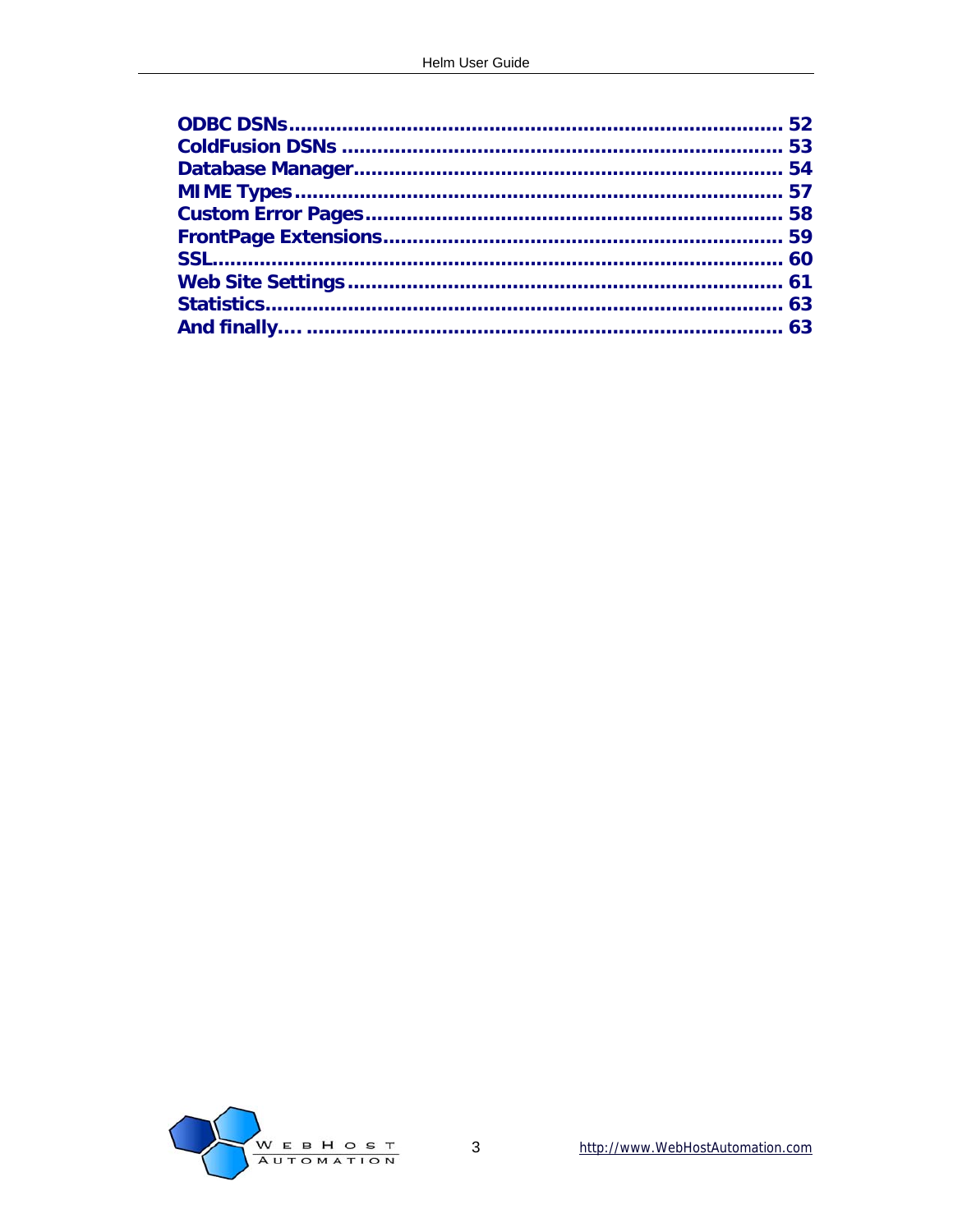ODBC DSNs ........................................................................ 52
ColdFusion DSNs ................................................................ 53
Database Manager .............................................................. 54
MIME Types ........................................................................ 57
Custom Error Pages ............................................................ 58
FrontPage Extensions ......................................................... 59
SSL ..................................................................................... 60
Web Site Settings ............................................................... 61
Statistics ............................................................................ 63
And finally…. ...................................................................... 63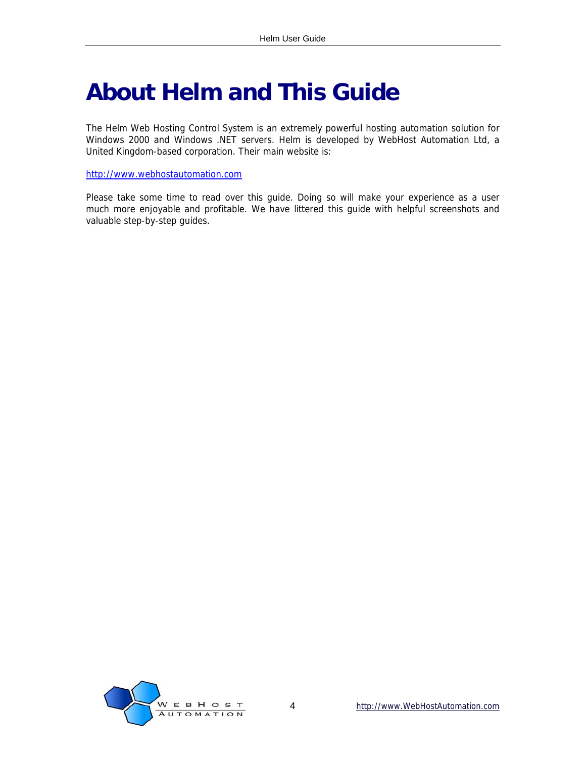# About Helm and This Guide

The Helm Web Hosting Control System is an extremely powerful hosting automation solution for Windows 2000 and Windows .NET servers. Helm is developed by WebHost Automation Ltd, a United Kingdom-based corporation. Their main website is:

http://www.webhostautomation.com

Please take some time to read over this guide. Doing so will make your experience as a user much more enjoyable and profitable. We have littered this guide with helpful screenshots and valuable step-by-step guides.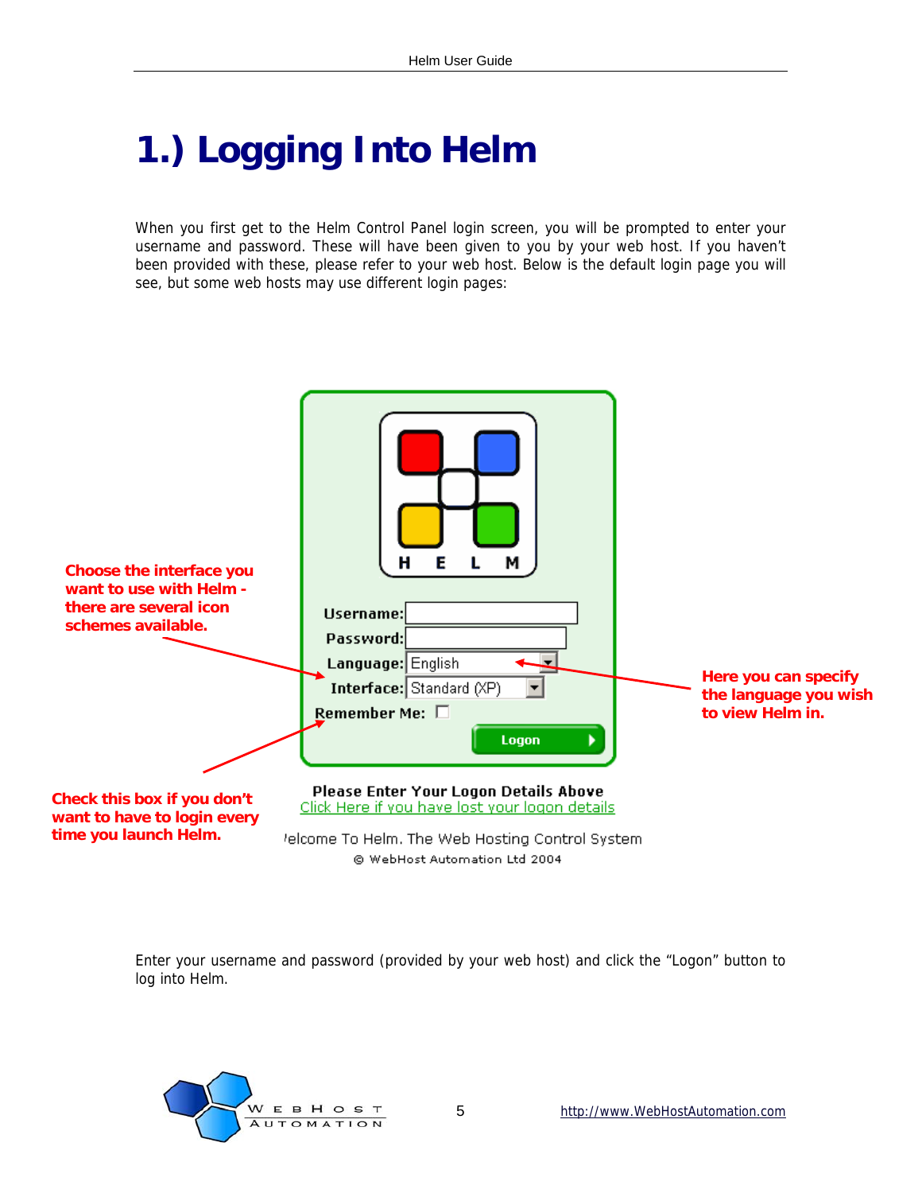# 1.) Logging Into Helm

When you first get to the Helm Control Panel login screen, you will be prompted to enter your username and password. These will have been given to you by your web host. If you haven't been provided with these, please refer to your web host. Below is the default login page you will see, but some web hosts may use different login pages:

**Choose the interface you want to use with Helm - there are several icon schemes available.**

**Here you can specify the language you wish to view Helm in.**

**Check this box if you don't want to have to login every time you launch Helm.**

Enter your username and password (provided by your web host) and click the "Logon" button to log into Helm.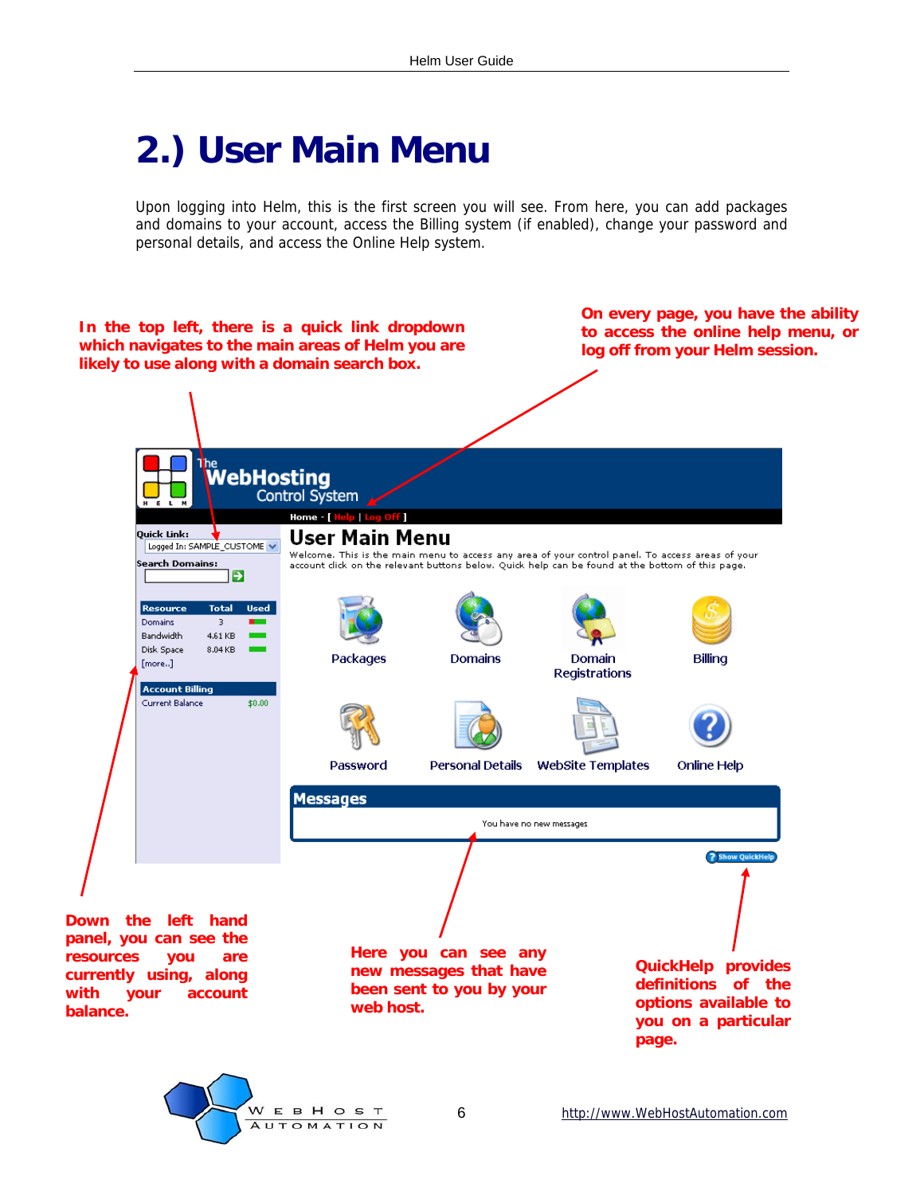# 2.) User Main Menu

Upon logging into Helm, this is the first screen you will see. From here, you can add packages and domains to your account, access the Billing system (if enabled), change your password and personal details, and access the Online Help system.

**In the top left, there is a quick link dropdown which navigates to the main areas of Helm you are likely to use along with a domain search box.**

**On every page, you have the ability to access the online help menu, or log off from your Helm session.**

**Down the left hand panel, you can see the resources you are currently using, along with your account balance.**

**Here you can see any new messages that have been sent to you by your web host.**

**QuickHelp provides definitions of the options available to you on a particular page.**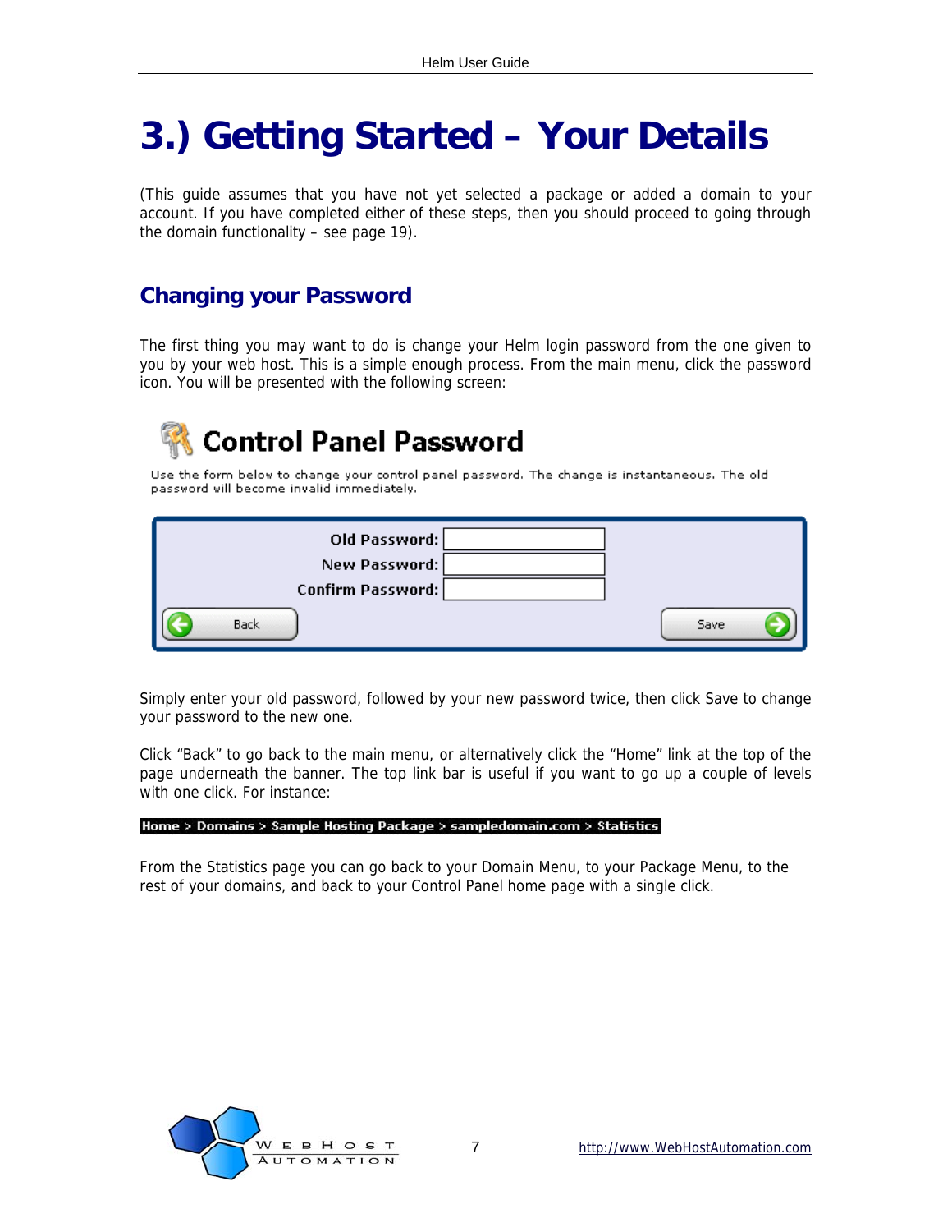# 3.) Getting Started – Your Details

(This guide assumes that you have not yet selected a package or added a domain to your account. If you have completed either of these steps, then you should proceed to going through the domain functionality – see page 19).

## Changing your Password

The first thing you may want to do is change your Helm login password from the one given to you by your web host. This is a simple enough process. From the main menu, click the password icon. You will be presented with the following screen:

**Control Panel Password**

Use the form below to change your control panel password. The change is instantaneous. The old password will become invalid immediately.

Old Password:
New Password:
Confirm Password:

Back | Save

Simply enter your old password, followed by your new password twice, then click Save to change your password to the new one.

Click “Back” to go back to the main menu, or alternatively click the “Home” link at the top of the page underneath the banner. The top link bar is useful if you want to go up a couple of levels with one click. For instance:

Home > Domains > Sample Hosting Package > sampledomain.com > Statistics

From the Statistics page you can go back to your Domain Menu, to your Package Menu, to the rest of your domains, and back to your Control Panel home page with a single click.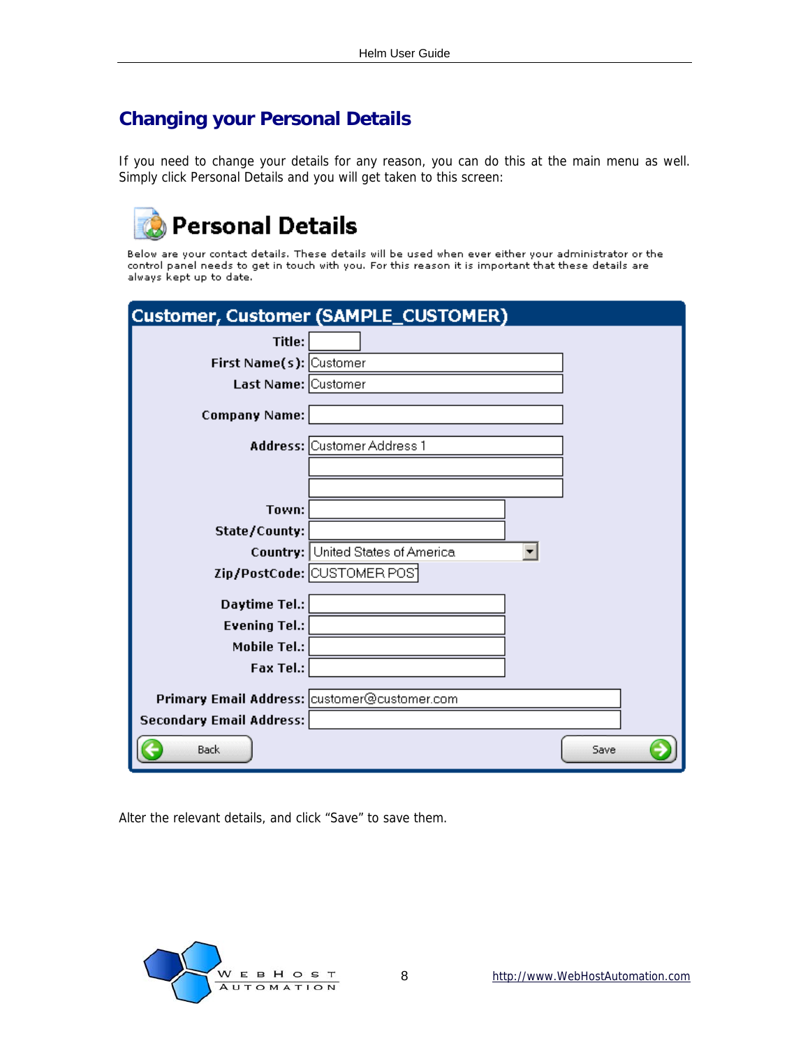## Changing your Personal Details

If you need to change your details for any reason, you can do this at the main menu as well. Simply click Personal Details and you will get taken to this screen:

### Personal Details

Below are your contact details. These details will be used when ever either your administrator or the control panel needs to get in touch with you. For this reason it is important that these details are always kept up to date.

**Customer, Customer (SAMPLE_CUSTOMER)**

| Field | Value |
|---|---|
| Title: | |
| First Name(s): | Customer |
| Last Name: | Customer |
| Company Name: | |
| Address: | Customer Address 1 |
| | |
| | |
| Town: | |
| State/County: | |
| Country: | United States of America |
| Zip/PostCode: | CUSTOMER POS |
| Daytime Tel.: | |
| Evening Tel.: | |
| Mobile Tel.: | |
| Fax Tel.: | |
| Primary Email Address: | customer@customer.com |
| Secondary Email Address: | |

Back | Save

Alter the relevant details, and click “Save” to save them.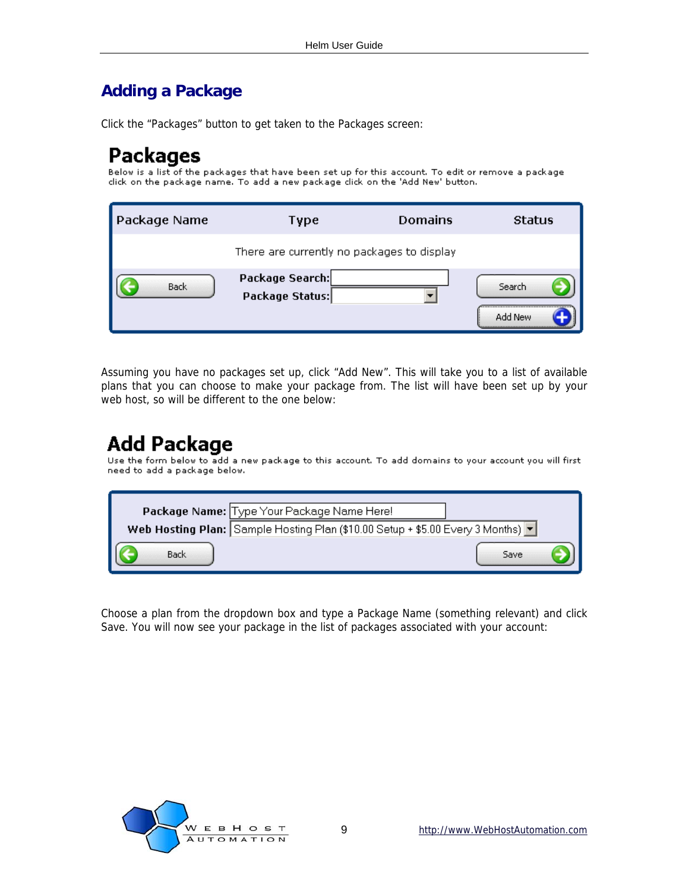## Adding a Package

Click the "Packages" button to get taken to the Packages screen:

# Packages

Below is a list of the packages that have been set up for this account. To edit or remove a package click on the package name. To add a new package click on the 'Add New' button.

| Package Name | Type | Domains | Status |
|---|---|---|---|
| There are currently no packages to display | | | |

Back | Package Search: | Package Status: | Search | Add New

Assuming you have no packages set up, click "Add New". This will take you to a list of available plans that you can choose to make your package from. The list will have been set up by your web host, so will be different to the one below:

# Add Package

Use the form below to add a new package to this account. To add domains to your account you will first need to add a package below.

**Package Name:** Type Your Package Name Here!

**Web Hosting Plan:** Sample Hosting Plan ($10.00 Setup + $5.00 Every 3 Months)

Back | Save

Choose a plan from the dropdown box and type a Package Name (something relevant) and click Save. You will now see your package in the list of packages associated with your account: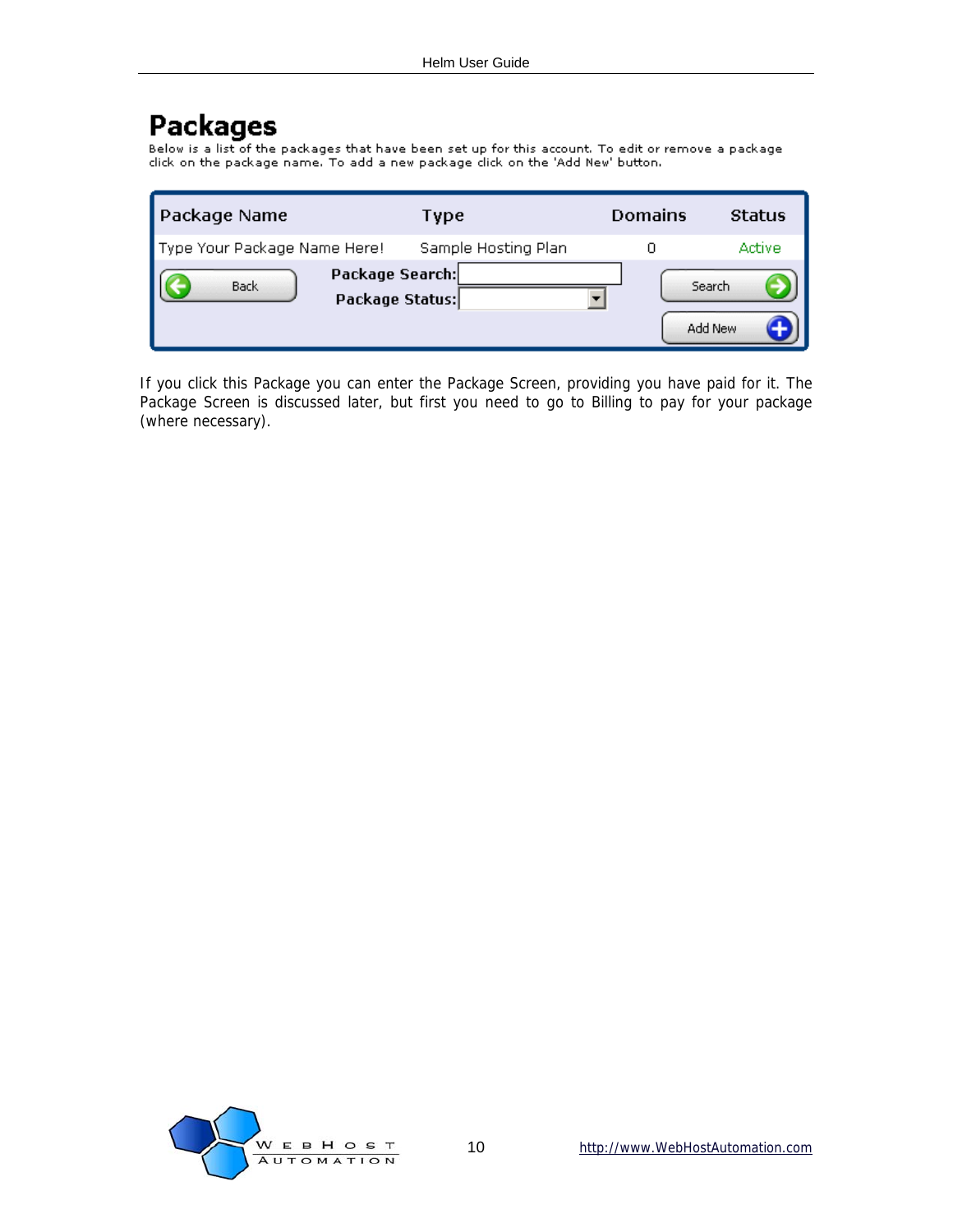# Packages

Below is a list of the packages that have been set up for this account. To edit or remove a package click on the package name. To add a new package click on the 'Add New' button.

| Package Name | Type | Domains | Status |
|---|---|---|---|
| Type Your Package Name Here! | Sample Hosting Plan | 0 | Active |

Back | Package Search: | Package Status: | Search | Add New

If you click this Package you can enter the Package Screen, providing you have paid for it. The Package Screen is discussed later, but first you need to go to Billing to pay for your package (where necessary).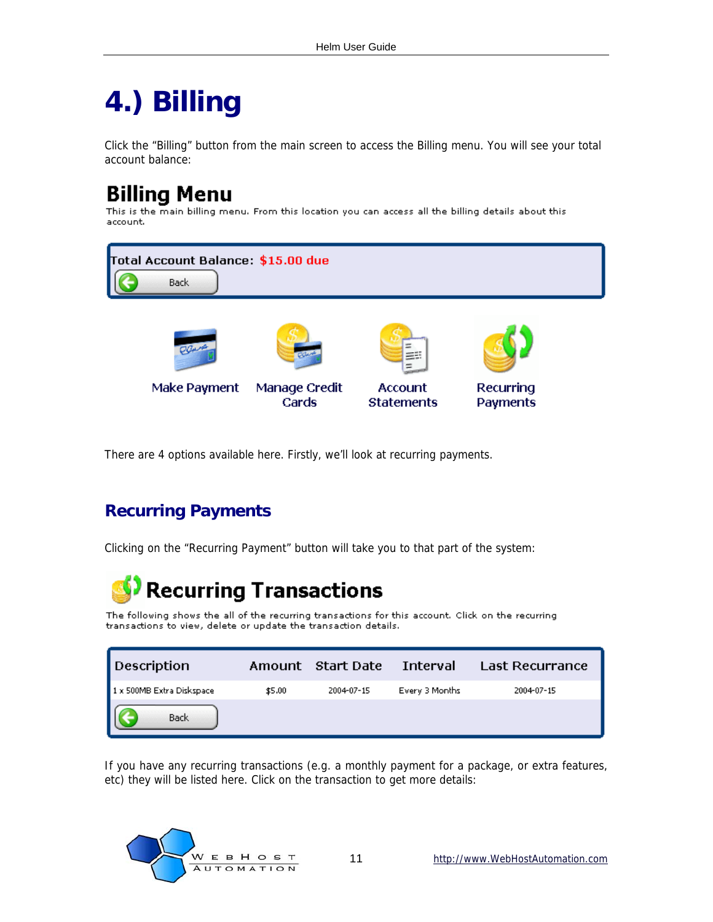# 4.) Billing

Click the "Billing" button from the main screen to access the Billing menu. You will see your total account balance:

## Billing Menu

This is the main billing menu. From this location you can access all the billing details about this account.

Total Account Balance: **$15.00 due**

Back

Make Payment | Manage Credit Cards | Account Statements | Recurring Payments

There are 4 options available here. Firstly, we'll look at recurring payments.

## Recurring Payments

Clicking on the "Recurring Payment" button will take you to that part of the system:

### Recurring Transactions

The following shows the all of the recurring transactions for this account. Click on the recurring transactions to view, delete or update the transaction details.

| Description | Amount | Start Date | Interval | Last Recurrance |
|---|---|---|---|---|
| 1 x 500MB Extra Diskspace | $5.00 | 2004-07-15 | Every 3 Months | 2004-07-15 |

Back

If you have any recurring transactions (e.g. a monthly payment for a package, or extra features, etc) they will be listed here. Click on the transaction to get more details: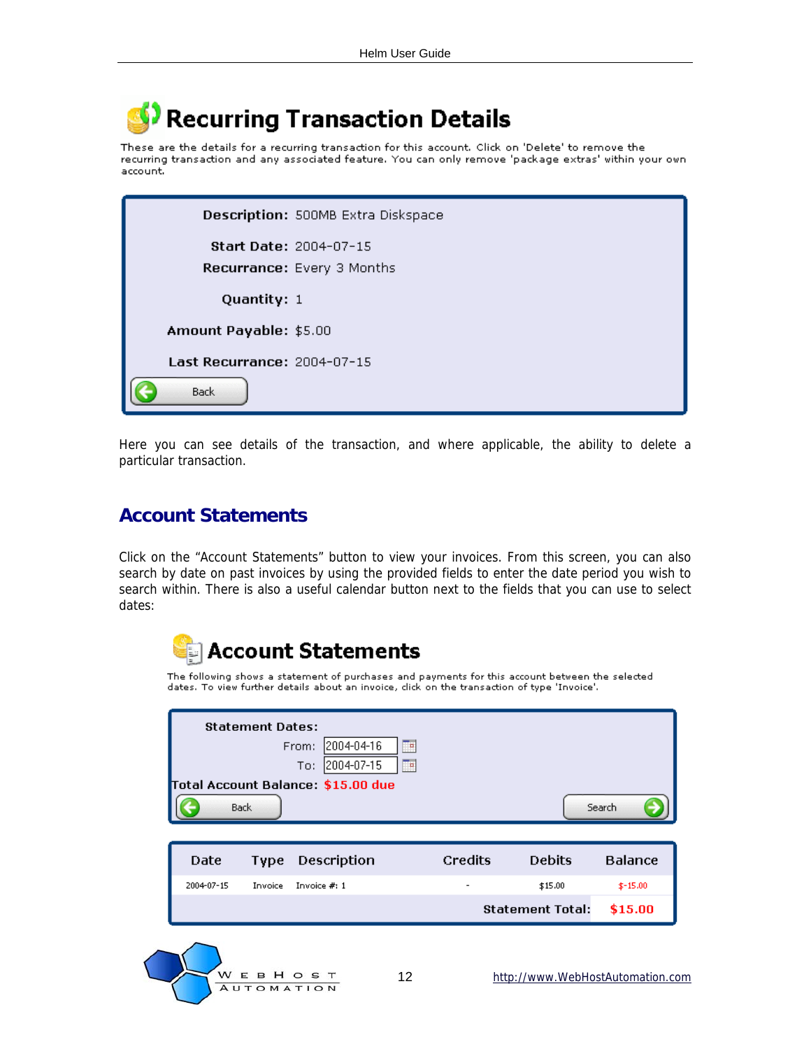# Recurring Transaction Details

These are the details for a recurring transaction for this account. Click on 'Delete' to remove the recurring transaction and any associated feature. You can only remove 'package extras' within your own account.

| | |
|---|---|
| **Description:** | 500MB Extra Diskspace |
| **Start Date:** | 2004-07-15 |
| **Recurrance:** | Every 3 Months |
| **Quantity:** | 1 |
| **Amount Payable:** | $5.00 |
| **Last Recurrance:** | 2004-07-15 |

Back

Here you can see details of the transaction, and where applicable, the ability to delete a particular transaction.

## Account Statements

Click on the "Account Statements" button to view your invoices. From this screen, you can also search by date on past invoices by using the provided fields to enter the date period you wish to search within. There is also a useful calendar button next to the fields that you can use to select dates:

# Account Statements

The following shows a statement of purchases and payments for this account between the selected dates. To view further details about an invoice, click on the transaction of type 'Invoice'.

**Statement Dates:**

From: 2004-04-16

To: 2004-07-15

**Total Account Balance:** **$15.00 due**

Back | Search

| Date | Type | Description | Credits | Debits | Balance |
|---|---|---|---|---|---|
| 2004-07-15 | Invoice | Invoice #: 1 | - | $15.00 | $-15.00 |
| | | | | **Statement Total:** | **$15.00** |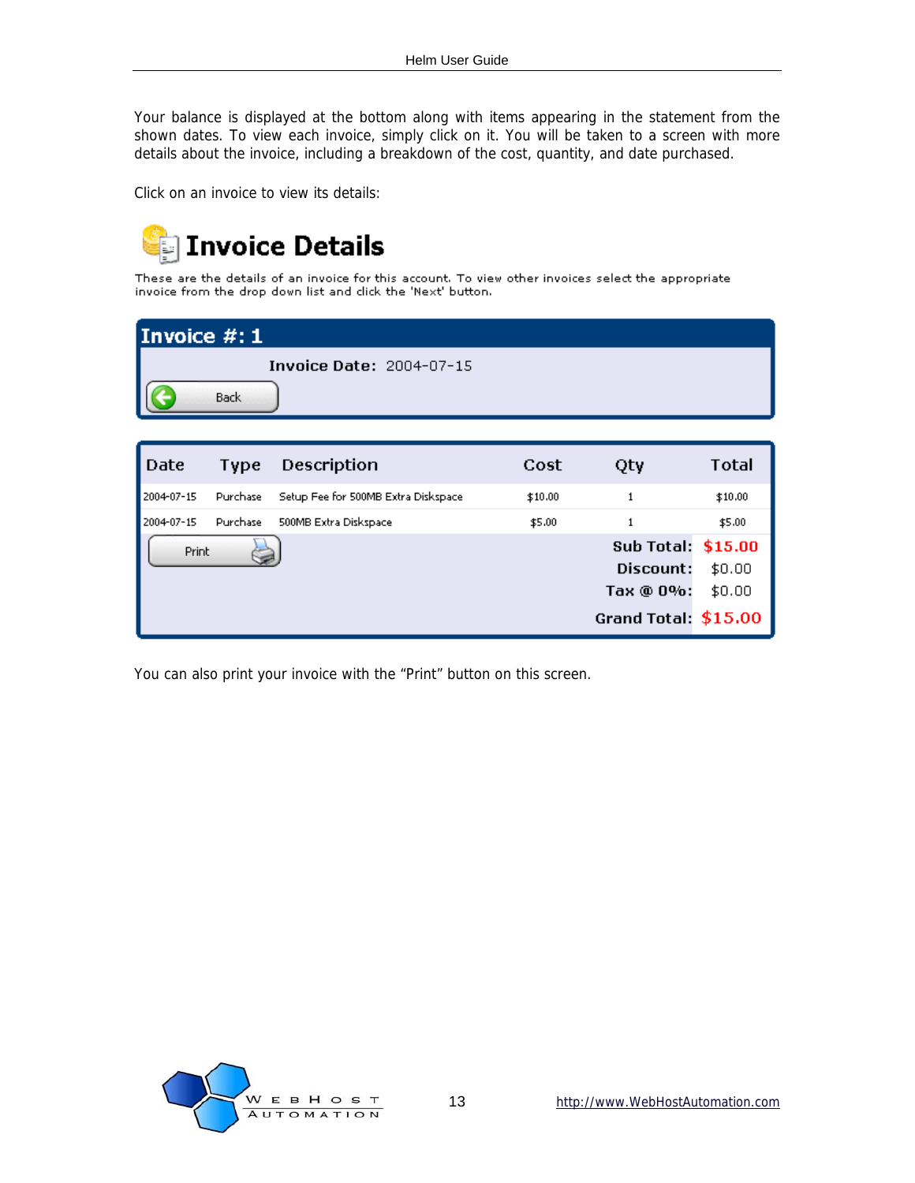Your balance is displayed at the bottom along with items appearing in the statement from the shown dates. To view each invoice, simply click on it. You will be taken to a screen with more details about the invoice, including a breakdown of the cost, quantity, and date purchased.

Click on an invoice to view its details:

# Invoice Details

These are the details of an invoice for this account. To view other invoices select the appropriate invoice from the drop down list and click the 'Next' button.

**Invoice #: 1**

**Invoice Date:** 2004-07-15

Back

| Date | Type | Description | Cost | Qty | Total |
|---|---|---|---|---|---|
| 2004-07-15 | Purchase | Setup Fee for 500MB Extra Diskspace | $10.00 | 1 | $10.00 |
| 2004-07-15 | Purchase | 500MB Extra Diskspace | $5.00 | 1 | $5.00 |

Print

| | |
|---|---|
| **Sub Total:** | $15.00 |
| **Discount:** | $0.00 |
| **Tax @ 0%:** | $0.00 |
| **Grand Total:** | $15.00 |

You can also print your invoice with the “Print” button on this screen.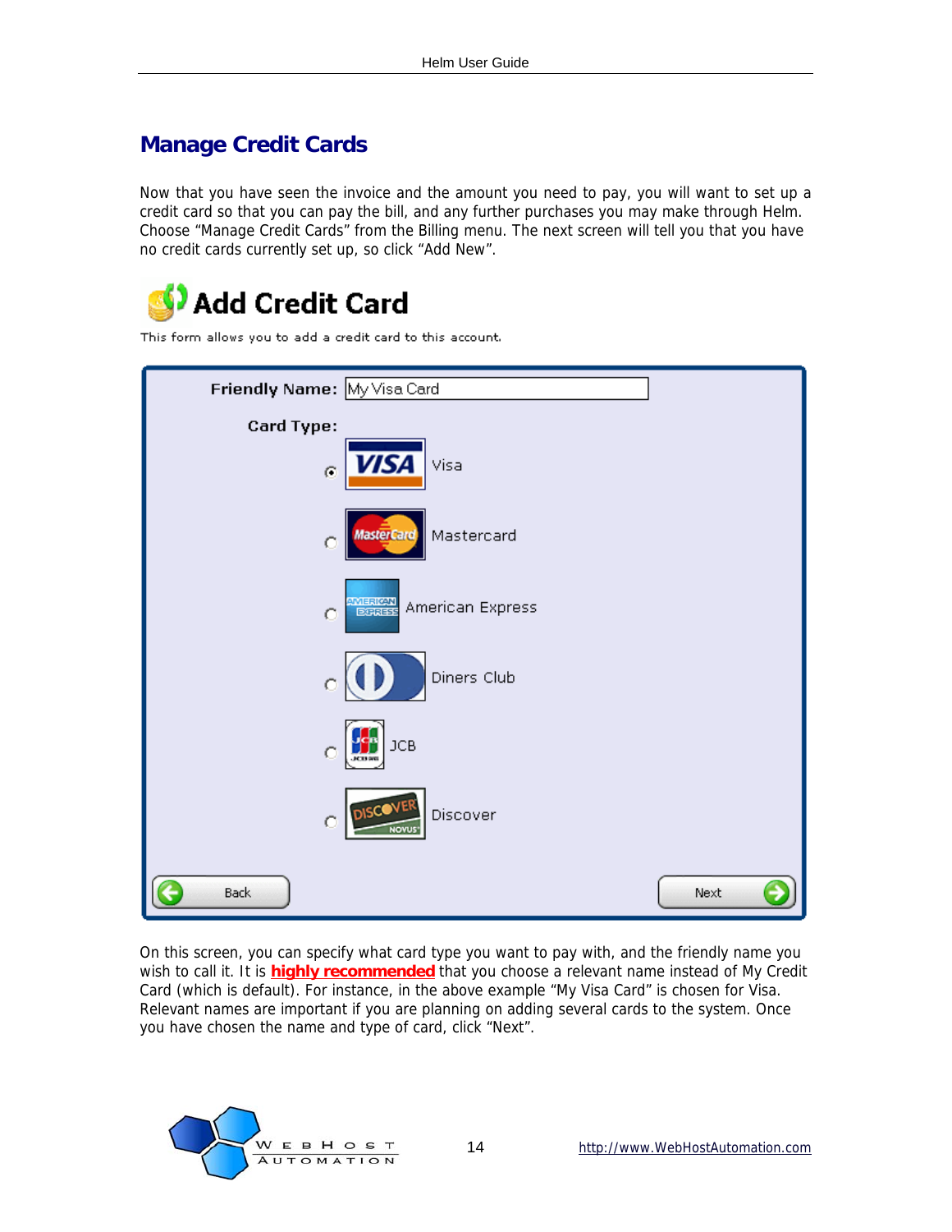## Manage Credit Cards

Now that you have seen the invoice and the amount you need to pay, you will want to set up a credit card so that you can pay the bill, and any further purchases you may make through Helm. Choose “Manage Credit Cards” from the Billing menu. The next screen will tell you that you have no credit cards currently set up, so click “Add New”.

# Add Credit Card

This form allows you to add a credit card to this account.

**Friendly Name:** My Visa Card

**Card Type:**

- (•) Visa
- ( ) Mastercard
- ( ) American Express
- ( ) Diners Club
- ( ) JCB
- ( ) Discover

Back | Next

On this screen, you can specify what card type you want to pay with, and the friendly name you wish to call it. It is **highly recommended** that you choose a relevant name instead of My Credit Card (which is default). For instance, in the above example “My Visa Card” is chosen for Visa. Relevant names are important if you are planning on adding several cards to the system. Once you have chosen the name and type of card, click “Next”.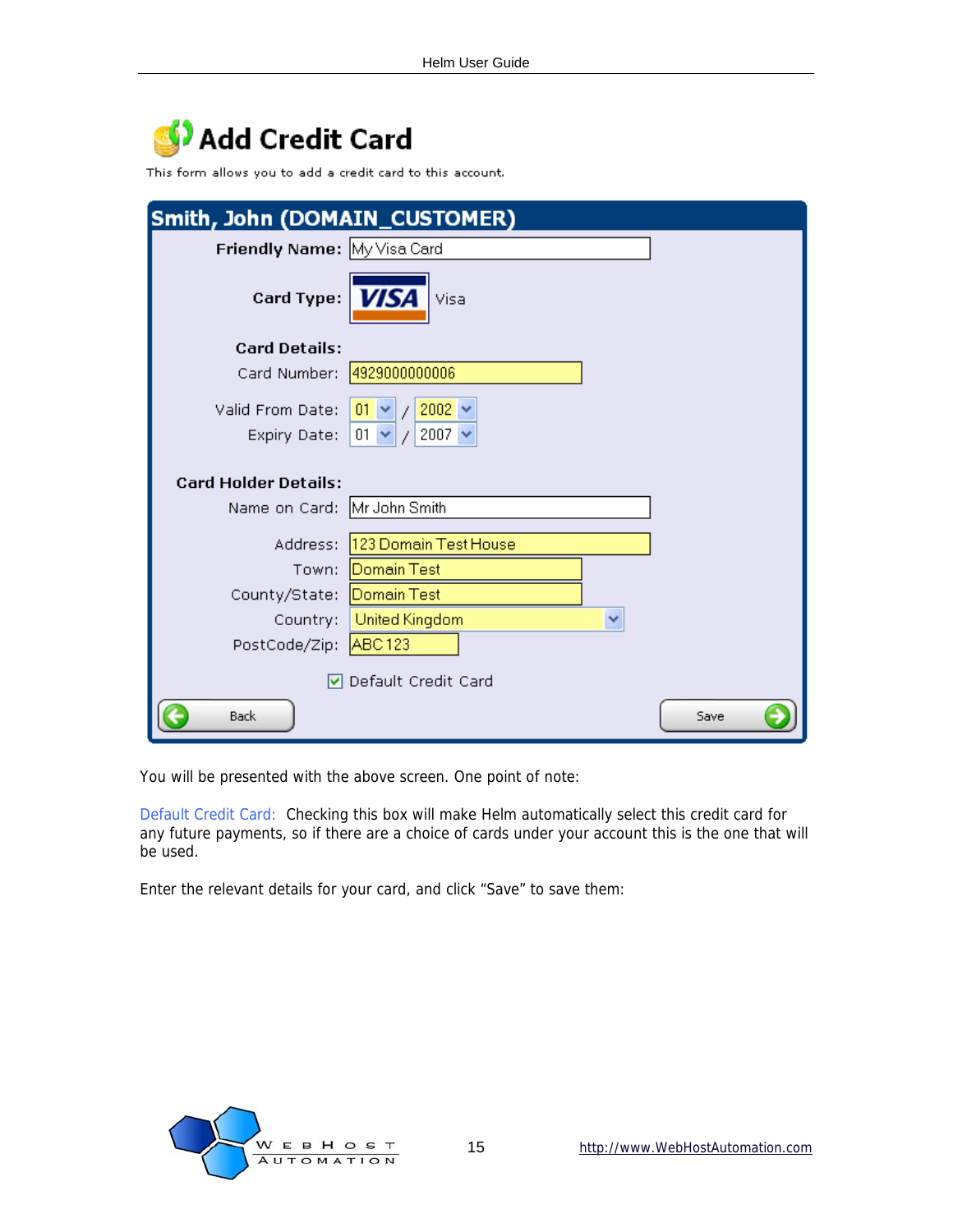# Add Credit Card

This form allows you to add a credit card to this account.

**Smith, John (DOMAIN_CUSTOMER)**

| | |
|---|---|
| **Friendly Name:** | My Visa Card |
| **Card Type:** | VISA Visa |
| **Card Details:** | |
| Card Number: | 4929000000006 |
| Valid From Date: | 01 / 2002 |
| Expiry Date: | 01 / 2007 |
| **Card Holder Details:** | |
| Name on Card: | Mr John Smith |
| Address: | 123 Domain Test House |
| Town: | Domain Test |
| County/State: | Domain Test |
| Country: | United Kingdom |
| PostCode/Zip: | ABC 123 |

☑ Default Credit Card

Back | Save

You will be presented with the above screen. One point of note:

Default Credit Card: Checking this box will make Helm automatically select this credit card for any future payments, so if there are a choice of cards under your account this is the one that will be used.

Enter the relevant details for your card, and click "Save" to save them: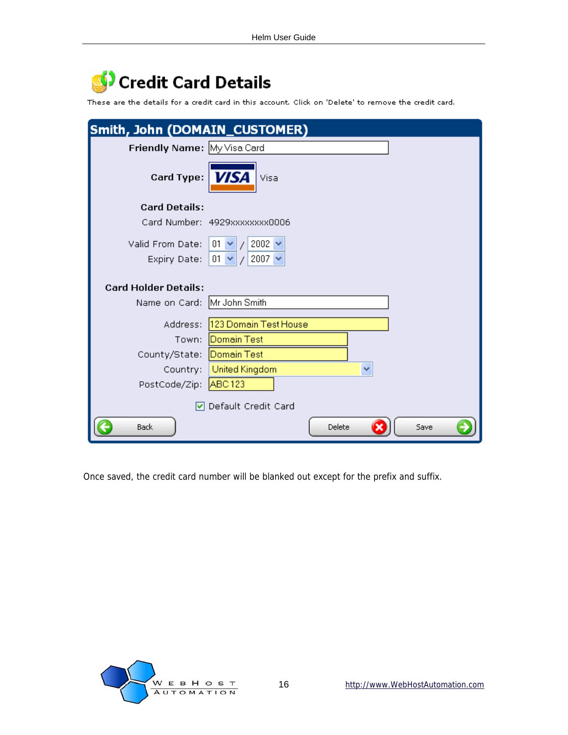# Credit Card Details

These are the details for a credit card in this account. Click on 'Delete' to remove the credit card.

**Smith, John (DOMAIN_CUSTOMER)**

**Friendly Name:** My Visa Card

**Card Type:** VISA Visa

**Card Details:**

Card Number: 4929xxxxxxxx0006

Valid From Date: 01 / 2002

Expiry Date: 01 / 2007

**Card Holder Details:**

Name on Card: Mr John Smith

Address: 123 Domain Test House

Town: Domain Test

County/State: Domain Test

Country: United Kingdom

PostCode/Zip: ABC 123

☑ Default Credit Card

Back | Delete | Save

Once saved, the credit card number will be blanked out except for the prefix and suffix.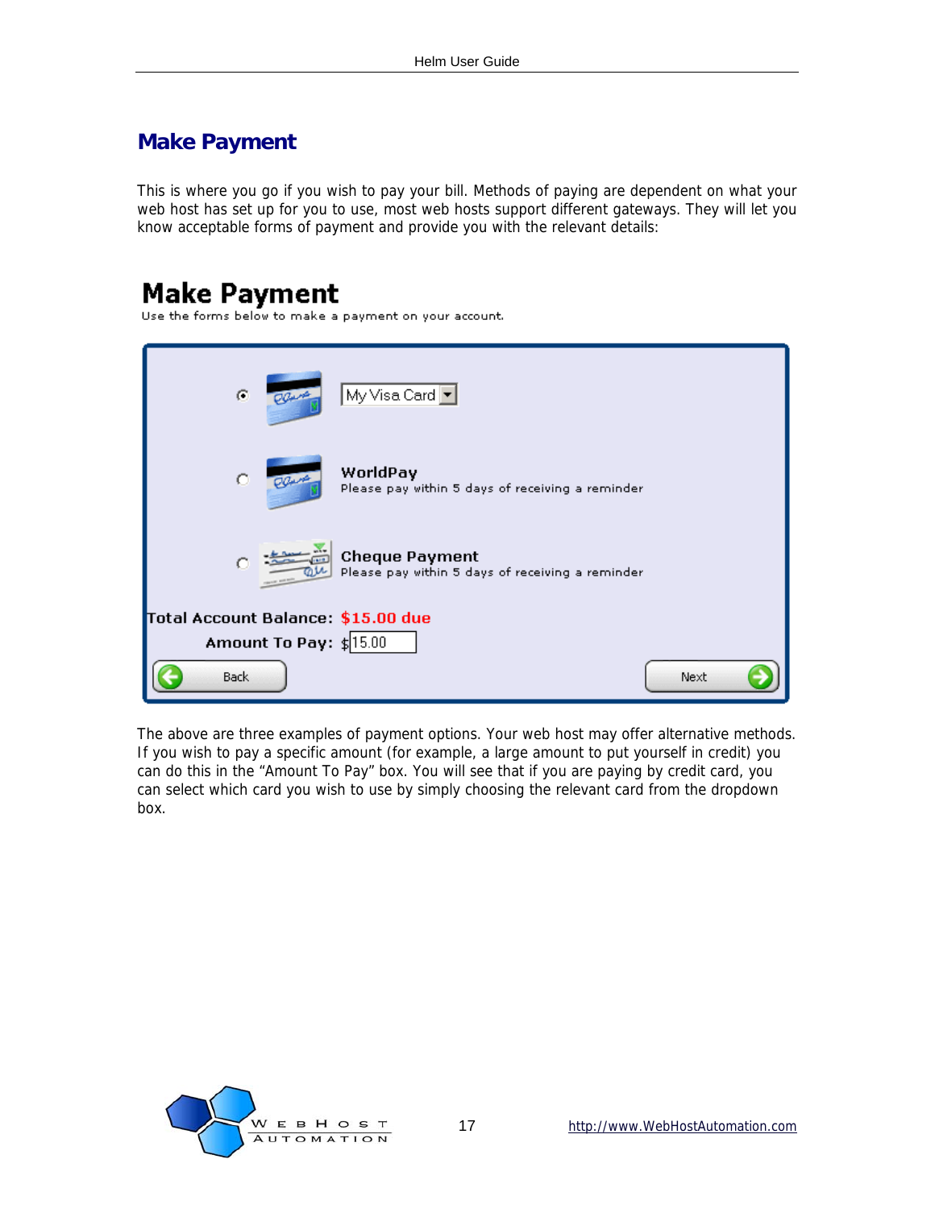## Make Payment

This is where you go if you wish to pay your bill. Methods of paying are dependent on what your web host has set up for you to use, most web hosts support different gateways. They will let you know acceptable forms of payment and provide you with the relevant details:

The above are three examples of payment options. Your web host may offer alternative methods. If you wish to pay a specific amount (for example, a large amount to put yourself in credit) you can do this in the "Amount To Pay" box. You will see that if you are paying by credit card, you can select which card you wish to use by simply choosing the relevant card from the dropdown box.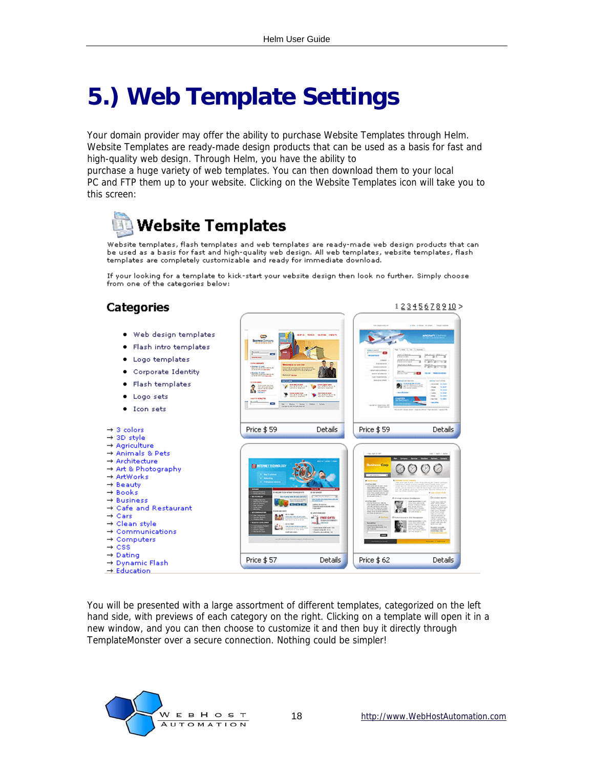# 5.) Web Template Settings

Your domain provider may offer the ability to purchase Website Templates through Helm. Website Templates are ready-made design products that can be used as a basis for fast and high-quality web design. Through Helm, you have the ability to purchase a huge variety of web templates. You can then download them to your local PC and FTP them up to your website. Clicking on the Website Templates icon will take you to this screen:

You will be presented with a large assortment of different templates, categorized on the left hand side, with previews of each category on the right. Clicking on a template will open it in a new window, and you can then choose to customize it and then buy it directly through TemplateMonster over a secure connection. Nothing could be simpler!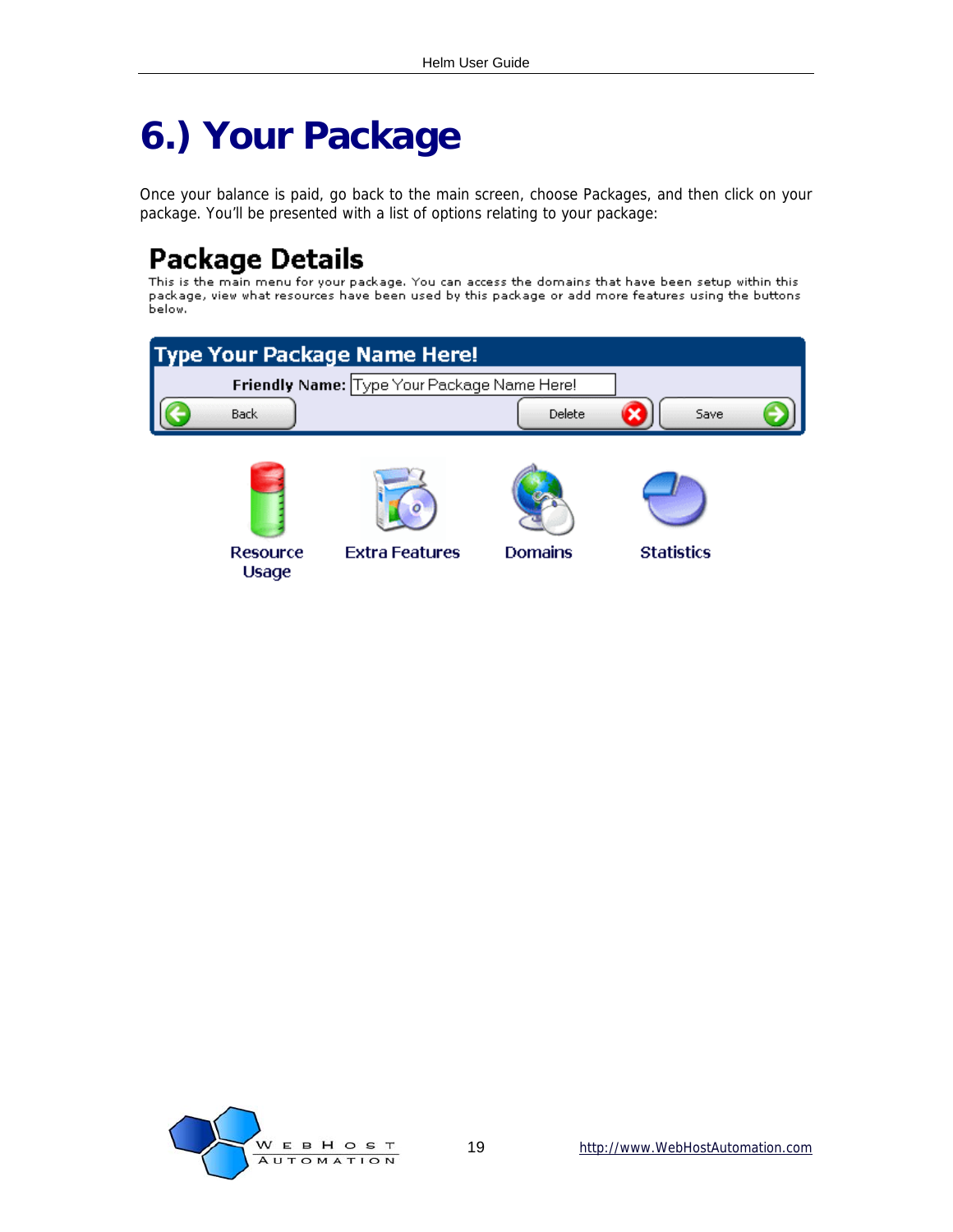# 6.) Your Package

Once your balance is paid, go back to the main screen, choose Packages, and then click on your package. You'll be presented with a list of options relating to your package:

## Package Details

This is the main menu for your package. You can access the domains that have been setup within this package, view what resources have been used by this package or add more features using the buttons below.

**Type Your Package Name Here!**

**Friendly Name:** Type Your Package Name Here!

Back | Delete | Save

Resource Usage | Extra Features | Domains | Statistics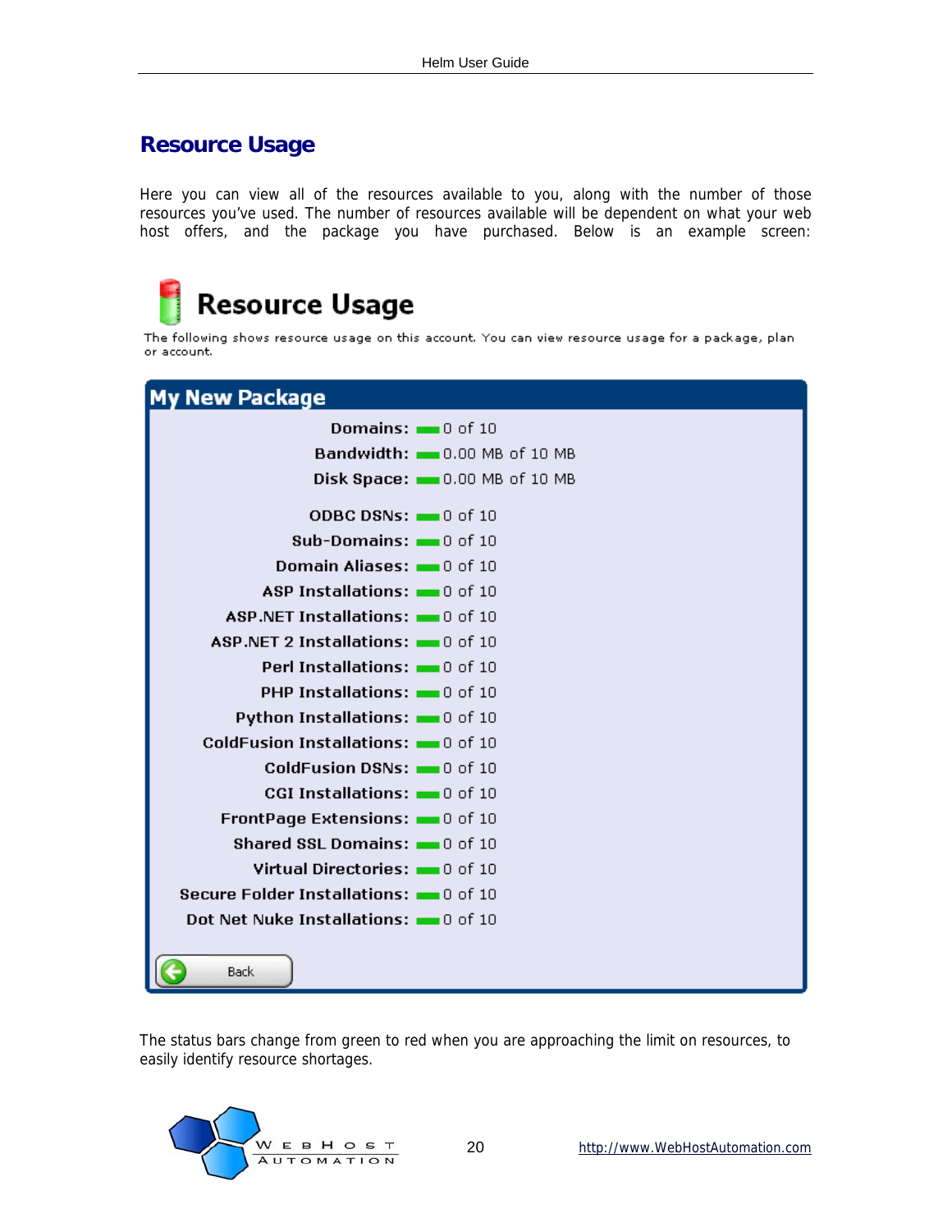## Resource Usage

Here you can view all of the resources available to you, along with the number of those resources you've used. The number of resources available will be dependent on what your web host offers, and the package you have purchased. Below is an example screen:

# Resource Usage

The following shows resource usage on this account. You can view resource usage for a package, plan or account.

**My New Package**

| | |
|---|---|
| **Domains:** | 0 of 10 |
| **Bandwidth:** | 0.00 MB of 10 MB |
| **Disk Space:** | 0.00 MB of 10 MB |
| **ODBC DSNs:** | 0 of 10 |
| **Sub-Domains:** | 0 of 10 |
| **Domain Aliases:** | 0 of 10 |
| **ASP Installations:** | 0 of 10 |
| **ASP.NET Installations:** | 0 of 10 |
| **ASP.NET 2 Installations:** | 0 of 10 |
| **Perl Installations:** | 0 of 10 |
| **PHP Installations:** | 0 of 10 |
| **Python Installations:** | 0 of 10 |
| **ColdFusion Installations:** | 0 of 10 |
| **ColdFusion DSNs:** | 0 of 10 |
| **CGI Installations:** | 0 of 10 |
| **FrontPage Extensions:** | 0 of 10 |
| **Shared SSL Domains:** | 0 of 10 |
| **Virtual Directories:** | 0 of 10 |
| **Secure Folder Installations:** | 0 of 10 |
| **Dot Net Nuke Installations:** | 0 of 10 |

Back

The status bars change from green to red when you are approaching the limit on resources, to easily identify resource shortages.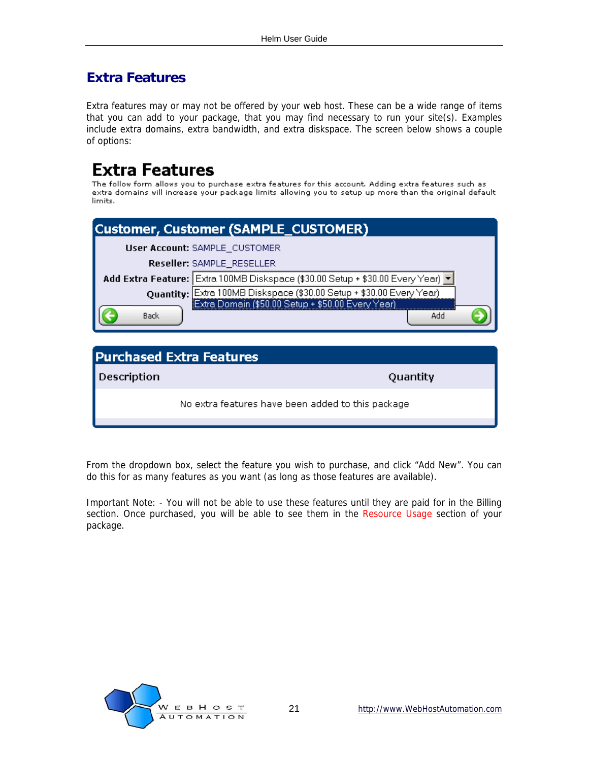## Extra Features

Extra features may or may not be offered by your web host. These can be a wide range of items that you can add to your package, that you may find necessary to run your site(s). Examples include extra domains, extra bandwidth, and extra diskspace. The screen below shows a couple of options:

# Extra Features

The follow form allows you to purchase extra features for this account. Adding extra features such as extra domains will increase your package limits allowing you to setup up more than the original default limits.

**Customer, Customer (SAMPLE_CUSTOMER)**

**User Account:** SAMPLE_CUSTOMER

**Reseller:** SAMPLE_RESELLER

**Add Extra Feature:** Extra 100MB Diskspace ($30.00 Setup + $30.00 Every Year)

**Quantity:**

- Extra 100MB Diskspace ($30.00 Setup + $30.00 Every Year)
- Extra Domain ($50.00 Setup + $50.00 Every Year)

Back | Add

**Purchased Extra Features**

| Description | Quantity |
| --- | --- |
| No extra features have been added to this package | |

From the dropdown box, select the feature you wish to purchase, and click "Add New". You can do this for as many features as you want (as long as those features are available).

Important Note: - You will not be able to use these features until they are paid for in the Billing section. Once purchased, you will be able to see them in the Resource Usage section of your package.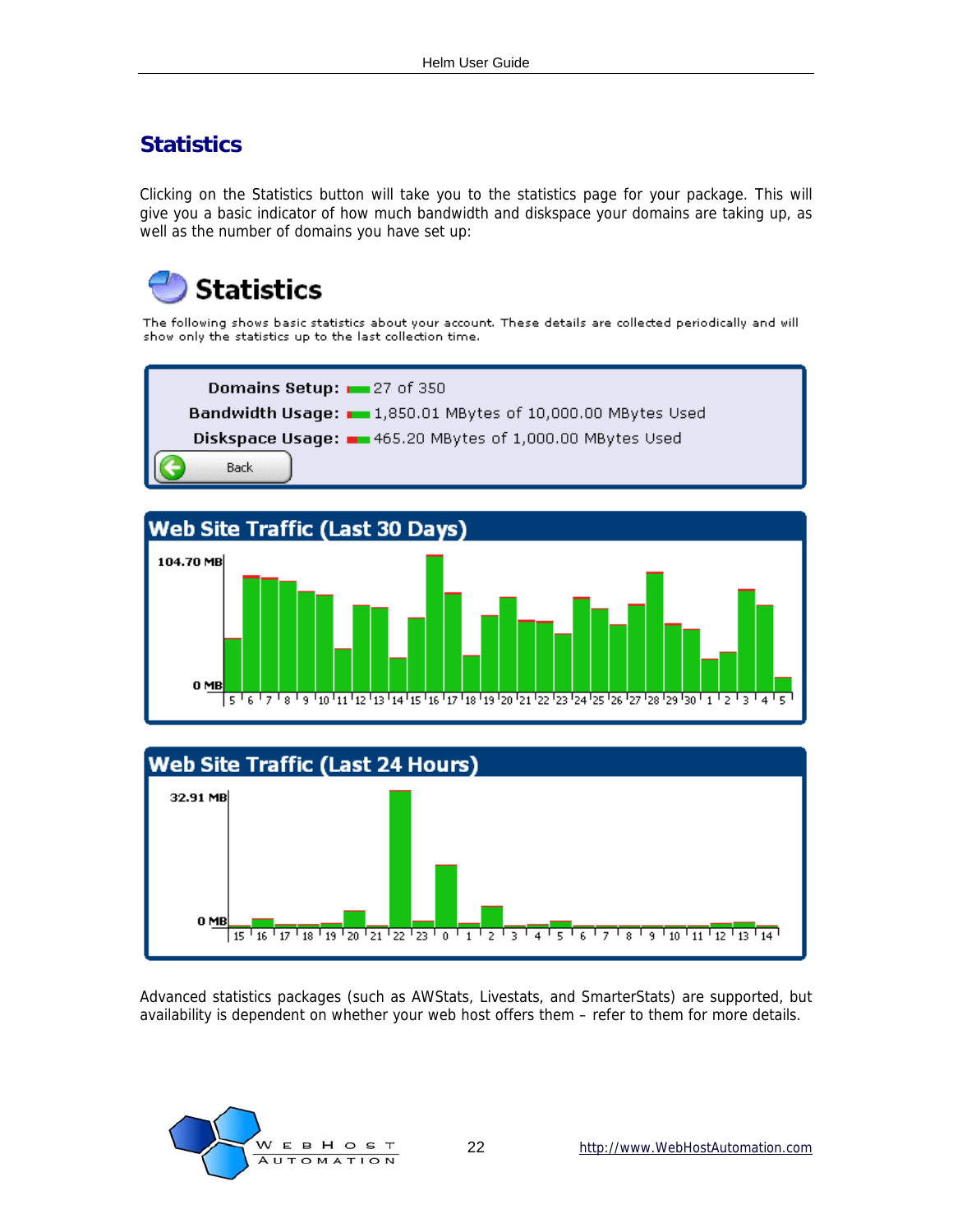## Statistics

Clicking on the Statistics button will take you to the statistics page for your package. This will give you a basic indicator of how much bandwidth and diskspace your domains are taking up, as well as the number of domains you have set up:

Advanced statistics packages (such as AWStats, Livestats, and SmarterStats) are supported, but availability is dependent on whether your web host offers them – refer to them for more details.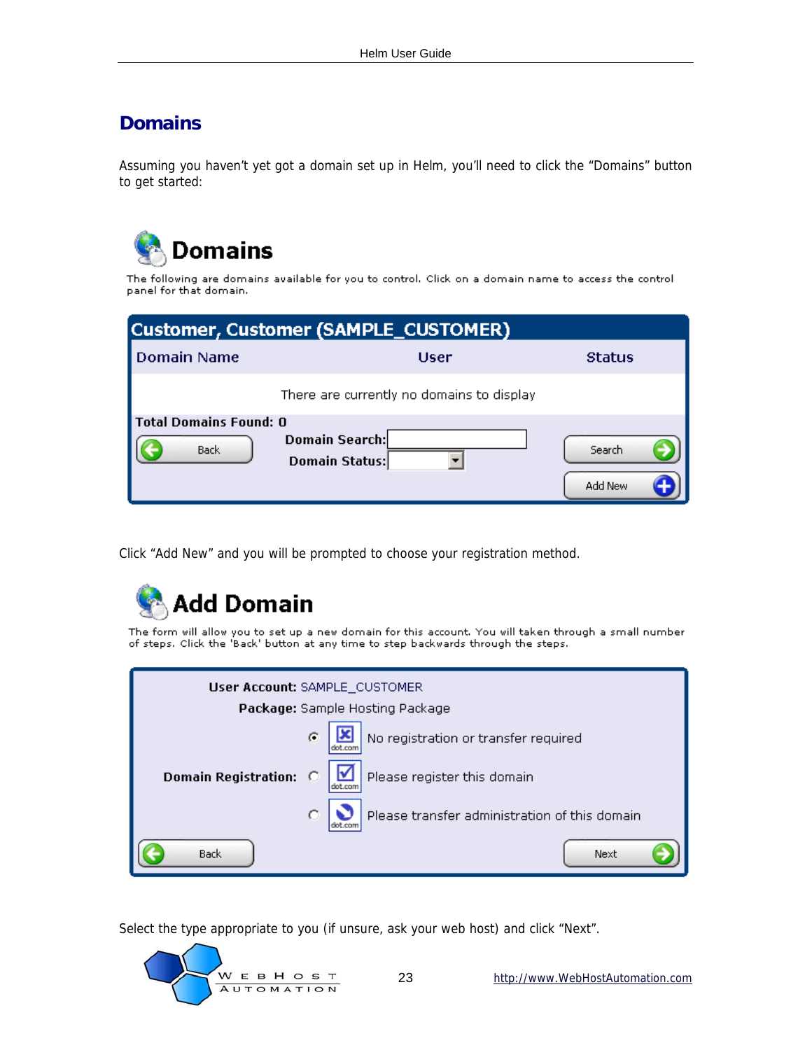## Domains

Assuming you haven't yet got a domain set up in Helm, you'll need to click the "Domains" button to get started:

Click "Add New" and you will be prompted to choose your registration method.

Select the type appropriate to you (if unsure, ask your web host) and click "Next".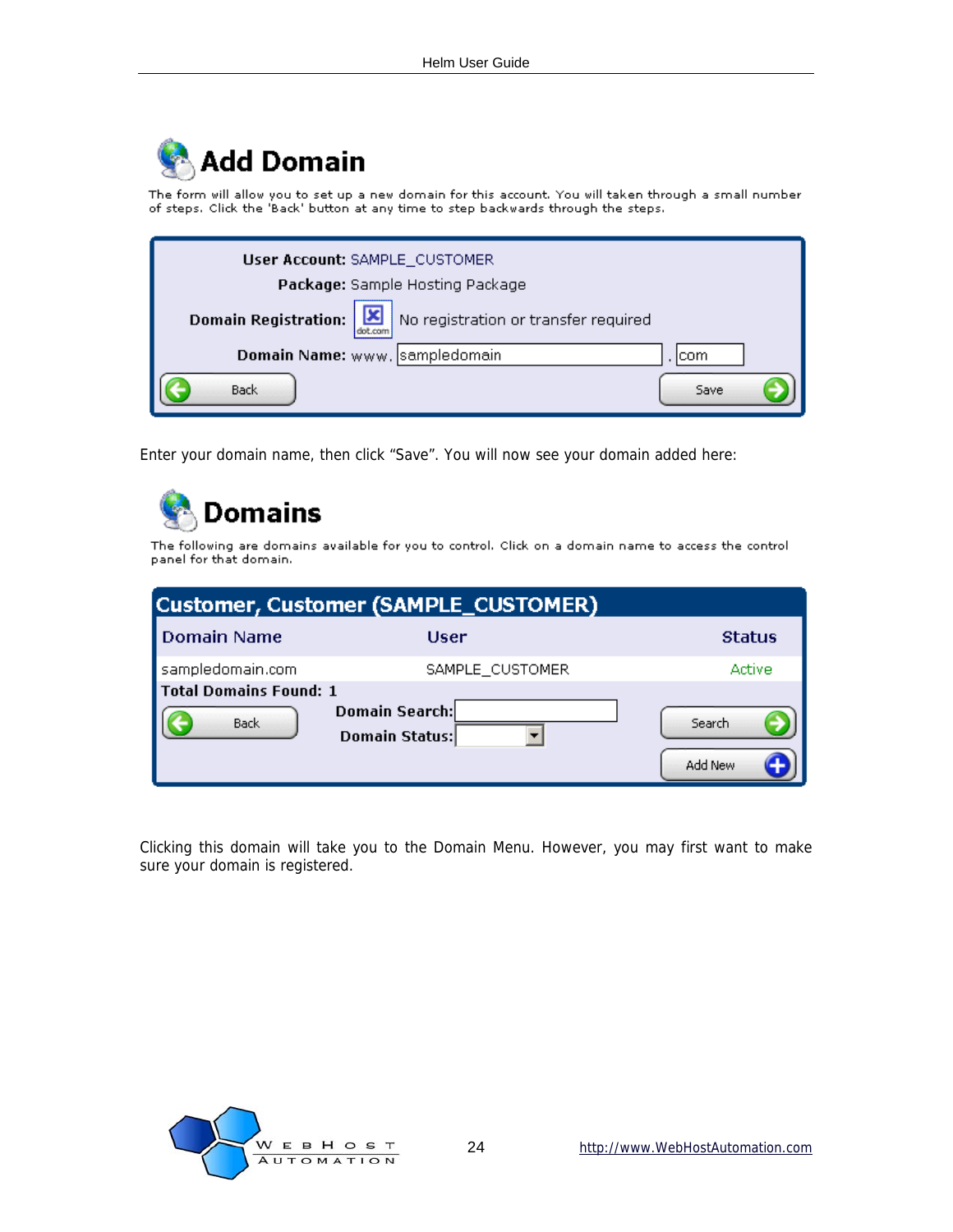## Add Domain

The form will allow you to set up a new domain for this account. You will taken through a small number of steps. Click the 'Back' button at any time to step backwards through the steps.

**User Account:** SAMPLE_CUSTOMER

**Package:** Sample Hosting Package

**Domain Registration:** No registration or transfer required

**Domain Name:** www. sampledomain . com

Back | Save

Enter your domain name, then click “Save”. You will now see your domain added here:

## Domains

The following are domains available for you to control. Click on a domain name to access the control panel for that domain.

**Customer, Customer (SAMPLE_CUSTOMER)**

| Domain Name | User | Status |
|---|---|---|
| sampledomain.com | SAMPLE_CUSTOMER | Active |

**Total Domains Found: 1**

**Domain Search:**

**Domain Status:**

Back | Search | Add New

Clicking this domain will take you to the Domain Menu. However, you may first want to make sure your domain is registered.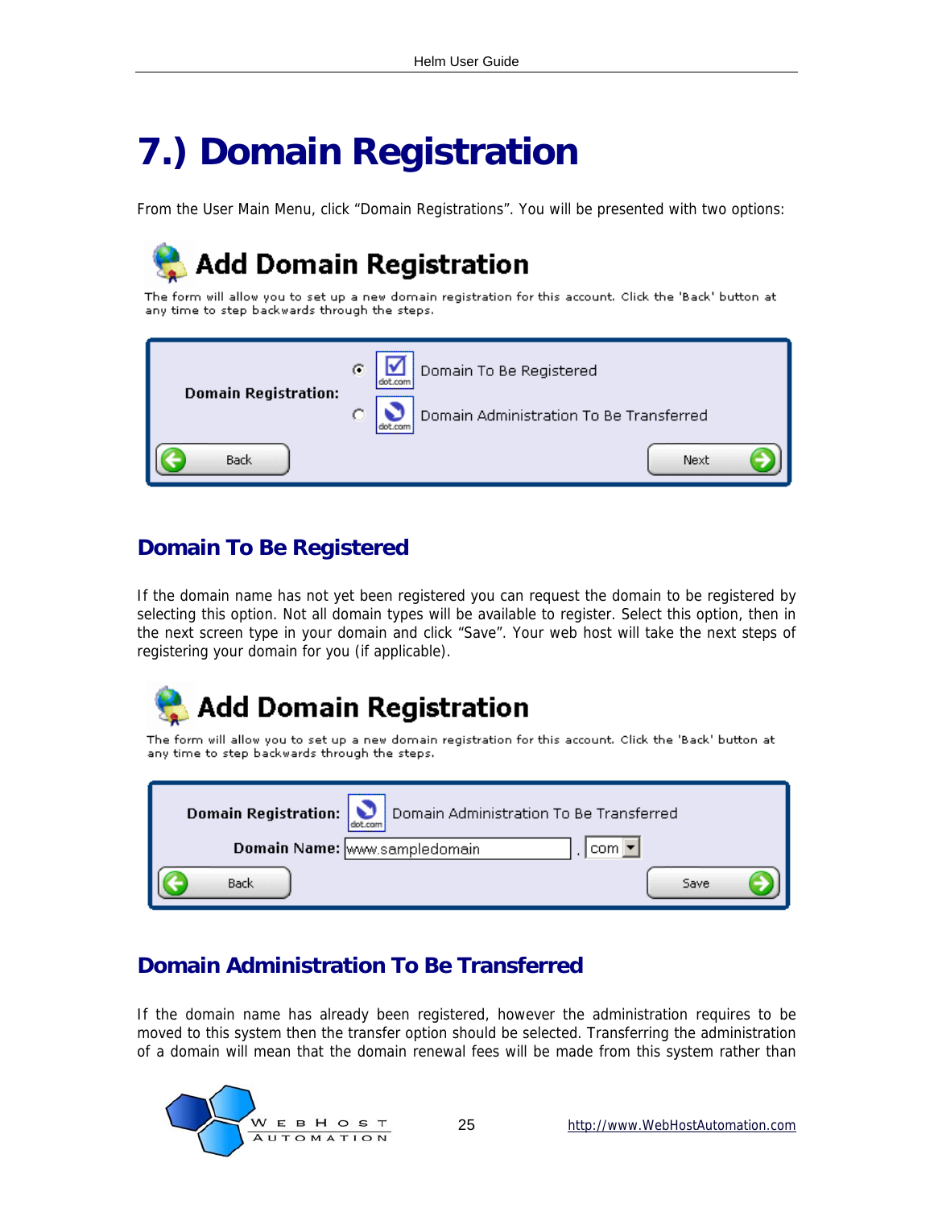# 7.) Domain Registration

From the User Main Menu, click "Domain Registrations". You will be presented with two options:

## Domain To Be Registered

If the domain name has not yet been registered you can request the domain to be registered by selecting this option. Not all domain types will be available to register. Select this option, then in the next screen type in your domain and click "Save". Your web host will take the next steps of registering your domain for you (if applicable).

## Domain Administration To Be Transferred

If the domain name has already been registered, however the administration requires to be moved to this system then the transfer option should be selected. Transferring the administration of a domain will mean that the domain renewal fees will be made from this system rather than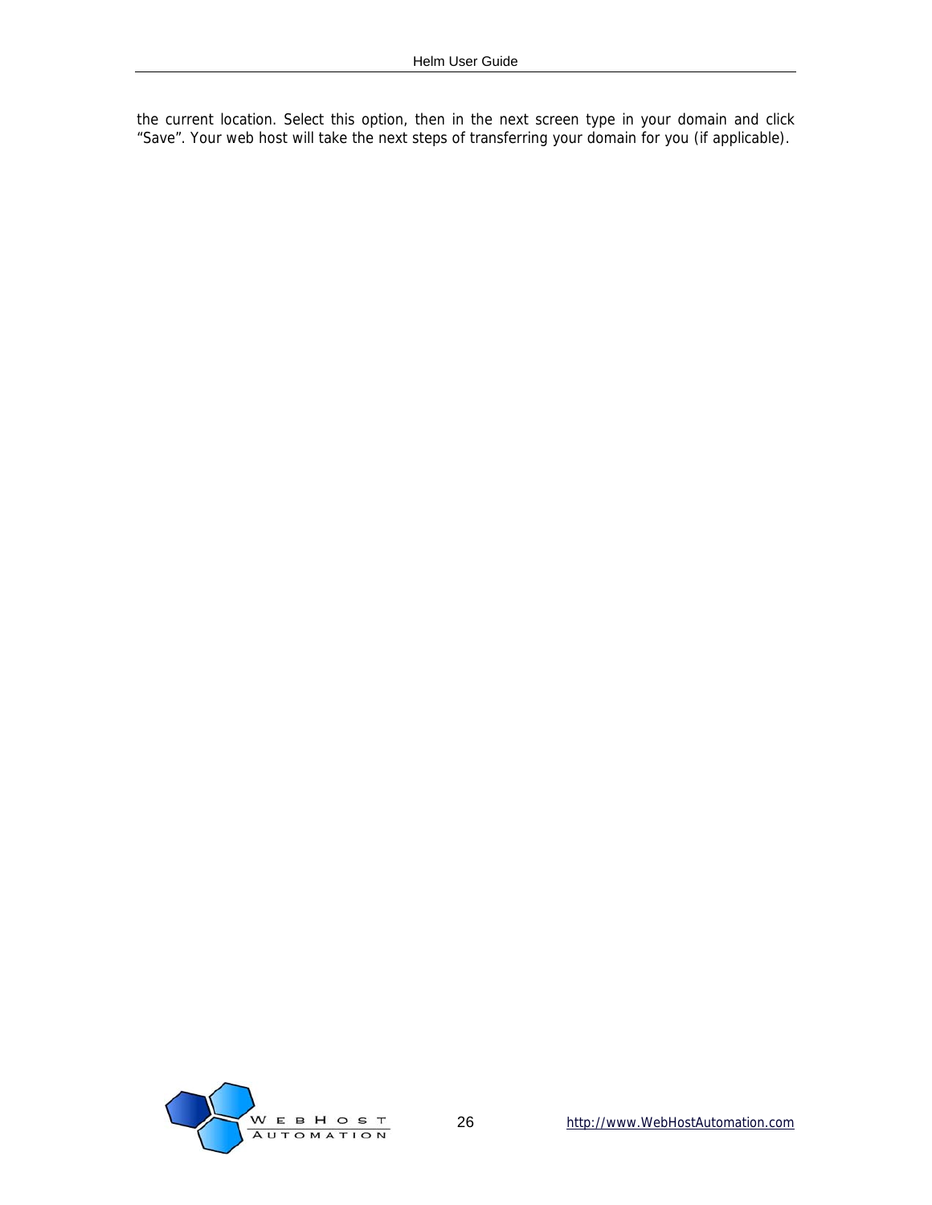the current location. Select this option, then in the next screen type in your domain and click "Save". Your web host will take the next steps of transferring your domain for you (if applicable).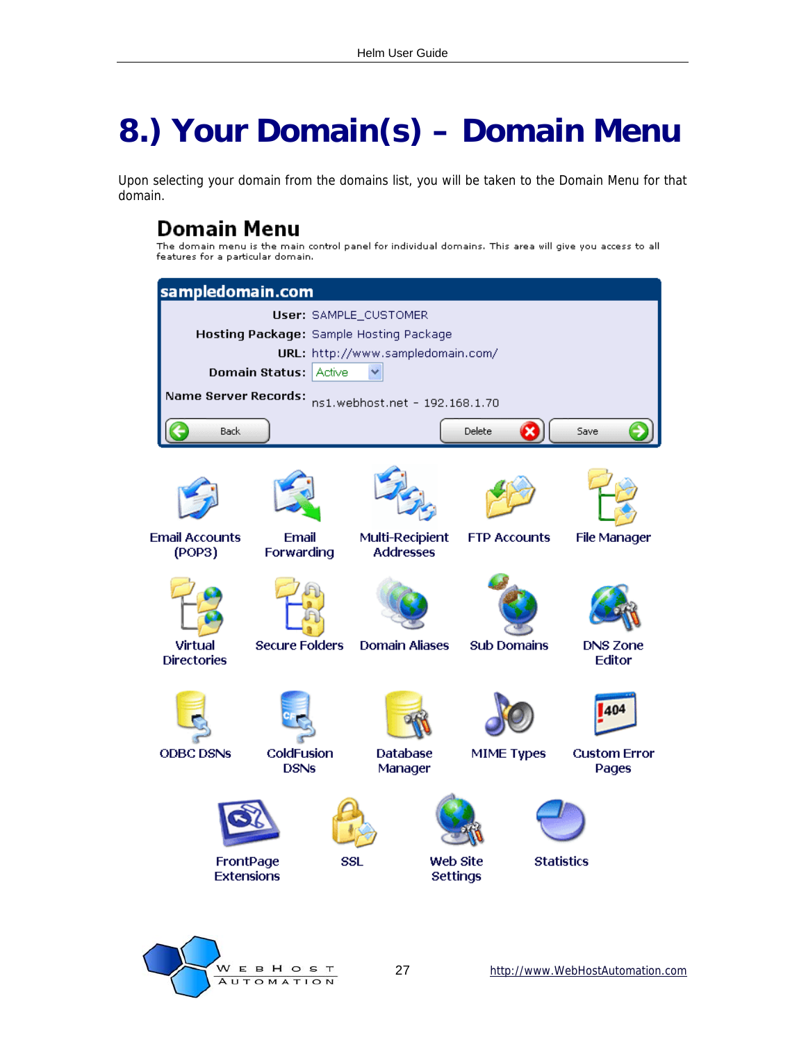# 8.) Your Domain(s) – Domain Menu

Upon selecting your domain from the domains list, you will be taken to the Domain Menu for that domain.

## Domain Menu

The domain menu is the main control panel for individual domains. This area will give you access to all features for a particular domain.

**sampledomain.com**

**User:** SAMPLE_CUSTOMER

**Hosting Package:** Sample Hosting Package

**URL:** http://www.sampledomain.com/

**Domain Status:** Active

**Name Server Records:** ns1.webhost.net - 192.168.1.70

Back | Delete | Save

- Email Accounts (POP3)
- Email Forwarding
- Multi-Recipient Addresses
- FTP Accounts
- File Manager
- Virtual Directories
- Secure Folders
- Domain Aliases
- Sub Domains
- DNS Zone Editor
- ODBC DSNs
- ColdFusion DSNs
- Database Manager
- MIME Types
- Custom Error Pages
- FrontPage Extensions
- SSL
- Web Site Settings
- Statistics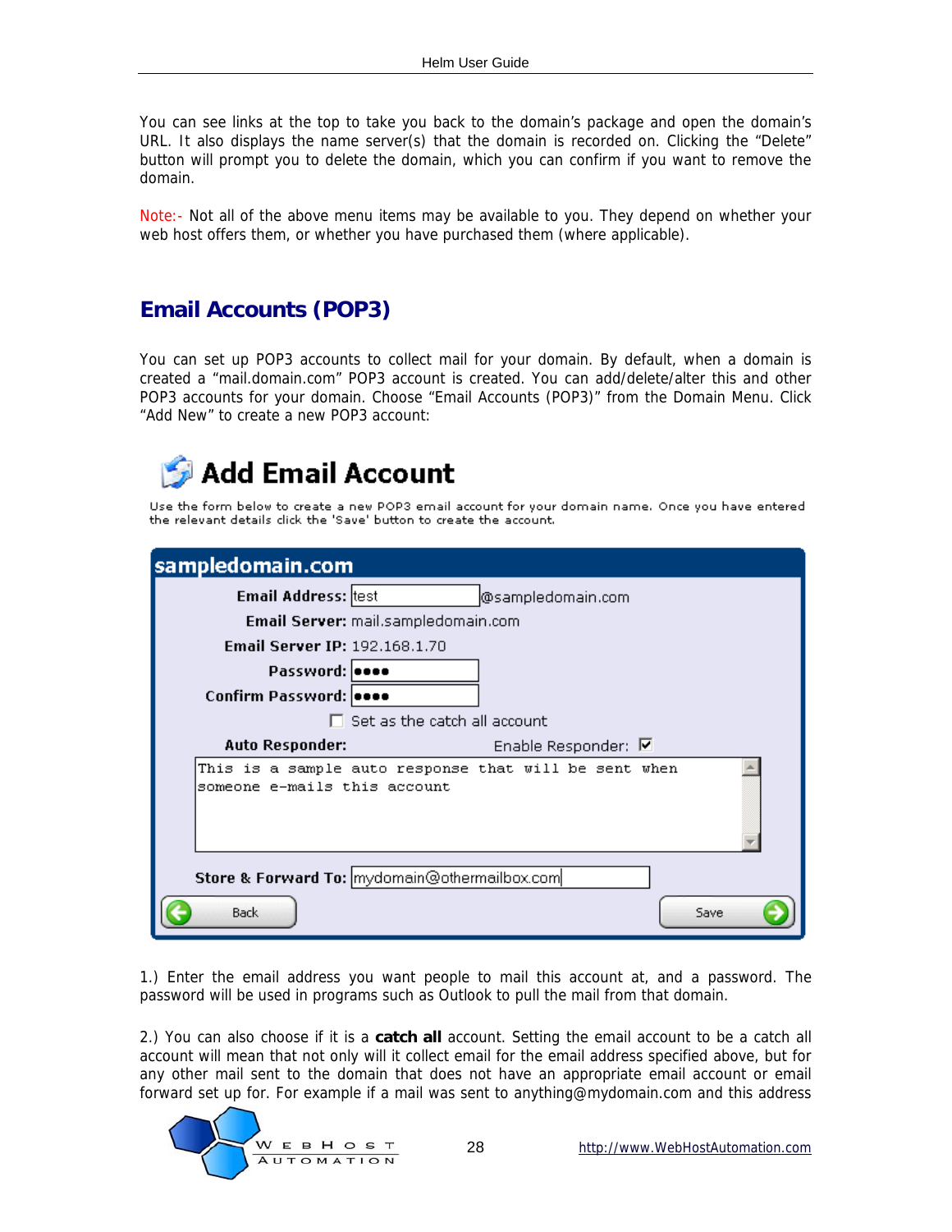You can see links at the top to take you back to the domain's package and open the domain's URL. It also displays the name server(s) that the domain is recorded on. Clicking the "Delete" button will prompt you to delete the domain, which you can confirm if you want to remove the domain.

Note:- Not all of the above menu items may be available to you. They depend on whether your web host offers them, or whether you have purchased them (where applicable).

## Email Accounts (POP3)

You can set up POP3 accounts to collect mail for your domain. By default, when a domain is created a "mail.domain.com" POP3 account is created. You can add/delete/alter this and other POP3 accounts for your domain. Choose "Email Accounts (POP3)" from the Domain Menu. Click "Add New" to create a new POP3 account:

1.) Enter the email address you want people to mail this account at, and a password. The password will be used in programs such as Outlook to pull the mail from that domain.

2.) You can also choose if it is a **catch all** account. Setting the email account to be a catch all account will mean that not only will it collect email for the email address specified above, but for any other mail sent to the domain that does not have an appropriate email account or email forward set up for. For example if a mail was sent to anything@mydomain.com and this address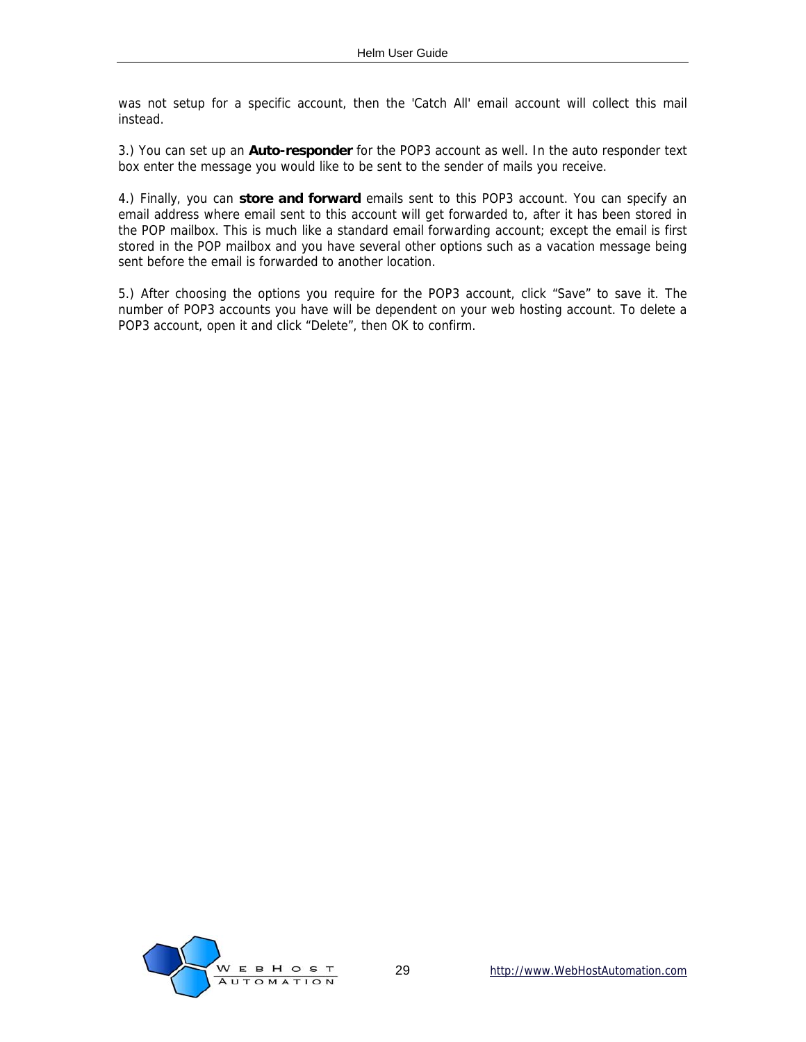was not setup for a specific account, then the 'Catch All' email account will collect this mail instead.

3.) You can set up an **Auto-responder** for the POP3 account as well. In the auto responder text box enter the message you would like to be sent to the sender of mails you receive.

4.) Finally, you can **store and forward** emails sent to this POP3 account. You can specify an email address where email sent to this account will get forwarded to, after it has been stored in the POP mailbox. This is much like a standard email forwarding account; except the email is first stored in the POP mailbox and you have several other options such as a vacation message being sent before the email is forwarded to another location.

5.) After choosing the options you require for the POP3 account, click “Save” to save it. The number of POP3 accounts you have will be dependent on your web hosting account. To delete a POP3 account, open it and click “Delete”, then OK to confirm.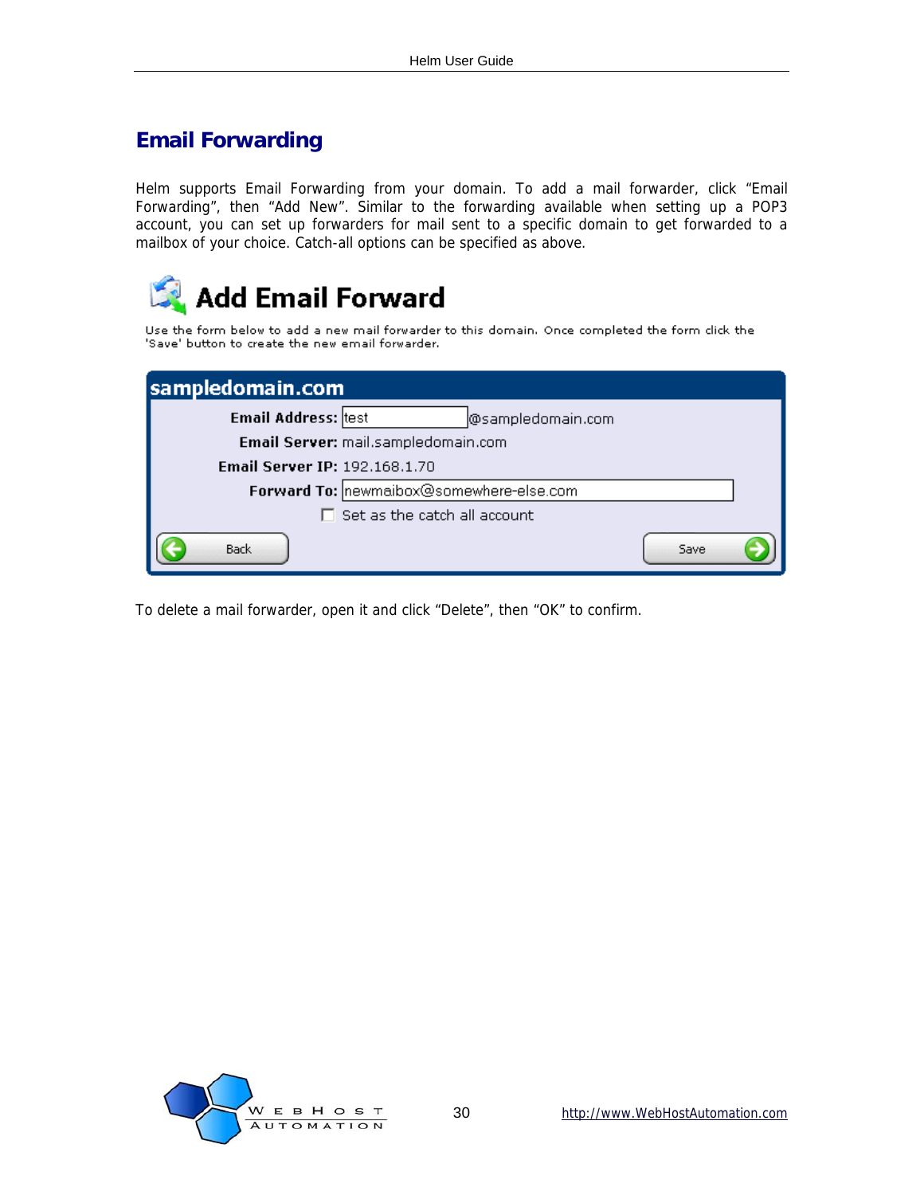## Email Forwarding

Helm supports Email Forwarding from your domain. To add a mail forwarder, click "Email Forwarding", then "Add New". Similar to the forwarding available when setting up a POP3 account, you can set up forwarders for mail sent to a specific domain to get forwarded to a mailbox of your choice. Catch-all options can be specified as above.

To delete a mail forwarder, open it and click "Delete", then "OK" to confirm.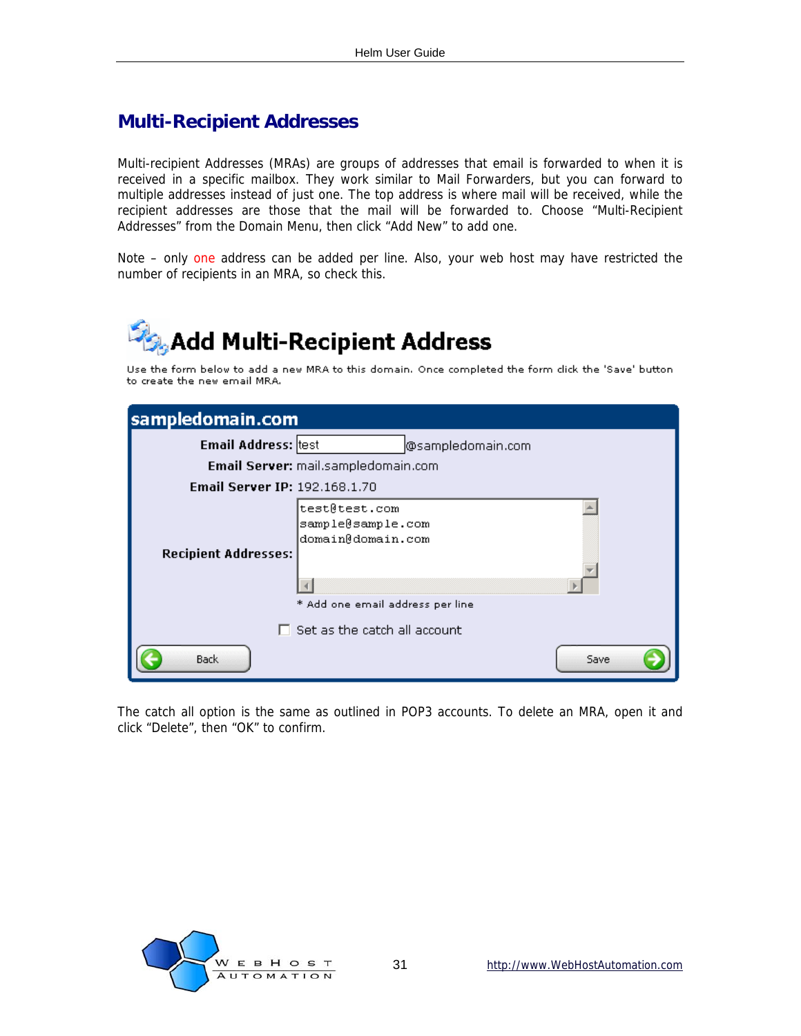## Multi-Recipient Addresses

Multi-recipient Addresses (MRAs) are groups of addresses that email is forwarded to when it is received in a specific mailbox. They work similar to Mail Forwarders, but you can forward to multiple addresses instead of just one. The top address is where mail will be received, while the recipient addresses are those that the mail will be forwarded to. Choose “Multi-Recipient Addresses” from the Domain Menu, then click “Add New” to add one.

Note – only one address can be added per line. Also, your web host may have restricted the number of recipients in an MRA, so check this.

**Add Multi-Recipient Address**

Use the form below to add a new MRA to this domain. Once completed the form click the 'Save' button to create the new email MRA.

**sampledomain.com**

**Email Address:** test @sampledomain.com

**Email Server:** mail.sampledomain.com

**Email Server IP:** 192.168.1.70

**Recipient Addresses:**

```
test@test.com
sample@sample.com
domain@domain.com
```

* Add one email address per line

☐ Set as the catch all account

Back | Save

The catch all option is the same as outlined in POP3 accounts. To delete an MRA, open it and click “Delete”, then “OK” to confirm.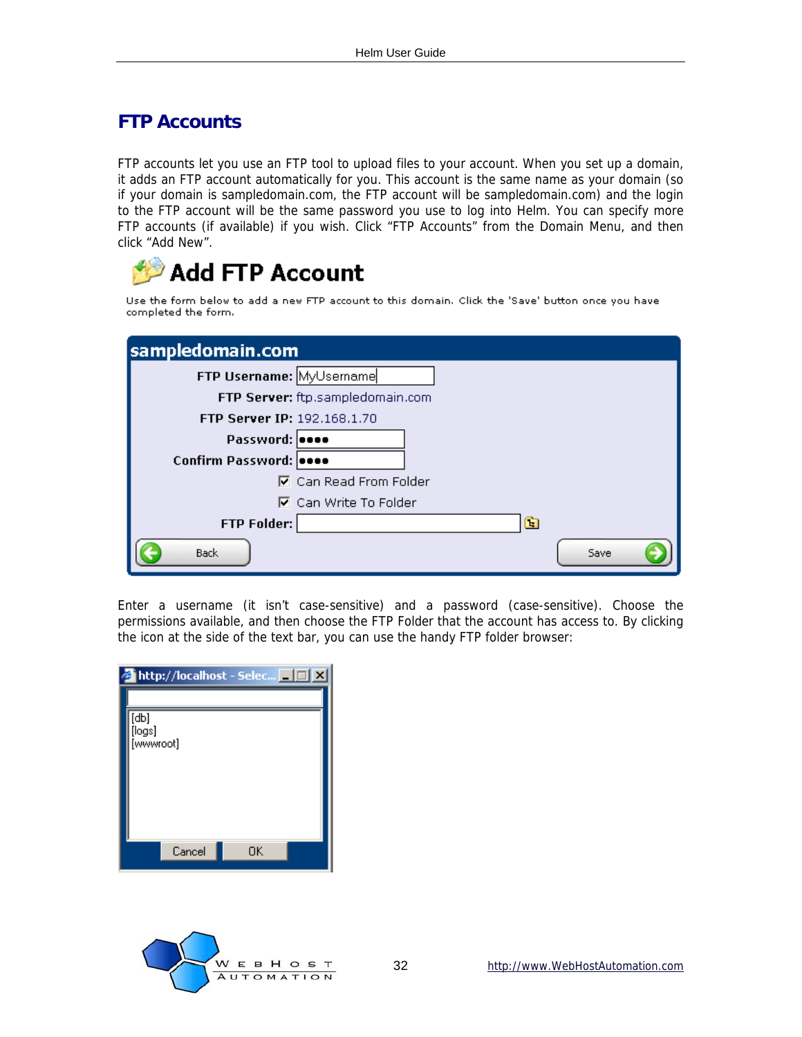# FTP Accounts

FTP accounts let you use an FTP tool to upload files to your account. When you set up a domain, it adds an FTP account automatically for you. This account is the same name as your domain (so if your domain is sampledomain.com, the FTP account will be sampledomain.com) and the login to the FTP account will be the same password you use to log into Helm. You can specify more FTP accounts (if available) if you wish. Click “FTP Accounts” from the Domain Menu, and then click “Add New”.

## Add FTP Account

Use the form below to add a new FTP account to this domain. Click the 'Save' button once you have completed the form.

**sampledomain.com**

**FTP Username:** MyUsername
**FTP Server:** ftp.sampledomain.com
**FTP Server IP:** 192.168.1.70
**Password:** ●●●●
**Confirm Password:** ●●●●
☑ Can Read From Folder
☑ Can Write To Folder
**FTP Folder:**

Back | Save

Enter a username (it isn’t case-sensitive) and a password (case-sensitive). Choose the permissions available, and then choose the FTP Folder that the account has access to. By clicking the icon at the side of the text bar, you can use the handy FTP folder browser:

http://localhost - Selec...

[db]
[logs]
[wwwroot]

Cancel | OK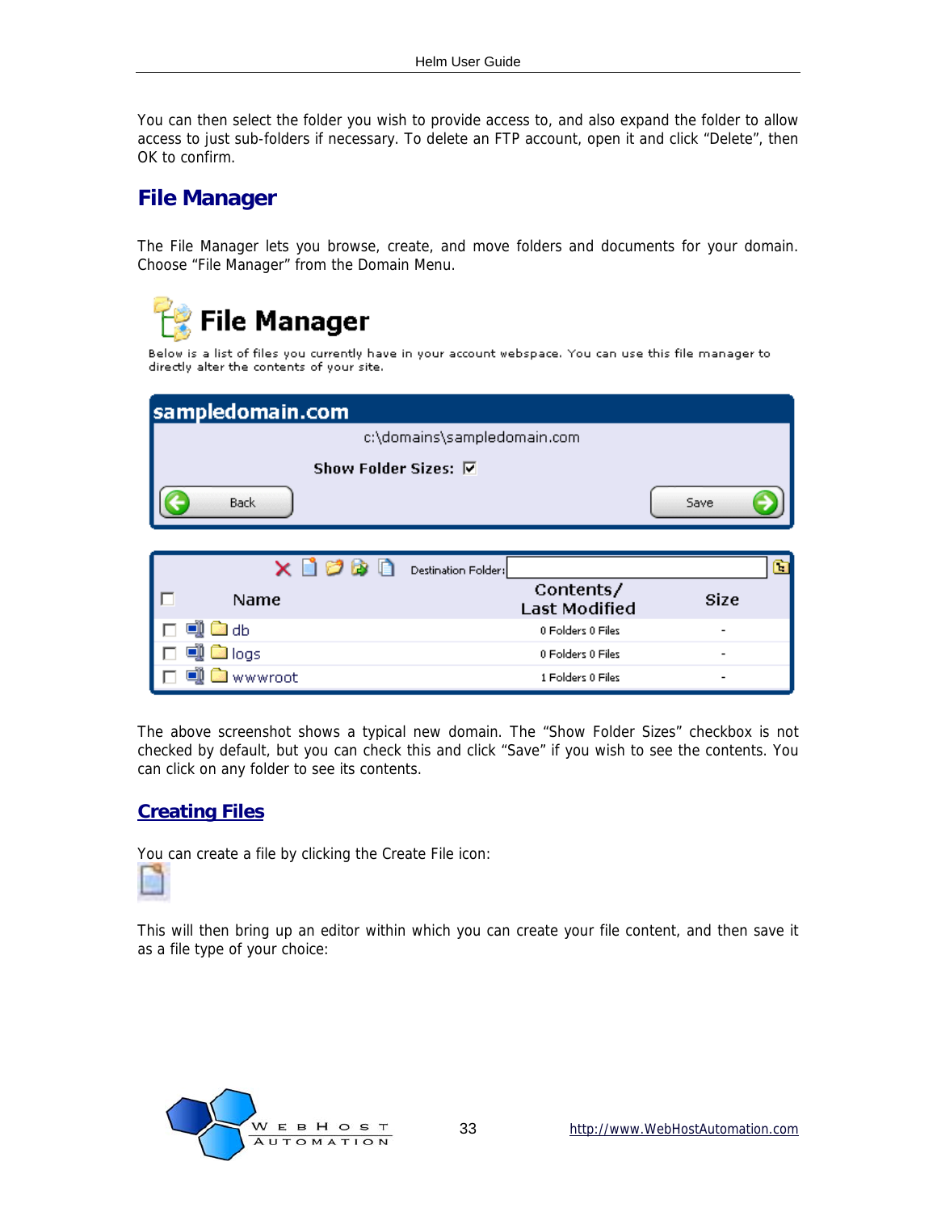You can then select the folder you wish to provide access to, and also expand the folder to allow access to just sub-folders if necessary. To delete an FTP account, open it and click “Delete”, then OK to confirm.

## File Manager

The File Manager lets you browse, create, and move folders and documents for your domain. Choose “File Manager” from the Domain Menu.

The above screenshot shows a typical new domain. The “Show Folder Sizes” checkbox is not checked by default, but you can check this and click “Save” if you wish to see the contents. You can click on any folder to see its contents.

### Creating Files

You can create a file by clicking the Create File icon:

This will then bring up an editor within which you can create your file content, and then save it as a file type of your choice: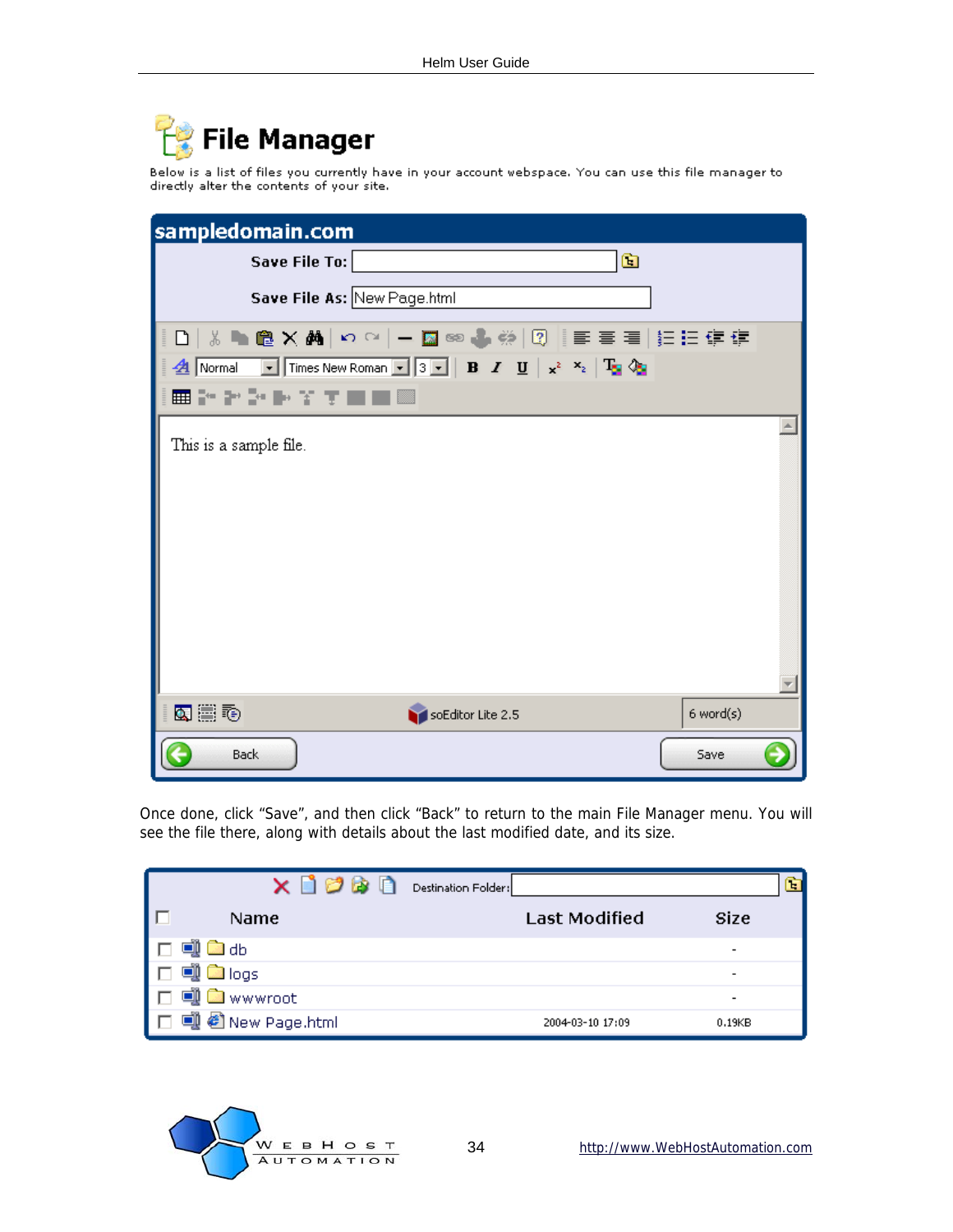Once done, click “Save”, and then click “Back” to return to the main File Manager menu. You will see the file there, along with details about the last modified date, and its size.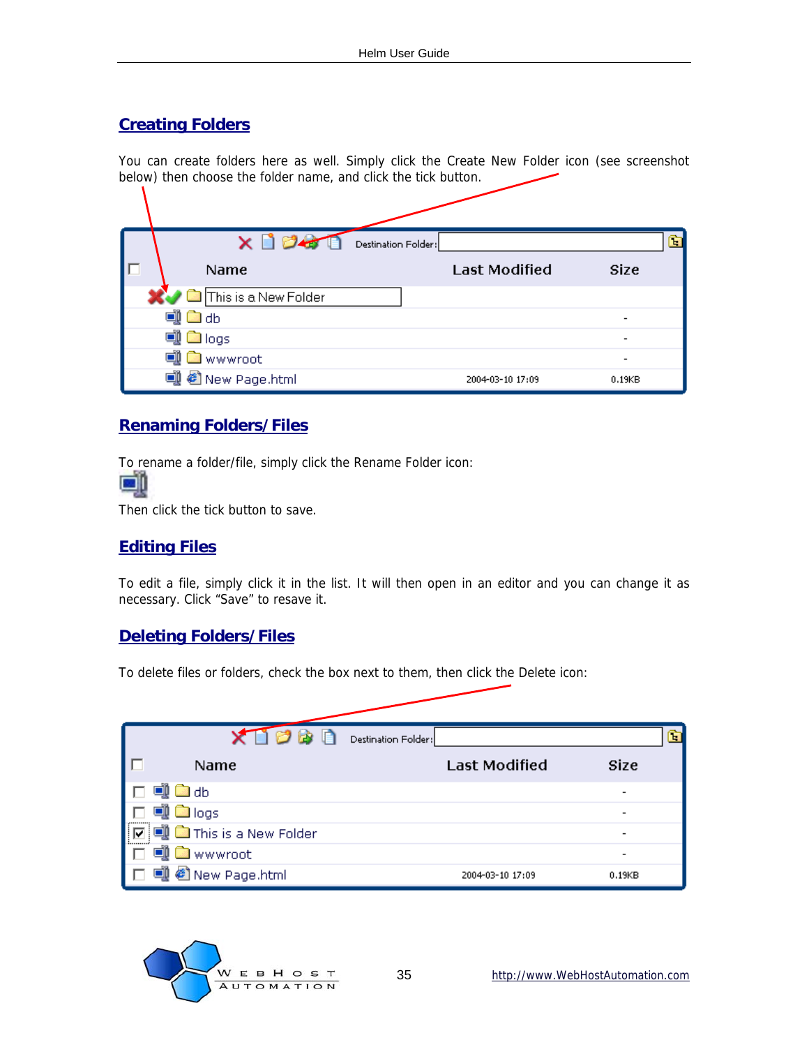## Creating Folders

You can create folders here as well. Simply click the Create New Folder icon (see screenshot below) then choose the folder name, and click the tick button.

## Renaming Folders/Files

To rename a folder/file, simply click the Rename Folder icon:

Then click the tick button to save.

## Editing Files

To edit a file, simply click it in the list. It will then open in an editor and you can change it as necessary. Click "Save" to resave it.

## Deleting Folders/Files

To delete files or folders, check the box next to them, then click the Delete icon: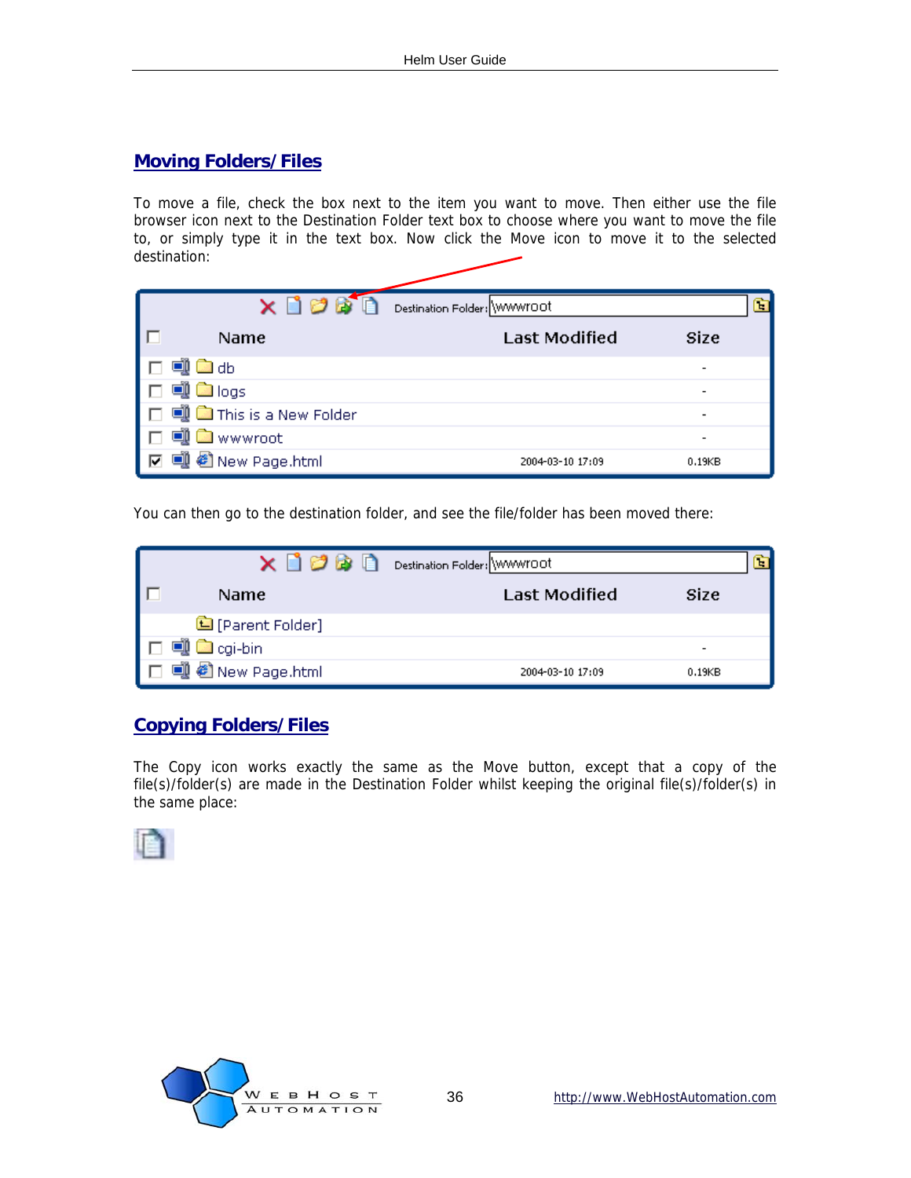## Moving Folders/Files

To move a file, check the box next to the item you want to move. Then either use the file browser icon next to the Destination Folder text box to choose where you want to move the file to, or simply type it in the text box. Now click the Move icon to move it to the selected destination:

| | Name | Last Modified | Size |
|---|---|---|---|
| ☐ | db | | - |
| ☐ | logs | | - |
| ☐ | This is a New Folder | | - |
| ☐ | wwwroot | | - |
| ☑ | New Page.html | 2004-03-10 17:09 | 0.19KB |

You can then go to the destination folder, and see the file/folder has been moved there:

| | Name | Last Modified | Size |
|---|---|---|---|
| | [Parent Folder] | | |
| ☐ | cgi-bin | | - |
| ☐ | New Page.html | 2004-03-10 17:09 | 0.19KB |

## Copying Folders/Files

The Copy icon works exactly the same as the Move button, except that a copy of the file(s)/folder(s) are made in the Destination Folder whilst keeping the original file(s)/folder(s) in the same place: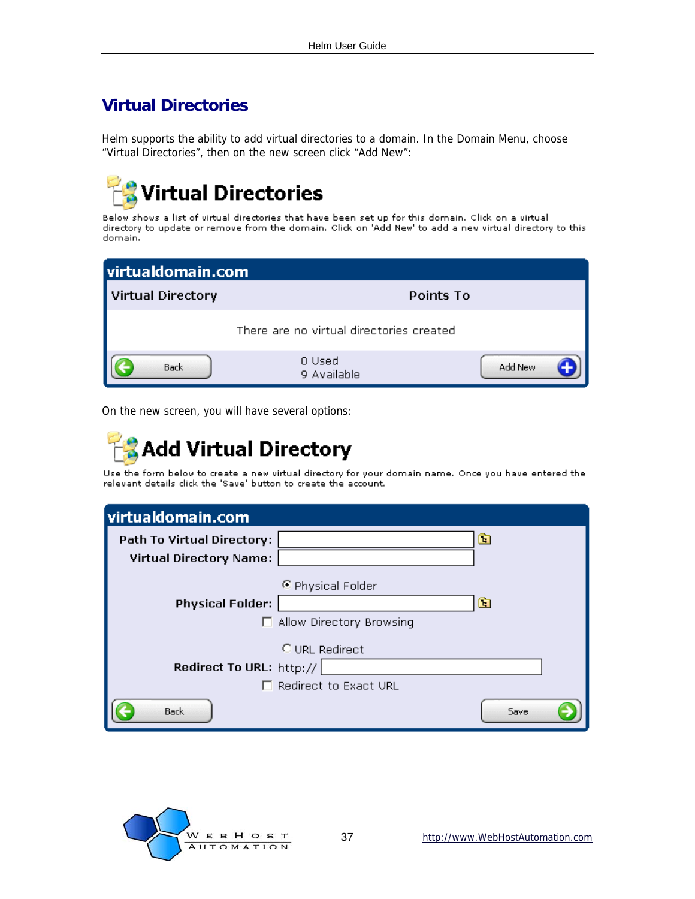## Virtual Directories

Helm supports the ability to add virtual directories to a domain. In the Domain Menu, choose “Virtual Directories”, then on the new screen click “Add New”:

**Virtual Directories**

Below shows a list of virtual directories that have been set up for this domain. Click on a virtual directory to update or remove from the domain. Click on 'Add New' to add a new virtual directory to this domain.

**virtualdomain.com**

| Virtual Directory | Points To |
| --- | --- |
| There are no virtual directories created | |

Back | 0 Used 9 Available | Add New

On the new screen, you will have several options:

**Add Virtual Directory**

Use the form below to create a new virtual directory for your domain name. Once you have entered the relevant details click the 'Save' button to create the account.

**virtualdomain.com**

- Path To Virtual Directory:
- Virtual Directory Name:
- Physical Folder (option)
  - Physical Folder:
  - Allow Directory Browsing
- URL Redirect (option)
  - Redirect To URL: http://
  - Redirect to Exact URL

Back | Save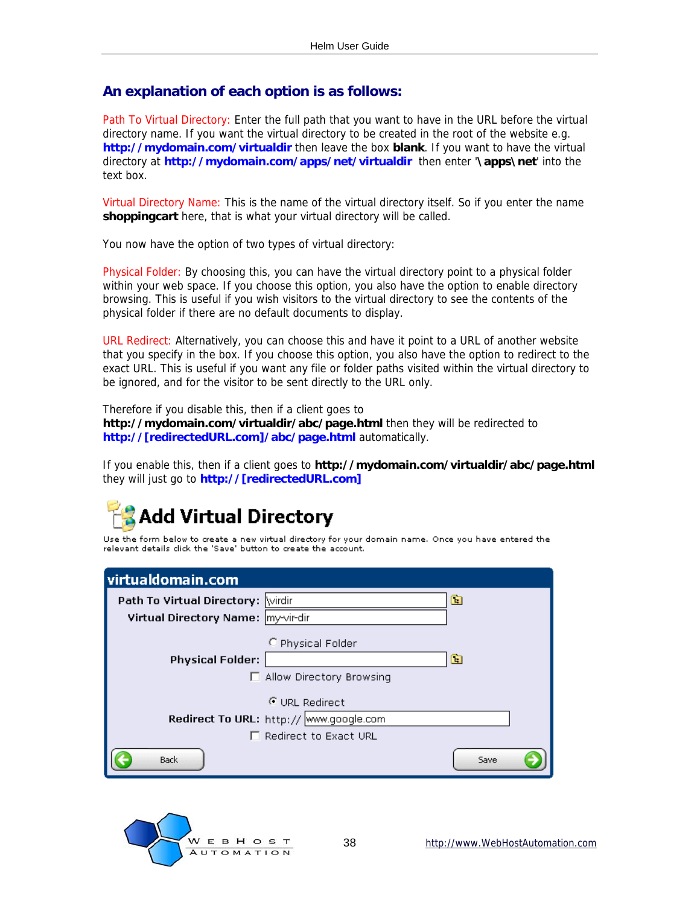## An explanation of each option is as follows:

Path To Virtual Directory: Enter the full path that you want to have in the URL before the virtual directory name. If you want the virtual directory to be created in the root of the website e.g. **http://mydomain.com/virtualdir** then leave the box **blank**. If you want to have the virtual directory at **http://mydomain.com/apps/net/virtualdir** then enter '**\apps\net**' into the text box.

Virtual Directory Name: This is the name of the virtual directory itself. So if you enter the name **shoppingcart** here, that is what your virtual directory will be called.

You now have the option of two types of virtual directory:

Physical Folder: By choosing this, you can have the virtual directory point to a physical folder within your web space. If you choose this option, you also have the option to enable directory browsing. This is useful if you wish visitors to the virtual directory to see the contents of the physical folder if there are no default documents to display.

URL Redirect: Alternatively, you can choose this and have it point to a URL of another website that you specify in the box. If you choose this option, you also have the option to redirect to the exact URL. This is useful if you want any file or folder paths visited within the virtual directory to be ignored, and for the visitor to be sent directly to the URL only.

Therefore if you disable this, then if a client goes to **http://mydomain.com/virtualdir/abc/page.html** then they will be redirected to **http://[redirectedURL.com]/abc/page.html** automatically.

If you enable this, then if a client goes to **http://mydomain.com/virtualdir/abc/page.html** they will just go to **http://[redirectedURL.com]**

**Add Virtual Directory**

Use the form below to create a new virtual directory for your domain name. Once you have entered the relevant details click the 'Save' button to create the account.

**virtualdomain.com**

Path To Virtual Directory: \virdir

Virtual Directory Name: my-vir-dir

○ Physical Folder

Physical Folder:

☐ Allow Directory Browsing

◉ URL Redirect

Redirect To URL: http:// www.google.com

☐ Redirect to Exact URL

Back | Save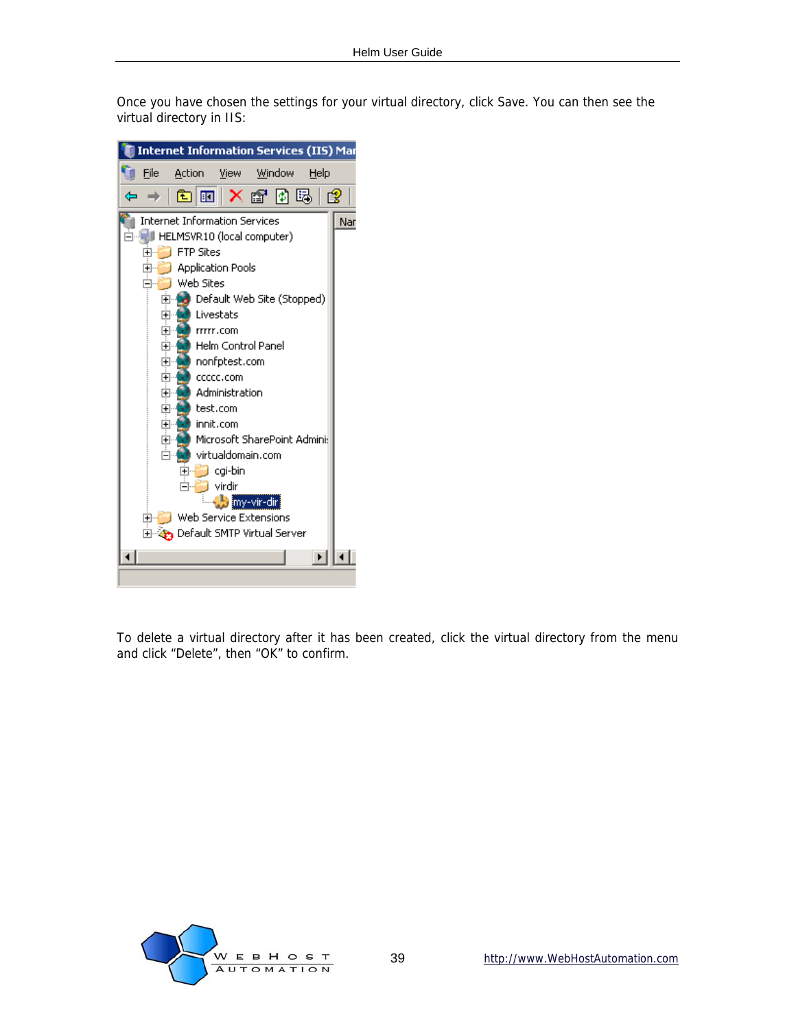Once you have chosen the settings for your virtual directory, click Save. You can then see the virtual directory in IIS:

To delete a virtual directory after it has been created, click the virtual directory from the menu and click “Delete”, then “OK” to confirm.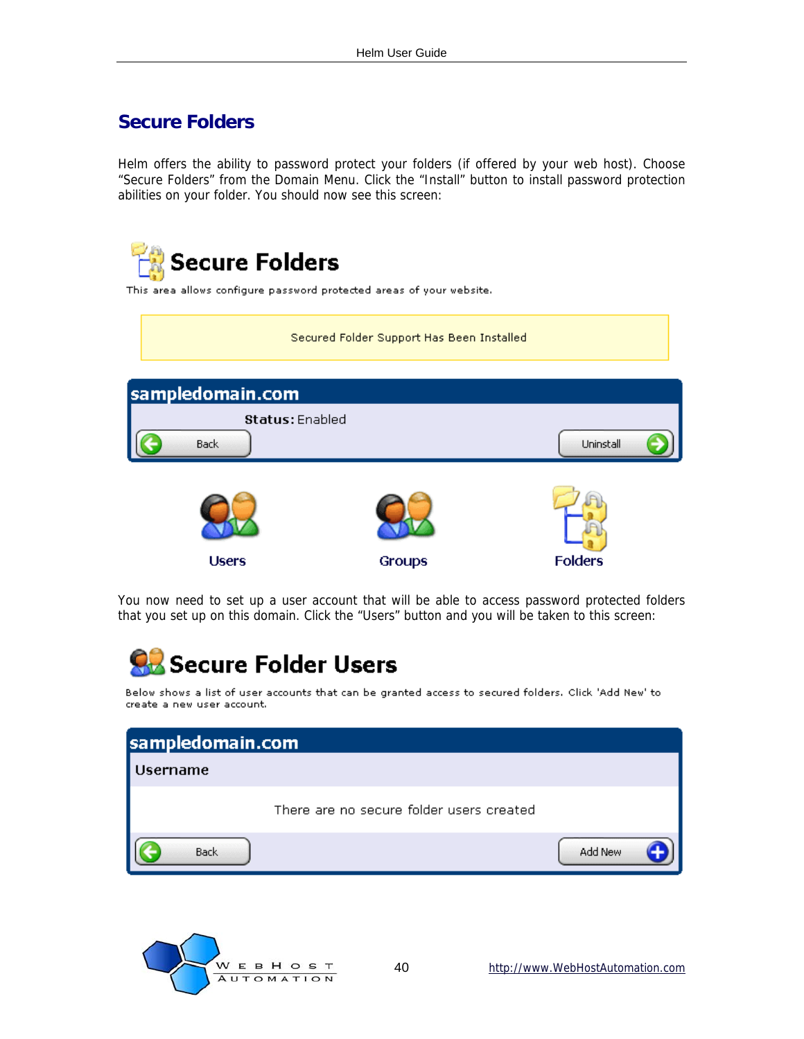## Secure Folders

Helm offers the ability to password protect your folders (if offered by your web host). Choose "Secure Folders" from the Domain Menu. Click the "Install" button to install password protection abilities on your folder. You should now see this screen:

You now need to set up a user account that will be able to access password protected folders that you set up on this domain. Click the "Users" button and you will be taken to this screen: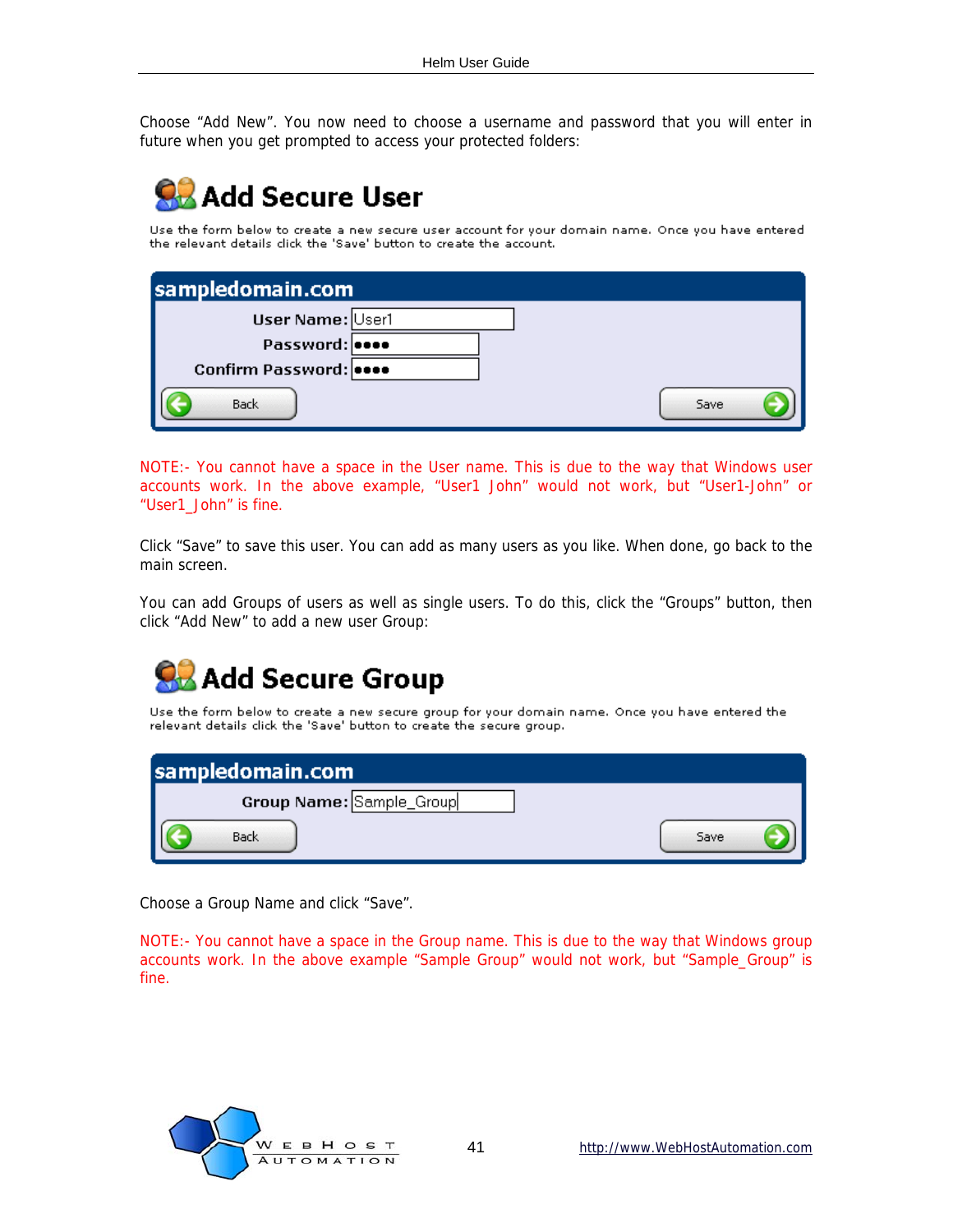Choose "Add New". You now need to choose a username and password that you will enter in future when you get prompted to access your protected folders:

## Add Secure User

Use the form below to create a new secure user account for your domain name. Once you have entered the relevant details click the 'Save' button to create the account.

**sampledomain.com**

User Name: User1
Password: ••••
Confirm Password: ••••

Back | Save

NOTE:- You cannot have a space in the User name. This is due to the way that Windows user accounts work. In the above example, "User1 John" would not work, but "User1-John" or "User1_John" is fine.

Click "Save" to save this user. You can add as many users as you like. When done, go back to the main screen.

You can add Groups of users as well as single users. To do this, click the "Groups" button, then click "Add New" to add a new user Group:

## Add Secure Group

Use the form below to create a new secure group for your domain name. Once you have entered the relevant details click the 'Save' button to create the secure group.

**sampledomain.com**

Group Name: Sample_Group

Back | Save

Choose a Group Name and click "Save".

NOTE:- You cannot have a space in the Group name. This is due to the way that Windows group accounts work. In the above example "Sample Group" would not work, but "Sample_Group" is fine.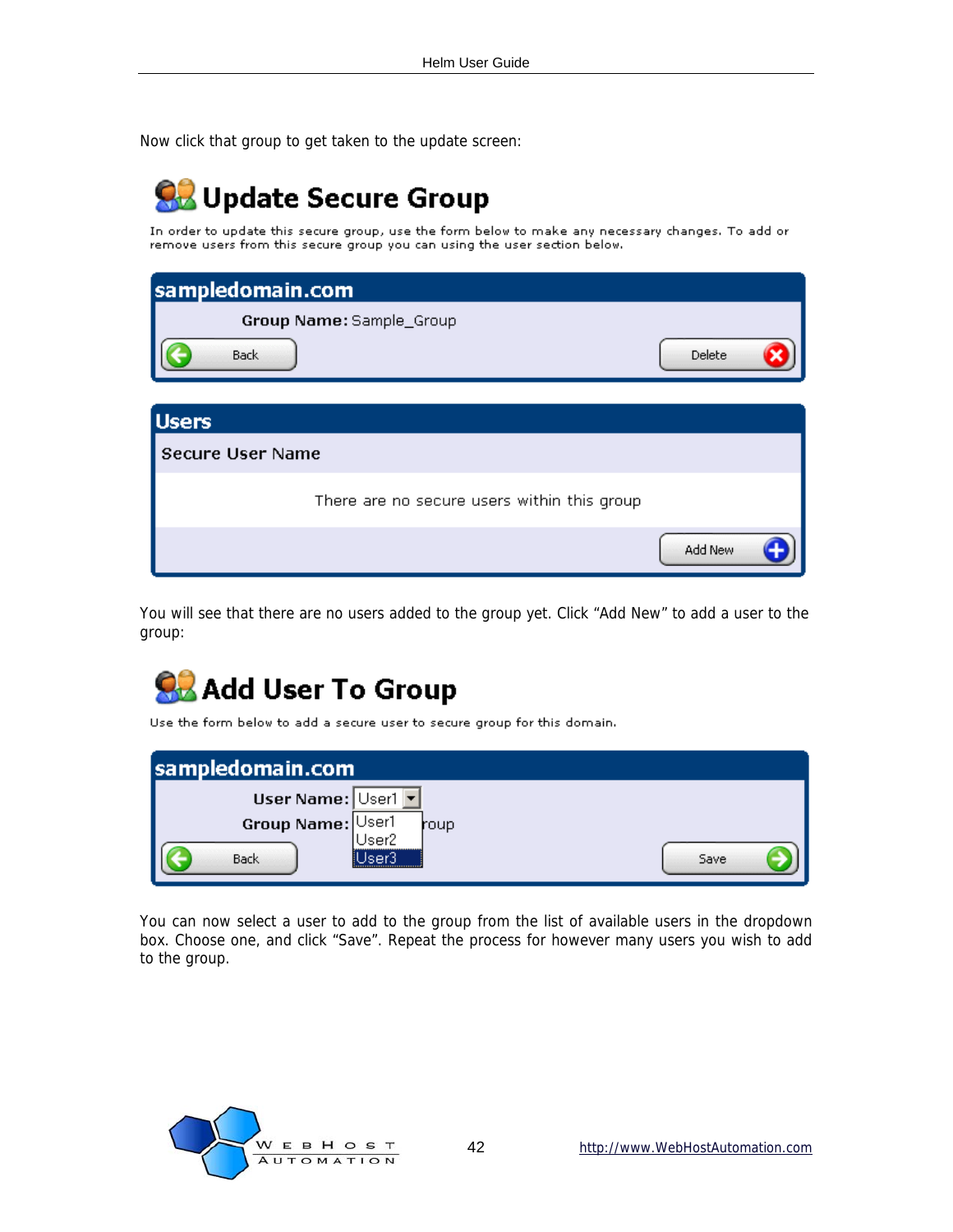Now click that group to get taken to the update screen:

# Update Secure Group

In order to update this secure group, use the form below to make any necessary changes. To add or remove users from this secure group you can using the user section below.

**sampledomain.com**

**Group Name:** Sample_Group

Back | Delete

**Users**

**Secure User Name**

There are no secure users within this group

Add New

You will see that there are no users added to the group yet. Click "Add New" to add a user to the group:

# Add User To Group

Use the form below to add a secure user to secure group for this domain.

**sampledomain.com**

**User Name:** User1 (User1, User2, User3)

**Group Name:** ...roup

Back | Save

You can now select a user to add to the group from the list of available users in the dropdown box. Choose one, and click "Save". Repeat the process for however many users you wish to add to the group.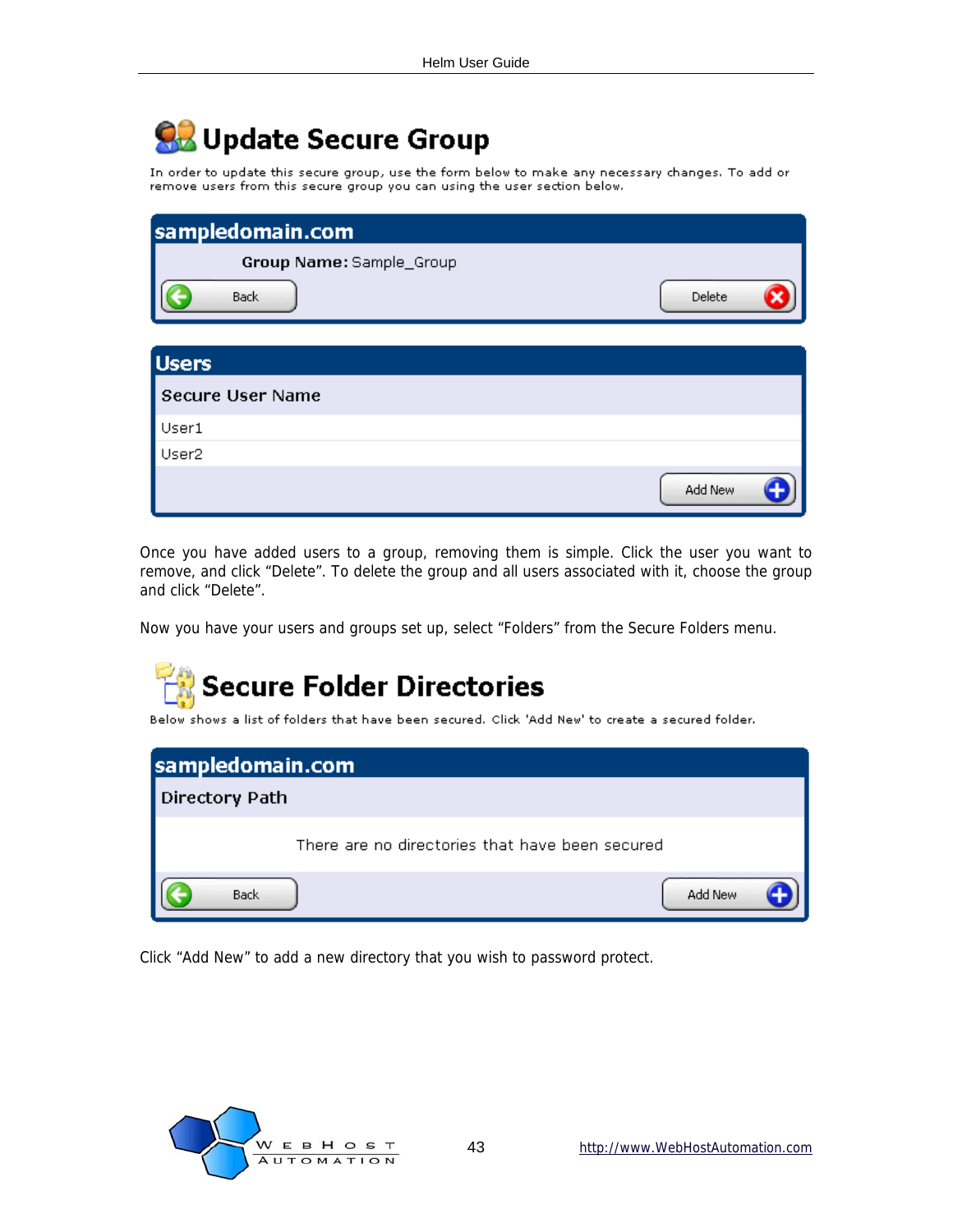# Update Secure Group

In order to update this secure group, use the form below to make any necessary changes. To add or remove users from this secure group you can using the user section below.

**sampledomain.com**

**Group Name:** Sample_Group

Back | Delete

**Users**

| Secure User Name |
| --- |
| User1 |
| User2 |

Add New

Once you have added users to a group, removing them is simple. Click the user you want to remove, and click “Delete”. To delete the group and all users associated with it, choose the group and click “Delete”.

Now you have your users and groups set up, select “Folders” from the Secure Folders menu.

# Secure Folder Directories

Below shows a list of folders that have been secured. Click 'Add New' to create a secured folder.

**sampledomain.com**

| Directory Path |
| --- |
| There are no directories that have been secured |

Back | Add New

Click “Add New” to add a new directory that you wish to password protect.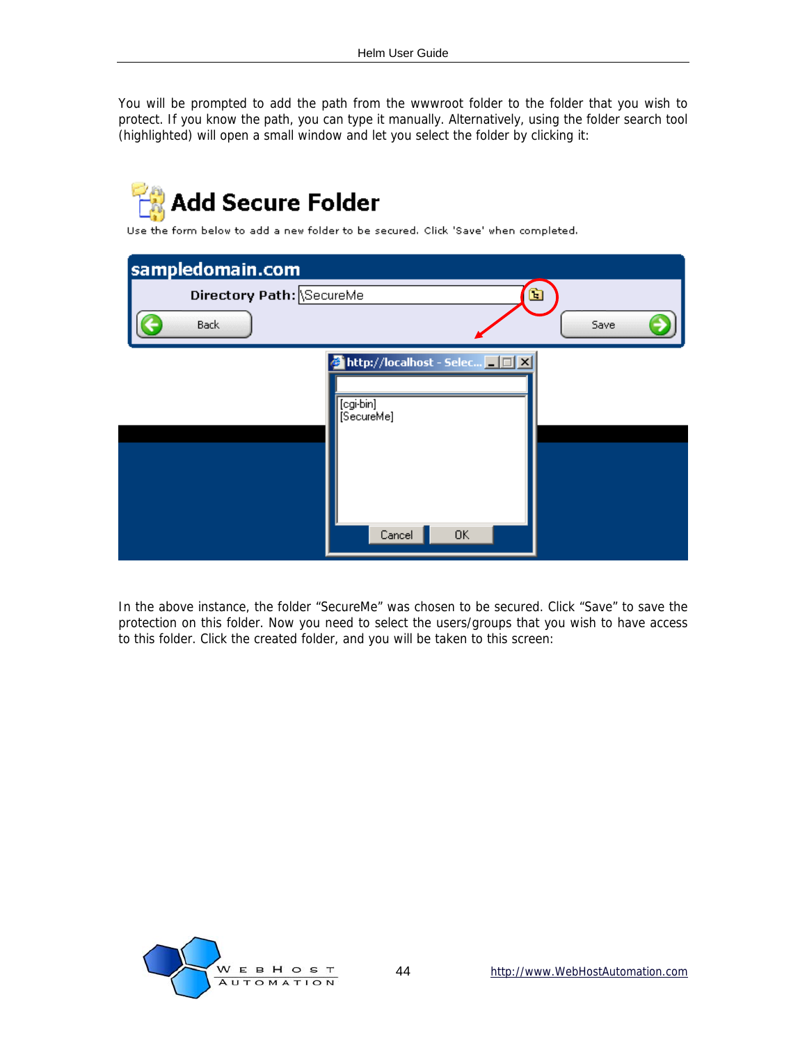You will be prompted to add the path from the wwwroot folder to the folder that you wish to protect. If you know the path, you can type it manually. Alternatively, using the folder search tool (highlighted) will open a small window and let you select the folder by clicking it:

In the above instance, the folder "SecureMe" was chosen to be secured. Click "Save" to save the protection on this folder. Now you need to select the users/groups that you wish to have access to this folder. Click the created folder, and you will be taken to this screen: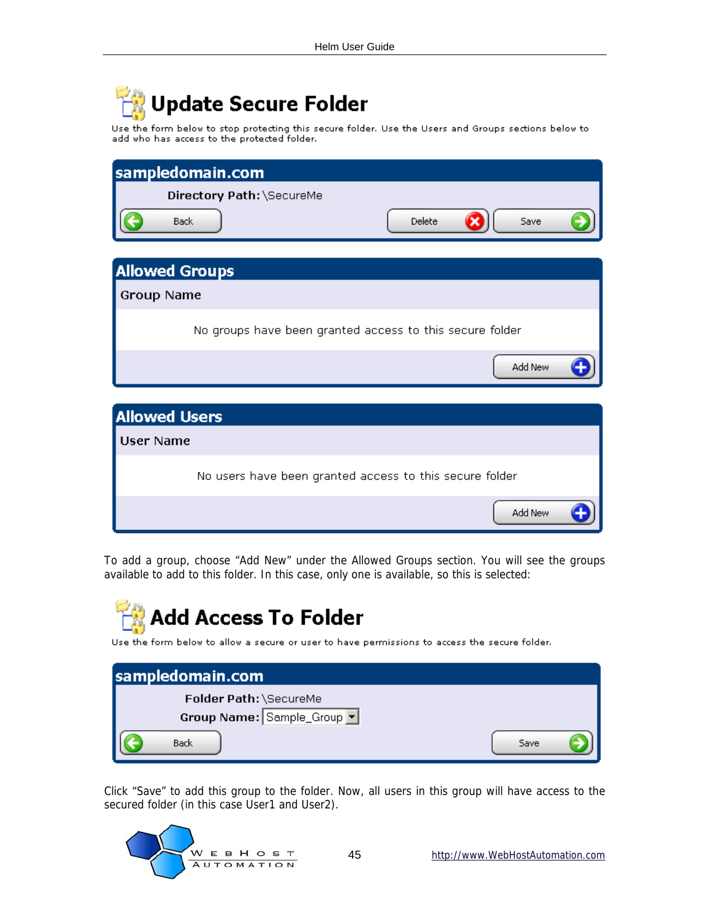## Update Secure Folder

Use the form below to stop protecting this secure folder. Use the Users and Groups sections below to add who has access to the protected folder.

**sampledomain.com**

**Directory Path:** \SecureMe

Back | Delete | Save

**Allowed Groups**

| Group Name |
|---|
| No groups have been granted access to this secure folder |

Add New

**Allowed Users**

| User Name |
|---|
| No users have been granted access to this secure folder |

Add New

To add a group, choose “Add New” under the Allowed Groups section. You will see the groups available to add to this folder. In this case, only one is available, so this is selected:

## Add Access To Folder

Use the form below to allow a secure or user to have permissions to access the secure folder.

**sampledomain.com**

**Folder Path:** \SecureMe

**Group Name:** Sample_Group

Back | Save

Click “Save” to add this group to the folder. Now, all users in this group will have access to the secured folder (in this case User1 and User2).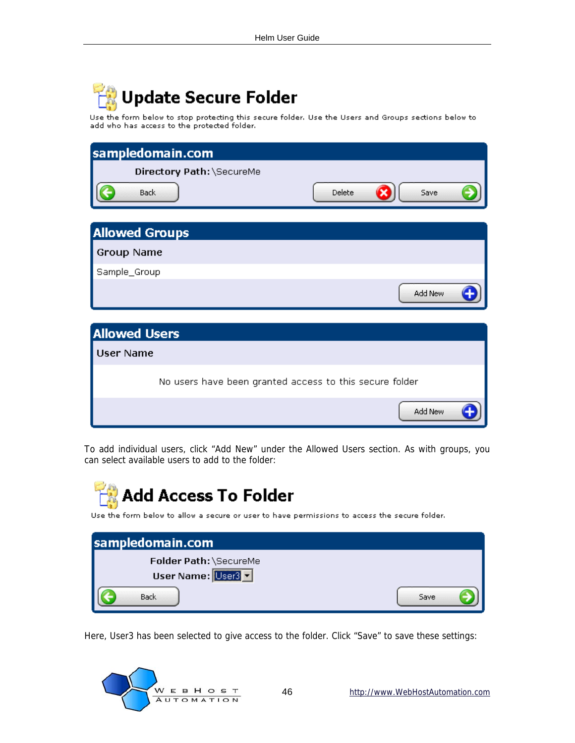# Update Secure Folder

Use the form below to stop protecting this secure folder. Use the Users and Groups sections below to add who has access to the protected folder.

**sampledomain.com**

**Directory Path:** \SecureMe

Back | Delete | Save

**Allowed Groups**

| Group Name |
|---|
| Sample_Group |

Add New

**Allowed Users**

| User Name |
|---|
| No users have been granted access to this secure folder |

Add New

To add individual users, click "Add New" under the Allowed Users section. As with groups, you can select available users to add to the folder:

# Add Access To Folder

Use the form below to allow a secure or user to have permissions to access the secure folder.

**sampledomain.com**

**Folder Path:** \SecureMe

**User Name:** User3

Back | Save

Here, User3 has been selected to give access to the folder. Click "Save" to save these settings: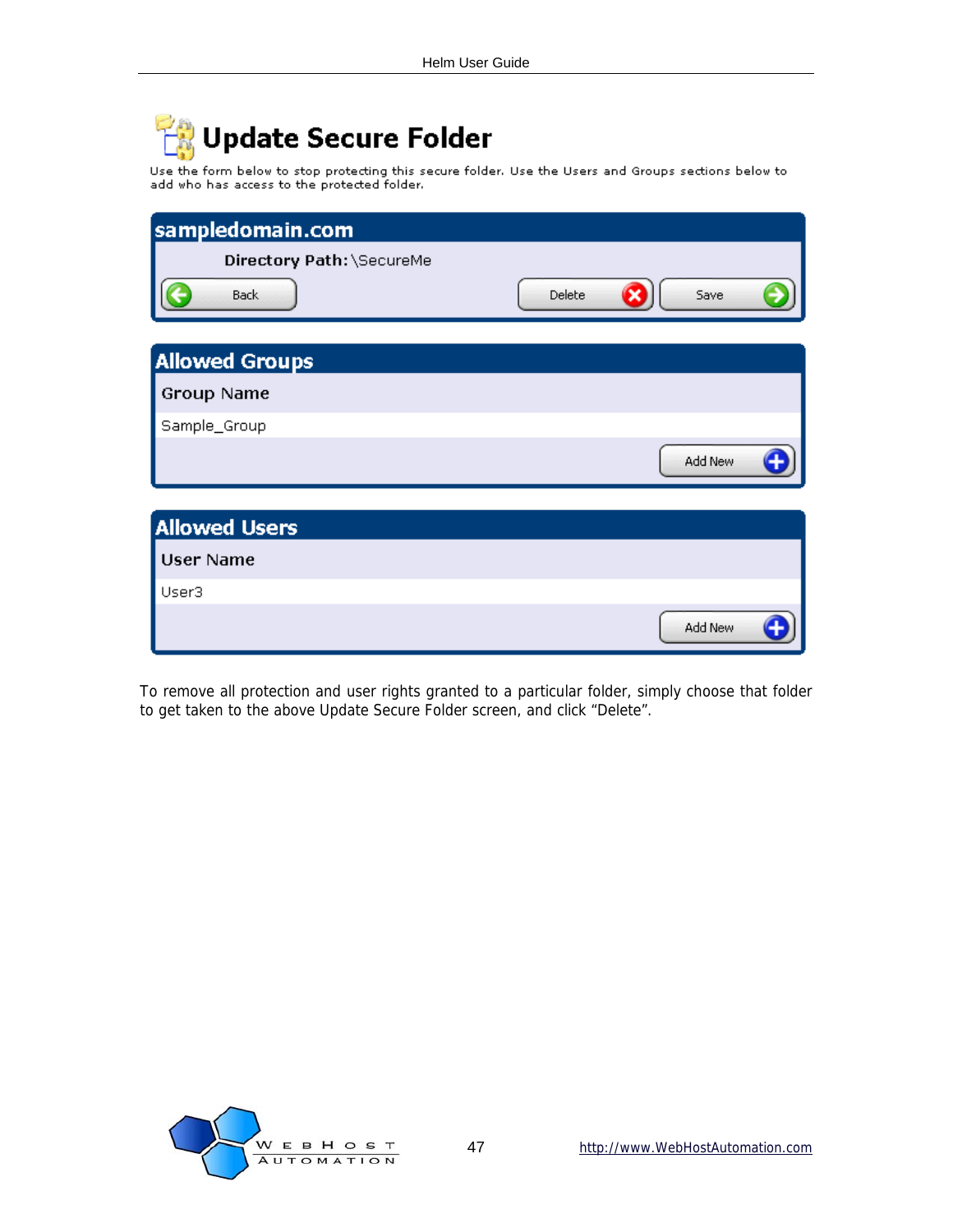# Update Secure Folder

Use the form below to stop protecting this secure folder. Use the Users and Groups sections below to add who has access to the protected folder.

**sampledomain.com**

**Directory Path:** \SecureMe

Back | Delete | Save

**Allowed Groups**

| Group Name |
| --- |
| Sample_Group |

Add New

**Allowed Users**

| User Name |
| --- |
| User3 |

Add New

To remove all protection and user rights granted to a particular folder, simply choose that folder to get taken to the above Update Secure Folder screen, and click "Delete".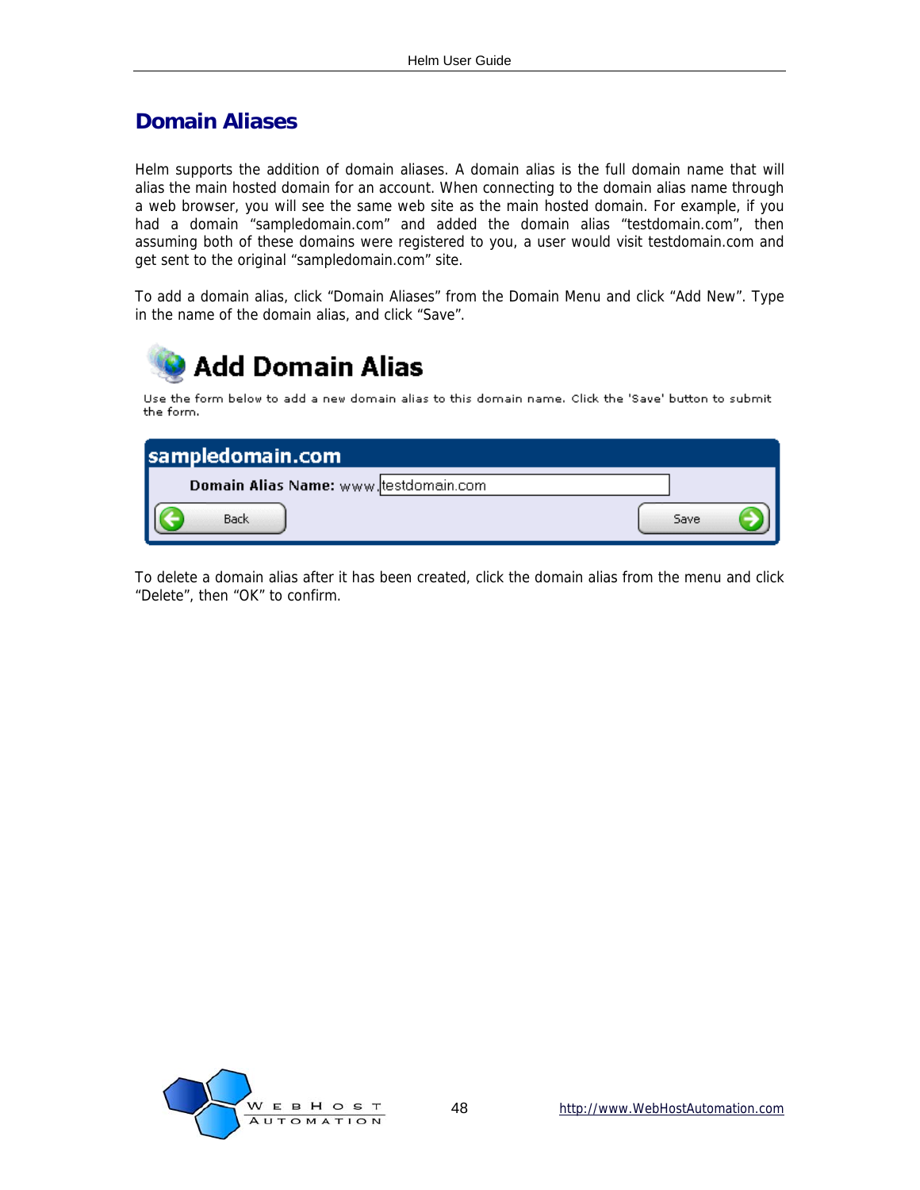# Domain Aliases

Helm supports the addition of domain aliases. A domain alias is the full domain name that will alias the main hosted domain for an account. When connecting to the domain alias name through a web browser, you will see the same web site as the main hosted domain. For example, if you had a domain “sampledomain.com” and added the domain alias “testdomain.com”, then assuming both of these domains were registered to you, a user would visit testdomain.com and get sent to the original “sampledomain.com” site.

To add a domain alias, click “Domain Aliases” from the Domain Menu and click “Add New”. Type in the name of the domain alias, and click “Save”.

## Add Domain Alias

Use the form below to add a new domain alias to this domain name. Click the 'Save' button to submit the form.

**sampledomain.com**

**Domain Alias Name:** www. testdomain.com

Back | Save

To delete a domain alias after it has been created, click the domain alias from the menu and click “Delete”, then “OK” to confirm.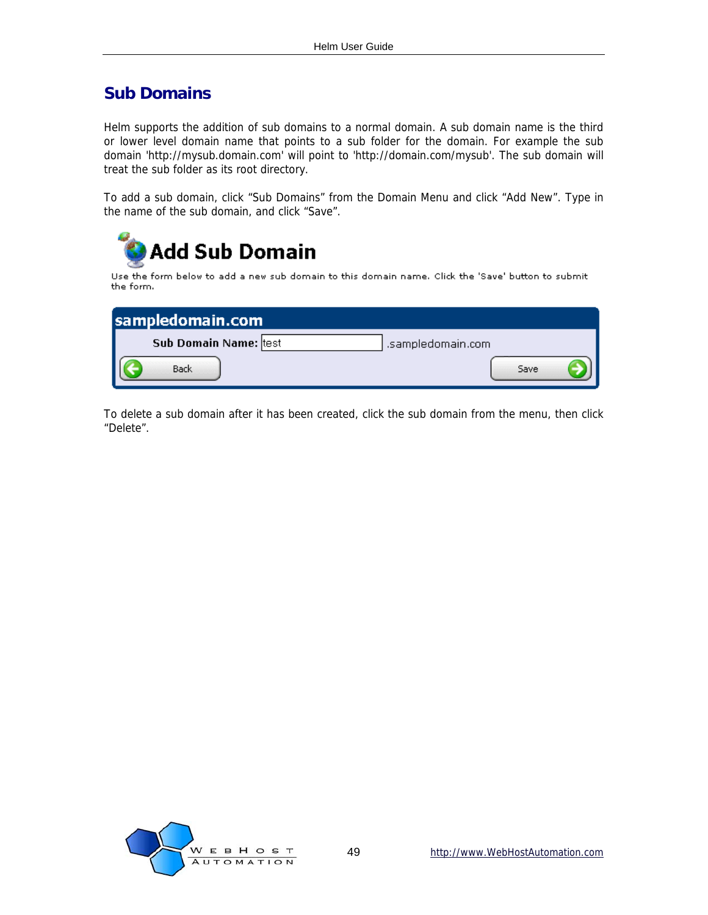## Sub Domains

Helm supports the addition of sub domains to a normal domain. A sub domain name is the third or lower level domain name that points to a sub folder for the domain. For example the sub domain 'http://mysub.domain.com' will point to 'http://domain.com/mysub'. The sub domain will treat the sub folder as its root directory.

To add a sub domain, click “Sub Domains” from the Domain Menu and click “Add New”. Type in the name of the sub domain, and click “Save”.

**Add Sub Domain**

Use the form below to add a new sub domain to this domain name. Click the 'Save' button to submit the form.

**sampledomain.com**

**Sub Domain Name:** test .sampledomain.com

Back Save

To delete a sub domain after it has been created, click the sub domain from the menu, then click “Delete”.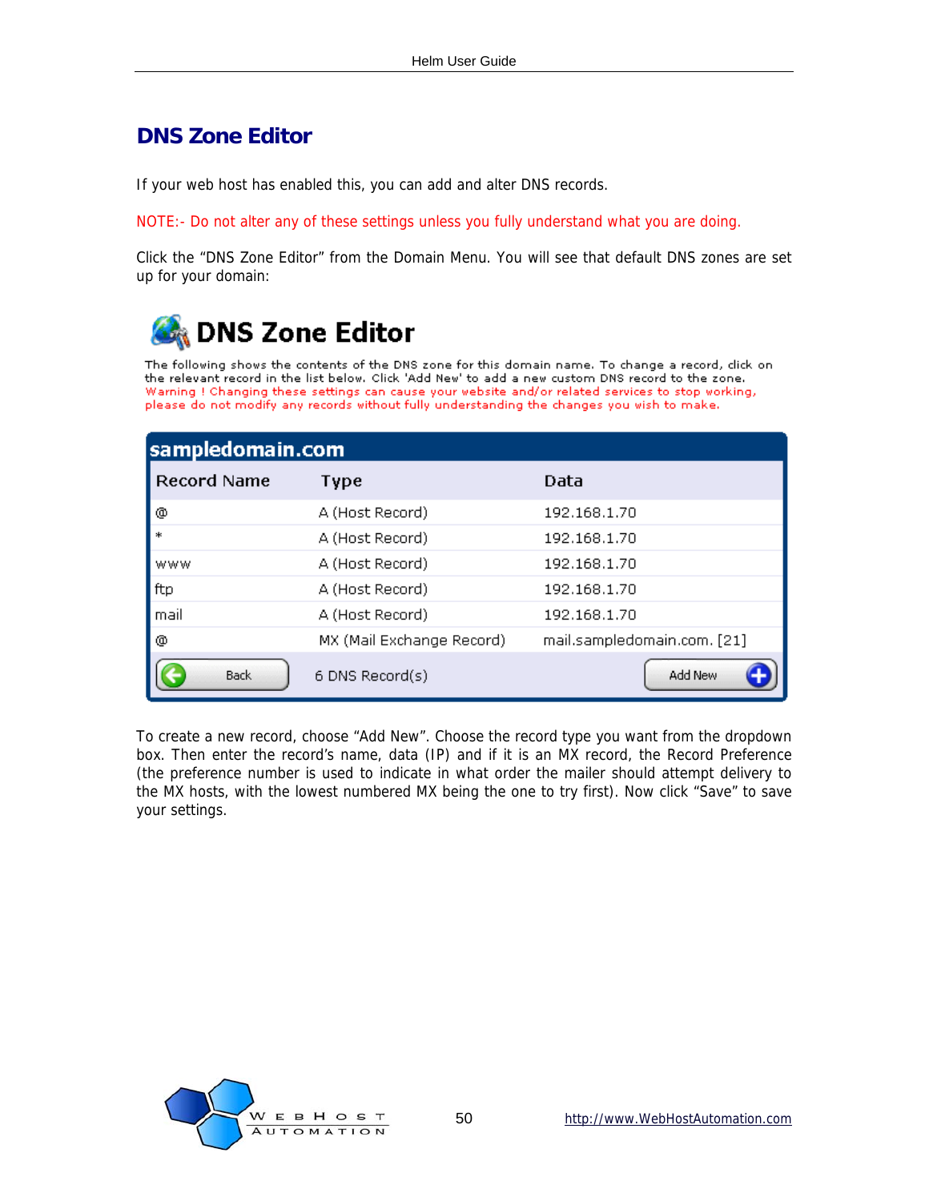# DNS Zone Editor

If your web host has enabled this, you can add and alter DNS records.

NOTE:- Do not alter any of these settings unless you fully understand what you are doing.

Click the "DNS Zone Editor" from the Domain Menu. You will see that default DNS zones are set up for your domain:

## DNS Zone Editor

The following shows the contents of the DNS zone for this domain name. To change a record, click on the relevant record in the list below. Click 'Add New' to add a new custom DNS record to the zone.
Warning ! Changing these settings can cause your website and/or related services to stop working, please do not modify any records without fully understanding the changes you wish to make.

**sampledomain.com**

| Record Name | Type | Data |
|---|---|---|
| @ | A (Host Record) | 192.168.1.70 |
| * | A (Host Record) | 192.168.1.70 |
| www | A (Host Record) | 192.168.1.70 |
| ftp | A (Host Record) | 192.168.1.70 |
| mail | A (Host Record) | 192.168.1.70 |
| @ | MX (Mail Exchange Record) | mail.sampledomain.com. [21] |

Back | 6 DNS Record(s) | Add New

To create a new record, choose "Add New". Choose the record type you want from the dropdown box. Then enter the record's name, data (IP) and if it is an MX record, the Record Preference (the preference number is used to indicate in what order the mailer should attempt delivery to the MX hosts, with the lowest numbered MX being the one to try first). Now click "Save" to save your settings.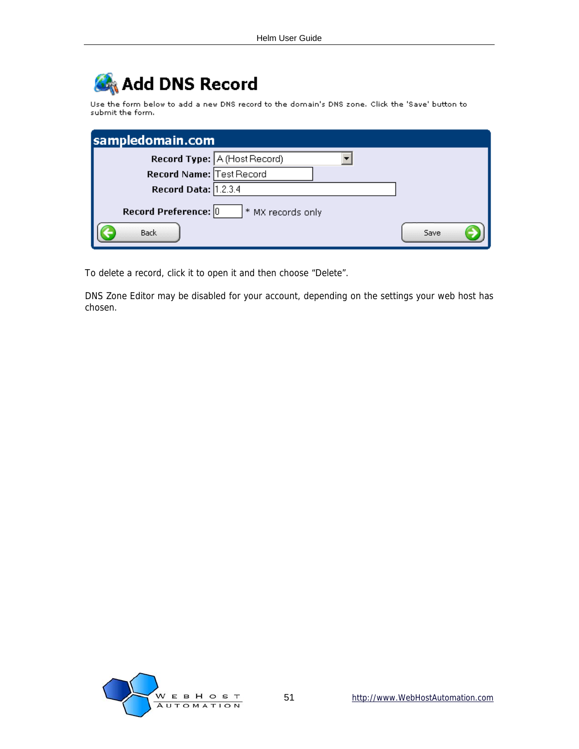# Add DNS Record

Use the form below to add a new DNS record to the domain's DNS zone. Click the 'Save' button to submit the form.

**sampledomain.com**

**Record Type:** A (Host Record)

**Record Name:** Test Record

**Record Data:** 1.2.3.4

**Record Preference:** 0 * MX records only

Back | Save

To delete a record, click it to open it and then choose "Delete".

DNS Zone Editor may be disabled for your account, depending on the settings your web host has chosen.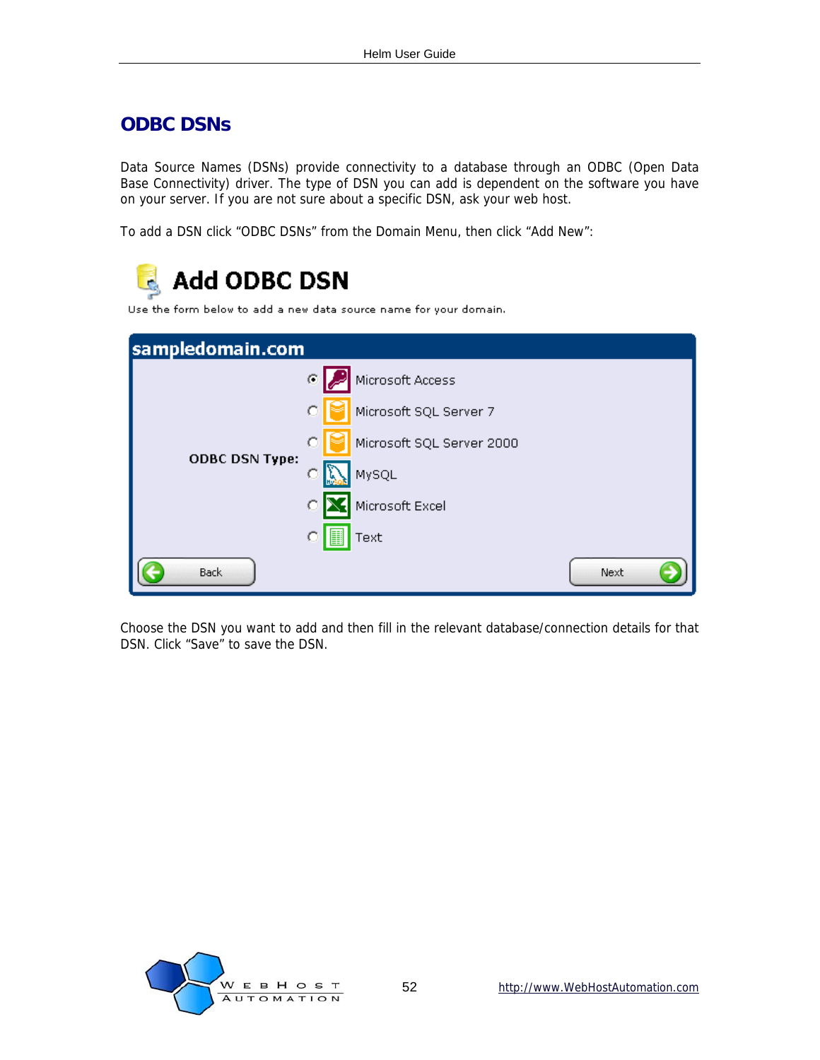## ODBC DSNs

Data Source Names (DSNs) provide connectivity to a database through an ODBC (Open Data Base Connectivity) driver. The type of DSN you can add is dependent on the software you have on your server. If you are not sure about a specific DSN, ask your web host.

To add a DSN click “ODBC DSNs” from the Domain Menu, then click “Add New”:

Choose the DSN you want to add and then fill in the relevant database/connection details for that DSN. Click “Save” to save the DSN.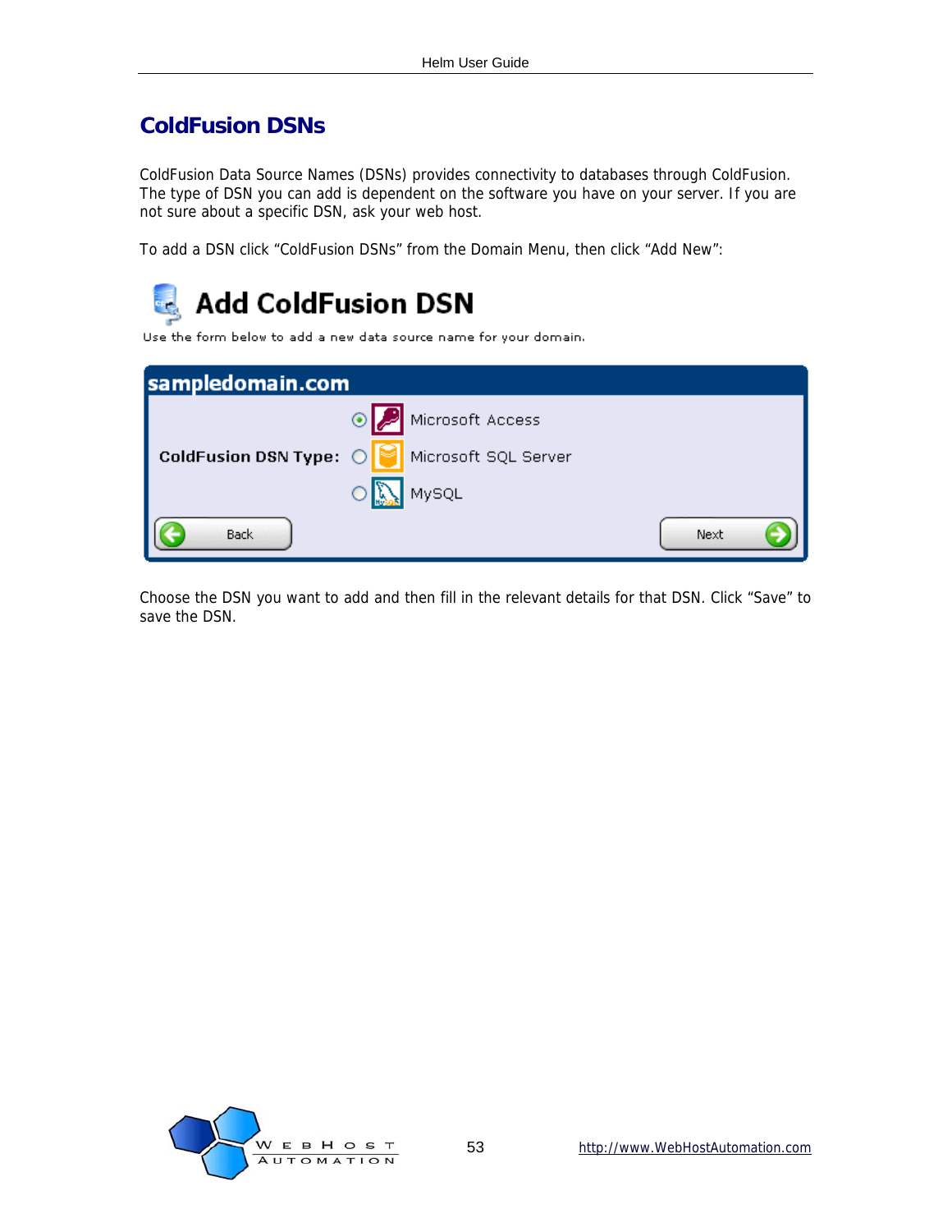# ColdFusion DSNs

ColdFusion Data Source Names (DSNs) provides connectivity to databases through ColdFusion. The type of DSN you can add is dependent on the software you have on your server. If you are not sure about a specific DSN, ask your web host.

To add a DSN click "ColdFusion DSNs" from the Domain Menu, then click "Add New":

Choose the DSN you want to add and then fill in the relevant details for that DSN. Click "Save" to save the DSN.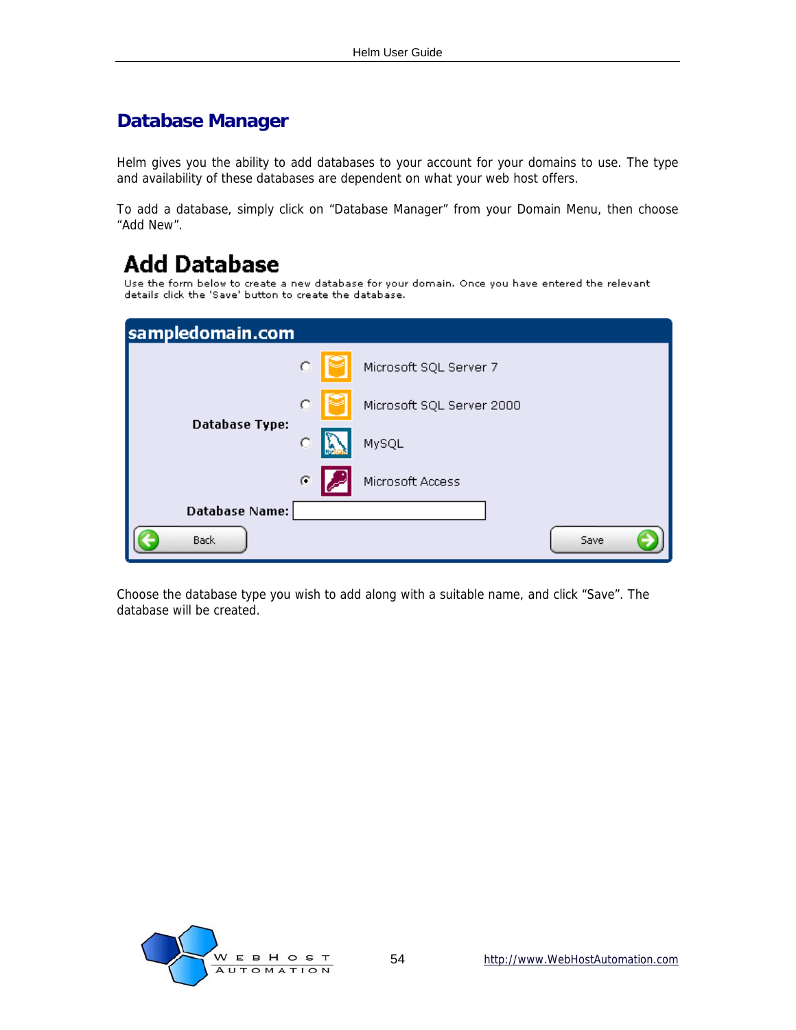# Database Manager

Helm gives you the ability to add databases to your account for your domains to use. The type and availability of these databases are dependent on what your web host offers.

To add a database, simply click on "Database Manager" from your Domain Menu, then choose "Add New".

## Add Database

Use the form below to create a new database for your domain. Once you have entered the relevant details click the 'Save' button to create the database.

**sampledomain.com**

**Database Type:**

- Microsoft SQL Server 7
- Microsoft SQL Server 2000
- MySQL
- Microsoft Access

**Database Name:**

Back | Save

Choose the database type you wish to add along with a suitable name, and click "Save". The database will be created.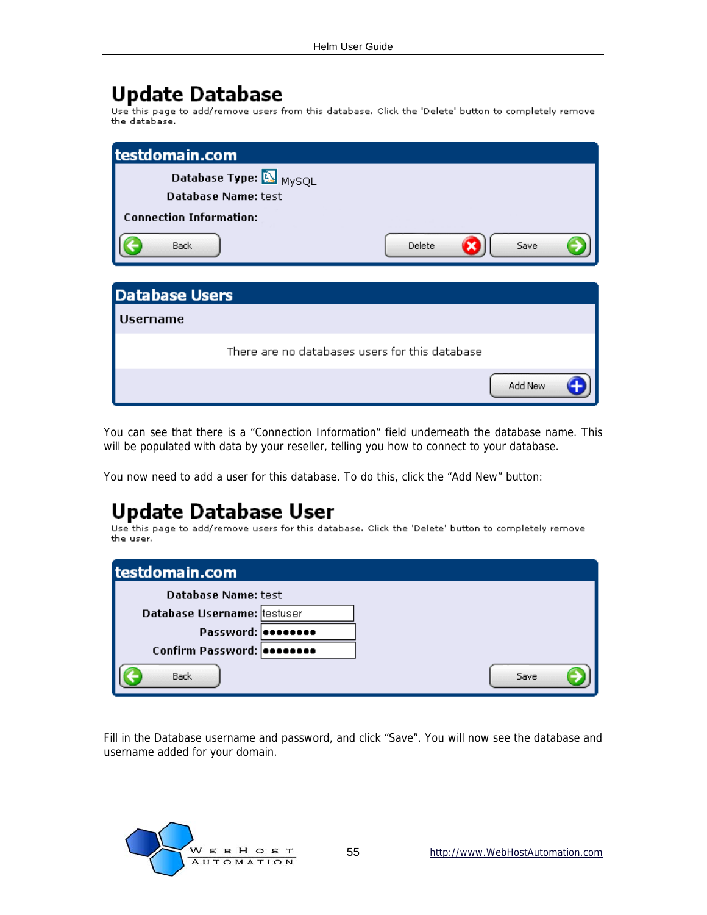# Update Database

Use this page to add/remove users from this database. Click the 'Delete' button to completely remove the database.

**testdomain.com**

**Database Type:** MySQL

**Database Name:** test

**Connection Information:**

Back | Delete | Save

**Database Users**

**Username**

There are no databases users for this database

Add New

You can see that there is a "Connection Information" field underneath the database name. This will be populated with data by your reseller, telling you how to connect to your database.

You now need to add a user for this database. To do this, click the "Add New" button:

# Update Database User

Use this page to add/remove users for this database. Click the 'Delete' button to completely remove the user.

**testdomain.com**

**Database Name:** test

**Database Username:** testuser

**Password:** ●●●●●●●●

**Confirm Password:** ●●●●●●●●

Back | Save

Fill in the Database username and password, and click "Save". You will now see the database and username added for your domain.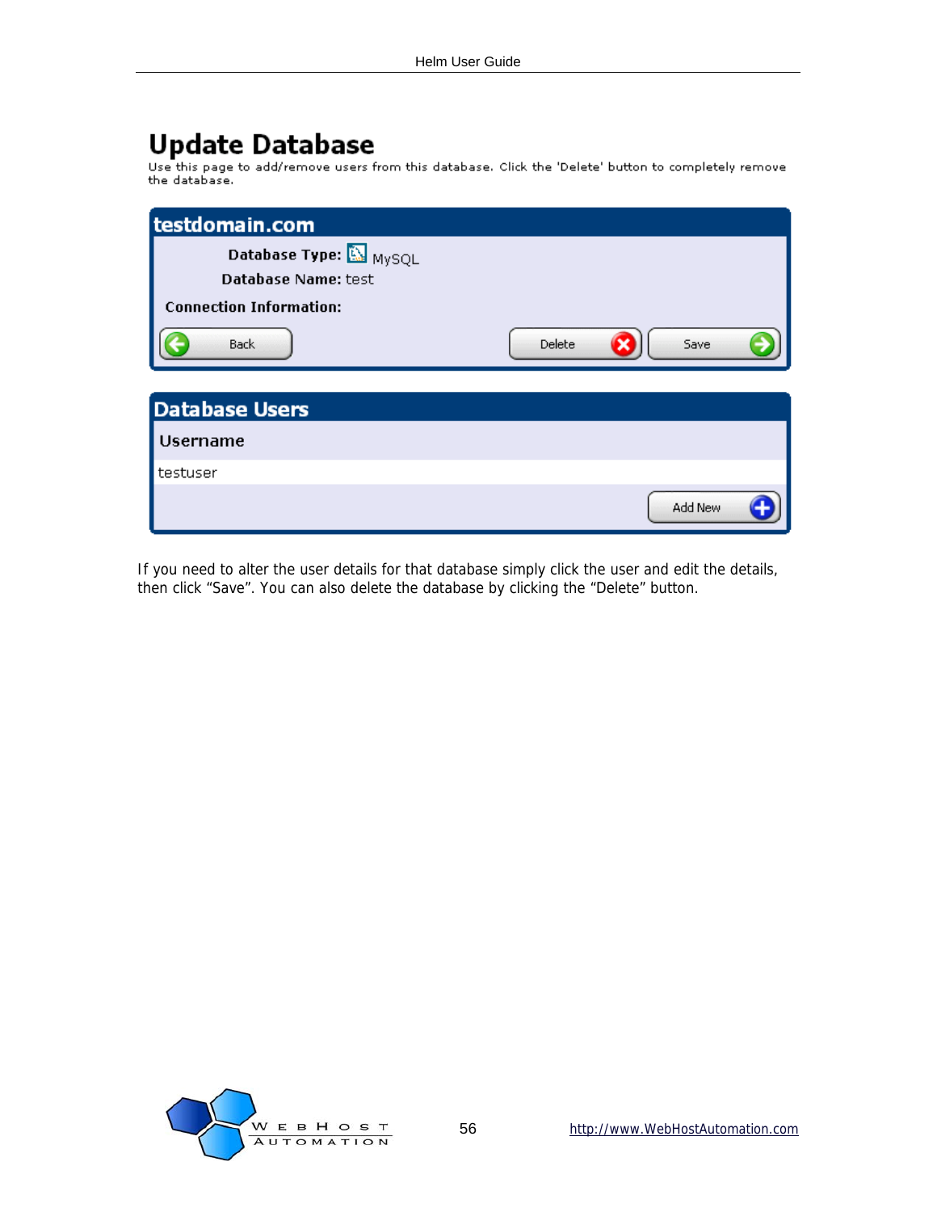# Update Database

Use this page to add/remove users from this database. Click the 'Delete' button to completely remove the database.

## testdomain.com

**Database Type:** MySQL

**Database Name:** test

**Connection Information:**

Back | Delete | Save

## Database Users

| Username |
| --- |
| testuser |

Add New

If you need to alter the user details for that database simply click the user and edit the details, then click "Save". You can also delete the database by clicking the "Delete" button.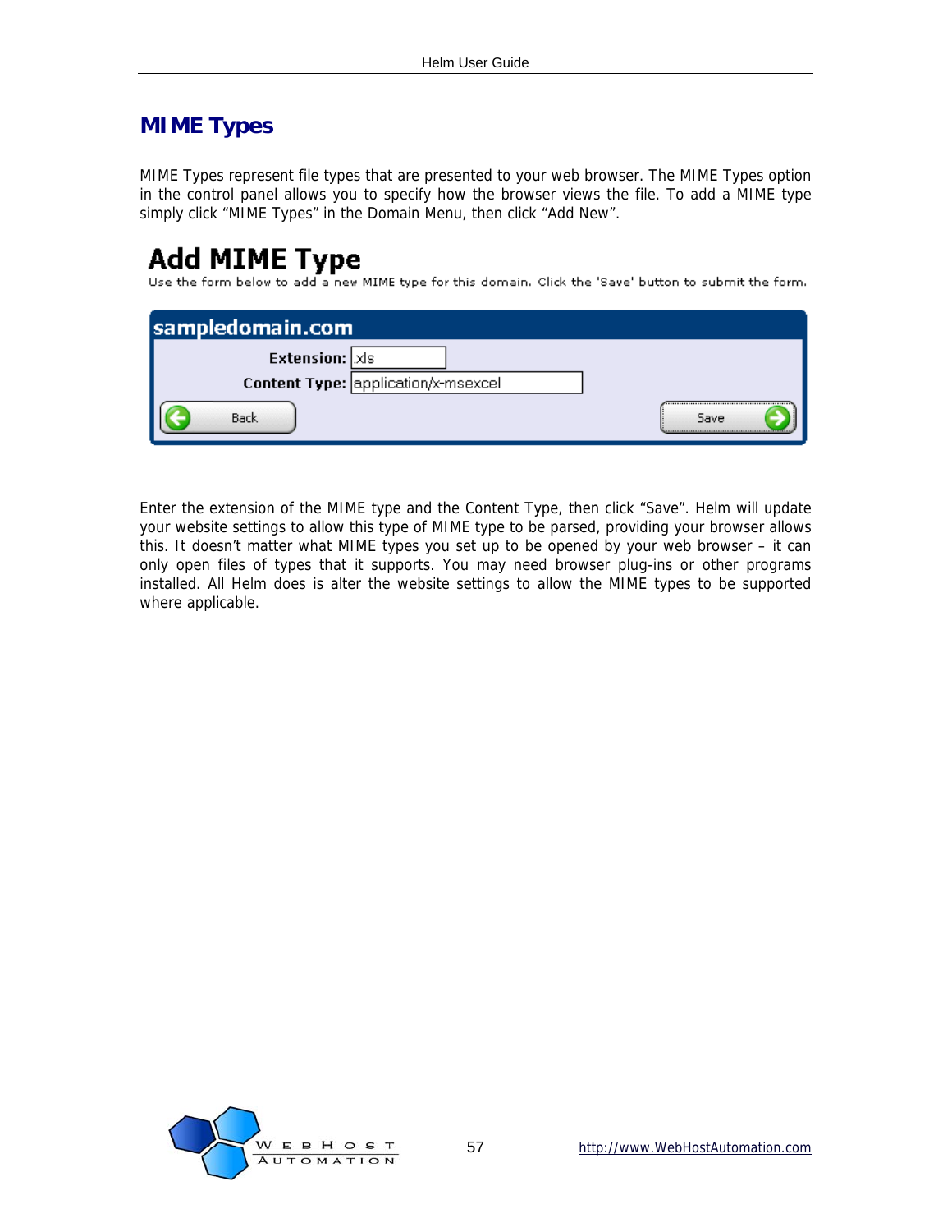# MIME Types

MIME Types represent file types that are presented to your web browser. The MIME Types option in the control panel allows you to specify how the browser views the file. To add a MIME type simply click “MIME Types” in the Domain Menu, then click “Add New”.

Enter the extension of the MIME type and the Content Type, then click “Save”. Helm will update your website settings to allow this type of MIME type to be parsed, providing your browser allows this. It doesn’t matter what MIME types you set up to be opened by your web browser – it can only open files of types that it supports. You may need browser plug-ins or other programs installed. All Helm does is alter the website settings to allow the MIME types to be supported where applicable.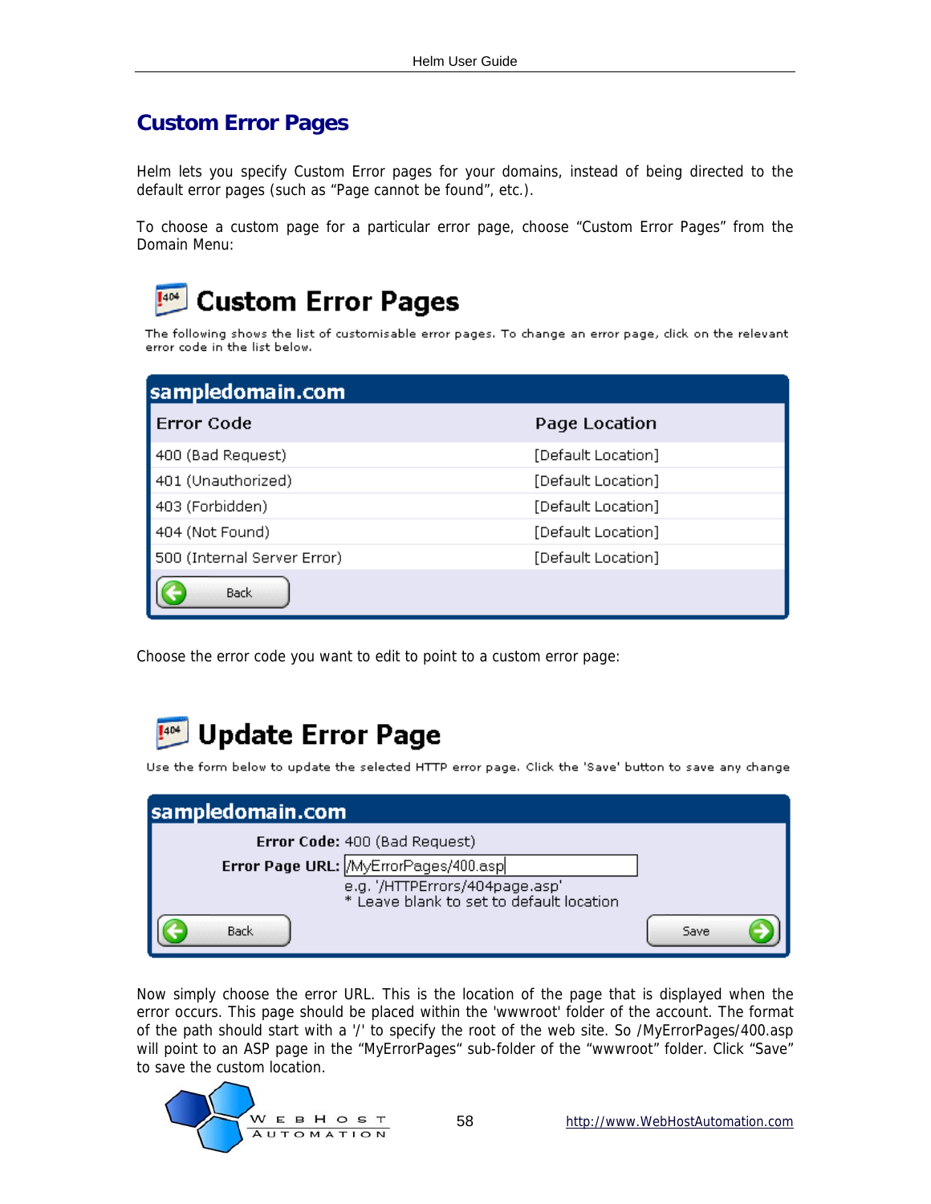## Custom Error Pages

Helm lets you specify Custom Error pages for your domains, instead of being directed to the default error pages (such as "Page cannot be found", etc.).

To choose a custom page for a particular error page, choose "Custom Error Pages" from the Domain Menu:

# Custom Error Pages

The following shows the list of customisable error pages. To change an error page, click on the relevant error code in the list below.

**sampledomain.com**

| Error Code | Page Location |
|---|---|
| 400 (Bad Request) | [Default Location] |
| 401 (Unauthorized) | [Default Location] |
| 403 (Forbidden) | [Default Location] |
| 404 (Not Found) | [Default Location] |
| 500 (Internal Server Error) | [Default Location] |

Back

Choose the error code you want to edit to point to a custom error page:

# Update Error Page

Use the form below to update the selected HTTP error page. Click the 'Save' button to save any change

**sampledomain.com**

**Error Code:** 400 (Bad Request)

**Error Page URL:** /MyErrorPages/400.asp

e.g. '/HTTPErrors/404page.asp'
* Leave blank to set to default location

Back | Save

Now simply choose the error URL. This is the location of the page that is displayed when the error occurs. This page should be placed within the 'wwwroot' folder of the account. The format of the path should start with a '/' to specify the root of the web site. So /MyErrorPages/400.asp will point to an ASP page in the "MyErrorPages" sub-folder of the "wwwroot" folder. Click "Save" to save the custom location.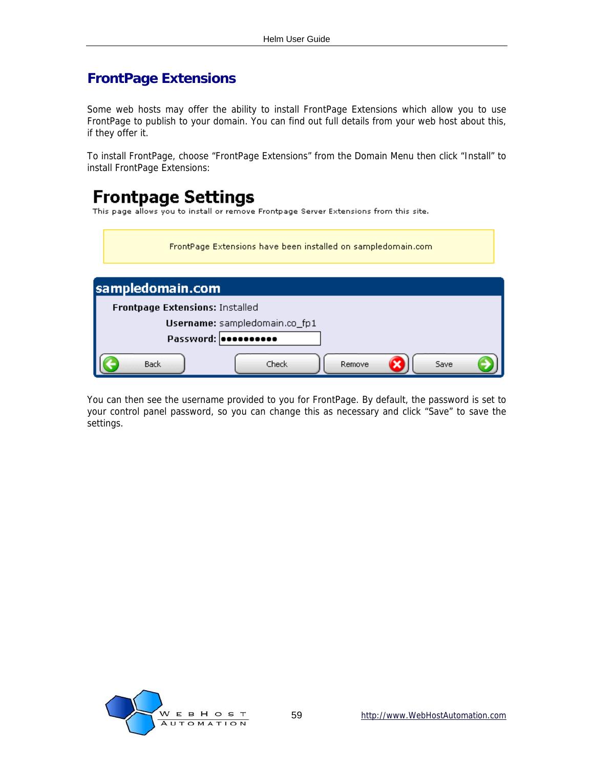# FrontPage Extensions

Some web hosts may offer the ability to install FrontPage Extensions which allow you to use FrontPage to publish to your domain. You can find out full details from your web host about this, if they offer it.

To install FrontPage, choose “FrontPage Extensions” from the Domain Menu then click “Install” to install FrontPage Extensions:

## Frontpage Settings

This page allows you to install or remove Frontpage Server Extensions from this site.

FrontPage Extensions have been installed on sampledomain.com

**sampledomain.com**

**Frontpage Extensions:** Installed

**Username:** sampledomain.co_fp1

**Password:** ●●●●●●●●●●

Back | Check | Remove | Save

You can then see the username provided to you for FrontPage. By default, the password is set to your control panel password, so you can change this as necessary and click “Save” to save the settings.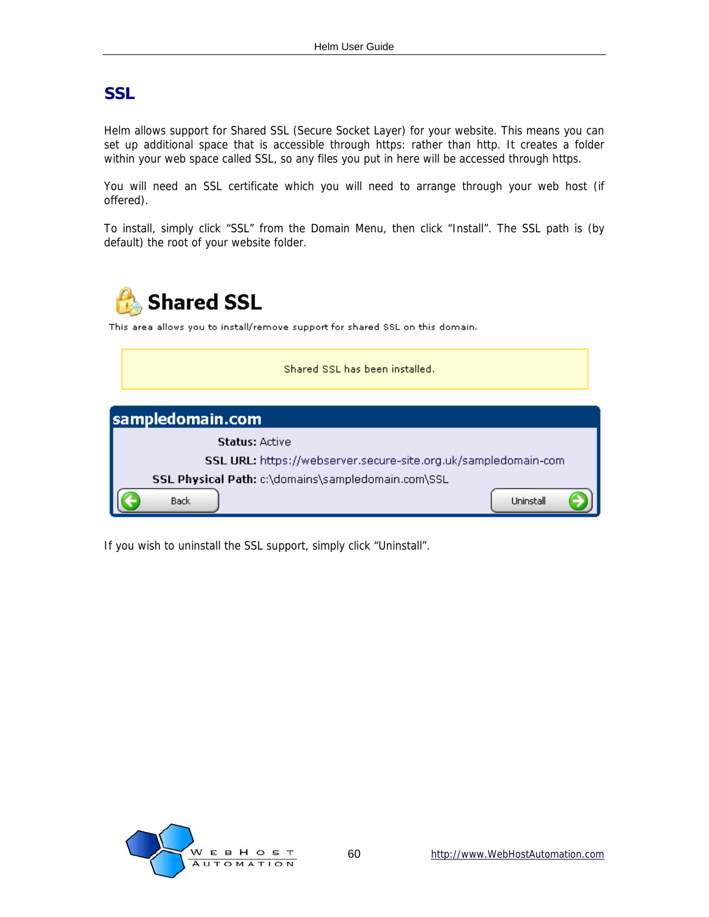# SSL

Helm allows support for Shared SSL (Secure Socket Layer) for your website. This means you can set up additional space that is accessible through https: rather than http. It creates a folder within your web space called SSL, so any files you put in here will be accessed through https.

You will need an SSL certificate which you will need to arrange through your web host (if offered).

To install, simply click "SSL" from the Domain Menu, then click "Install". The SSL path is (by default) the root of your website folder.

**Shared SSL**

This area allows you to install/remove support for shared SSL on this domain.

Shared SSL has been installed.

**sampledomain.com**

**Status:** Active

**SSL URL:** https://webserver.secure-site.org.uk/sampledomain-com

**SSL Physical Path:** c:\domains\sampledomain.com\SSL

Back | Uninstall

If you wish to uninstall the SSL support, simply click "Uninstall".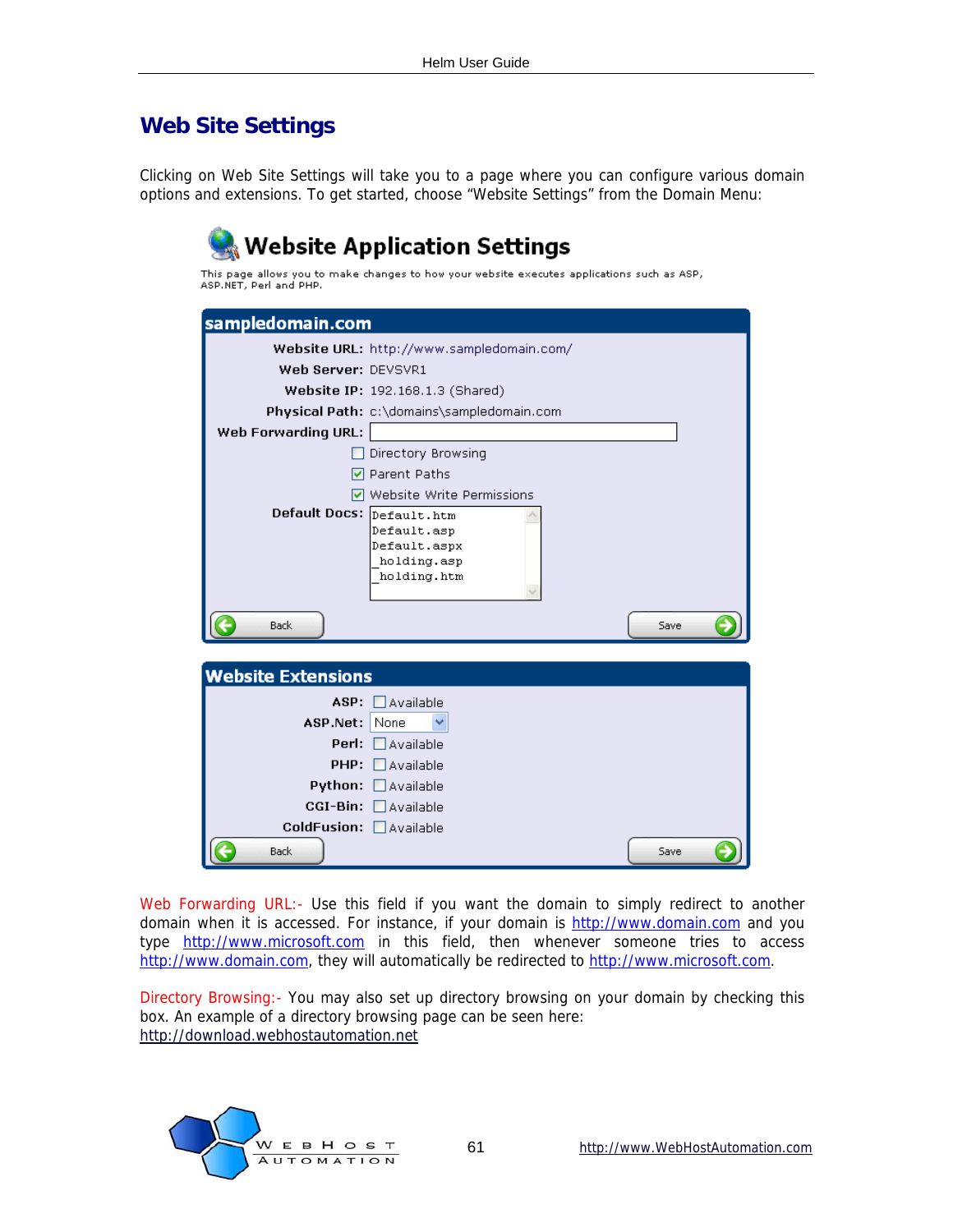# Web Site Settings

Clicking on Web Site Settings will take you to a page where you can configure various domain options and extensions. To get started, choose "Website Settings" from the Domain Menu:

Website Application Settings

This page allows you to make changes to how your website executes applications such as ASP, ASP.NET, Perl and PHP.

**sampledomain.com**

| | |
|---|---|
| **Website URL:** | http://www.sampledomain.com/ |
| **Web Server:** | DEVSVR1 |
| **Website IP:** | 192.168.1.3 (Shared) |
| **Physical Path:** | c:\domains\sampledomain.com |
| **Web Forwarding URL:** | |
| | ☐ Directory Browsing |
| | ☑ Parent Paths |
| | ☑ Website Write Permissions |
| **Default Docs:** | Default.htm<br>Default.asp<br>Default.aspx<br>_holding.asp<br>_holding.htm |

Back | Save

**Website Extensions**

| | |
|---|---|
| **ASP:** | ☐ Available |
| **ASP.Net:** | None |
| **Perl:** | ☐ Available |
| **PHP:** | ☐ Available |
| **Python:** | ☐ Available |
| **CGI-Bin:** | ☐ Available |
| **ColdFusion:** | ☐ Available |

Back | Save

Web Forwarding URL:- Use this field if you want the domain to simply redirect to another domain when it is accessed. For instance, if your domain is http://www.domain.com and you type http://www.microsoft.com in this field, then whenever someone tries to access http://www.domain.com, they will automatically be redirected to http://www.microsoft.com.

Directory Browsing:- You may also set up directory browsing on your domain by checking this box. An example of a directory browsing page can be seen here: http://download.webhostautomation.net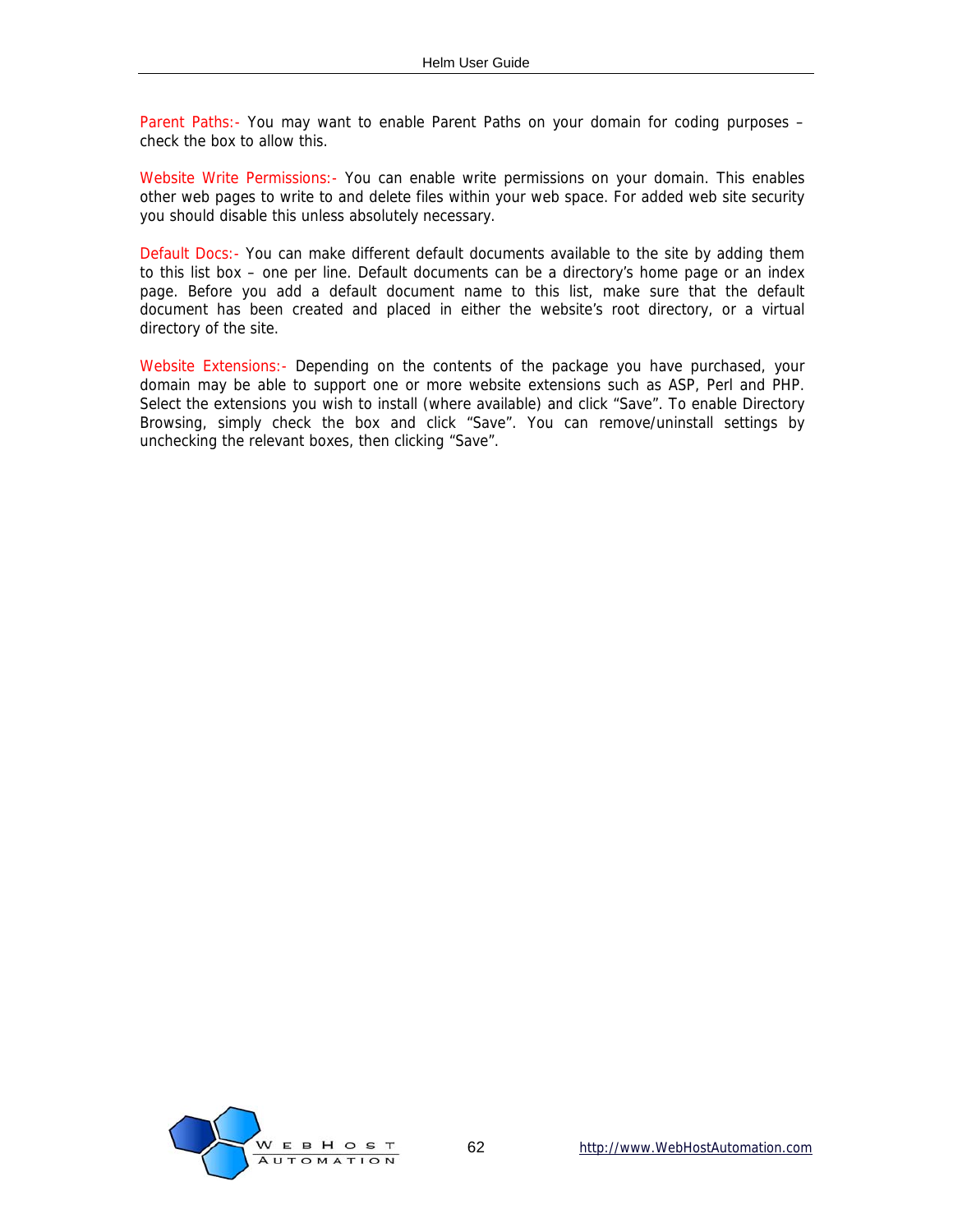Parent Paths:- You may want to enable Parent Paths on your domain for coding purposes – check the box to allow this.

Website Write Permissions:- You can enable write permissions on your domain. This enables other web pages to write to and delete files within your web space. For added web site security you should disable this unless absolutely necessary.

Default Docs:- You can make different default documents available to the site by adding them to this list box – one per line. Default documents can be a directory's home page or an index page. Before you add a default document name to this list, make sure that the default document has been created and placed in either the website's root directory, or a virtual directory of the site.

Website Extensions:- Depending on the contents of the package you have purchased, your domain may be able to support one or more website extensions such as ASP, Perl and PHP. Select the extensions you wish to install (where available) and click "Save". To enable Directory Browsing, simply check the box and click "Save". You can remove/uninstall settings by unchecking the relevant boxes, then clicking "Save".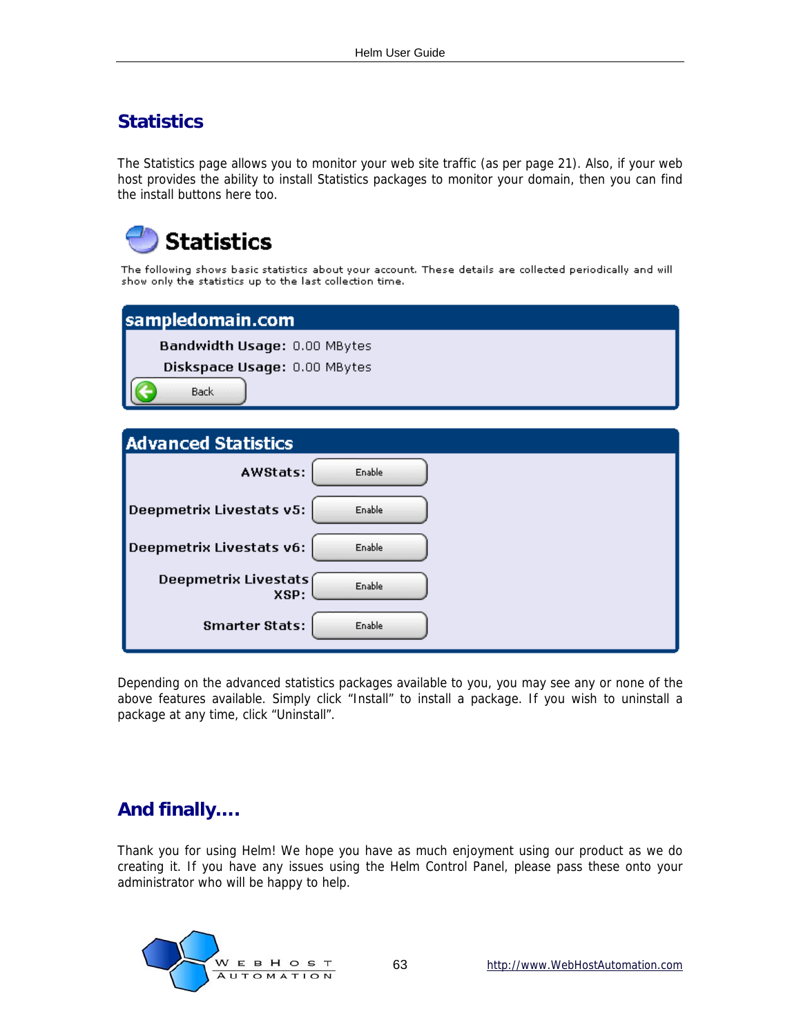## Statistics

The Statistics page allows you to monitor your web site traffic (as per page 21). Also, if your web host provides the ability to install Statistics packages to monitor your domain, then you can find the install buttons here too.

**Statistics**

The following shows basic statistics about your account. These details are collected periodically and will show only the statistics up to the last collection time.

**sampledomain.com**

**Bandwidth Usage:** 0.00 MBytes

**Diskspace Usage:** 0.00 MBytes

Back

**Advanced Statistics**

| | |
|---|---|
| **AWStats:** | Enable |
| **Deepmetrix Livestats v5:** | Enable |
| **Deepmetrix Livestats v6:** | Enable |
| **Deepmetrix Livestats XSP:** | Enable |
| **Smarter Stats:** | Enable |

Depending on the advanced statistics packages available to you, you may see any or none of the above features available. Simply click "Install" to install a package. If you wish to uninstall a package at any time, click "Uninstall".

## And finally....

Thank you for using Helm! We hope you have as much enjoyment using our product as we do creating it. If you have any issues using the Helm Control Panel, please pass these onto your administrator who will be happy to help.